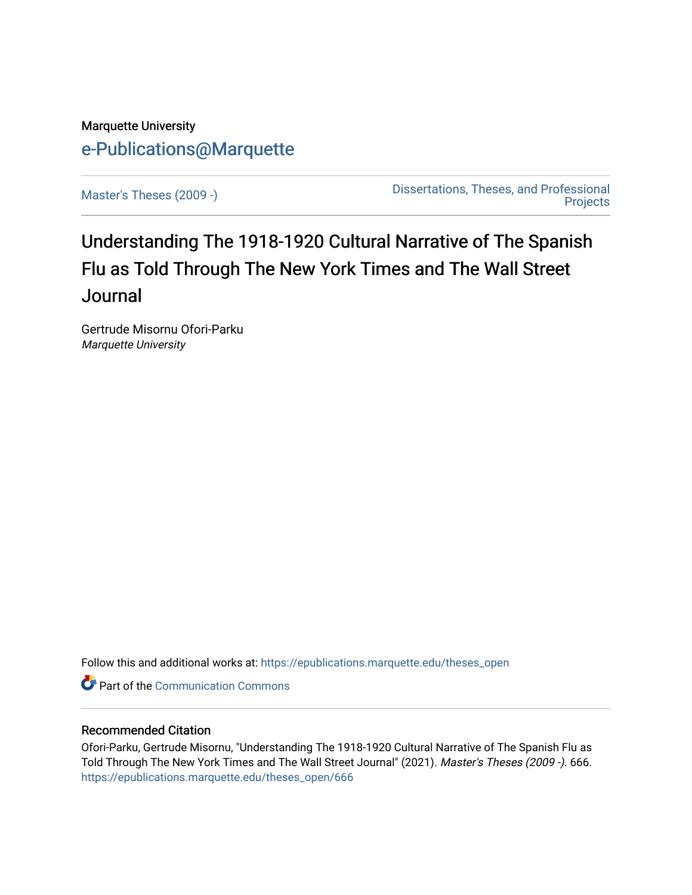Marquette University

e-Publications@Marquette

Master's Theses (2009 -)

Dissertations, Theses, and Professional Projects

# Understanding The 1918-1920 Cultural Narrative of The Spanish Flu as Told Through The New York Times and The Wall Street Journal

Gertrude Misornu Ofori-Parku
*Marquette University*

Follow this and additional works at: https://epublications.marquette.edu/theses_open

Part of the Communication Commons

## Recommended Citation

Ofori-Parku, Gertrude Misornu, "Understanding The 1918-1920 Cultural Narrative of The Spanish Flu as Told Through The New York Times and The Wall Street Journal" (2021). *Master's Theses (2009 -)*. 666.
https://epublications.marquette.edu/theses_open/666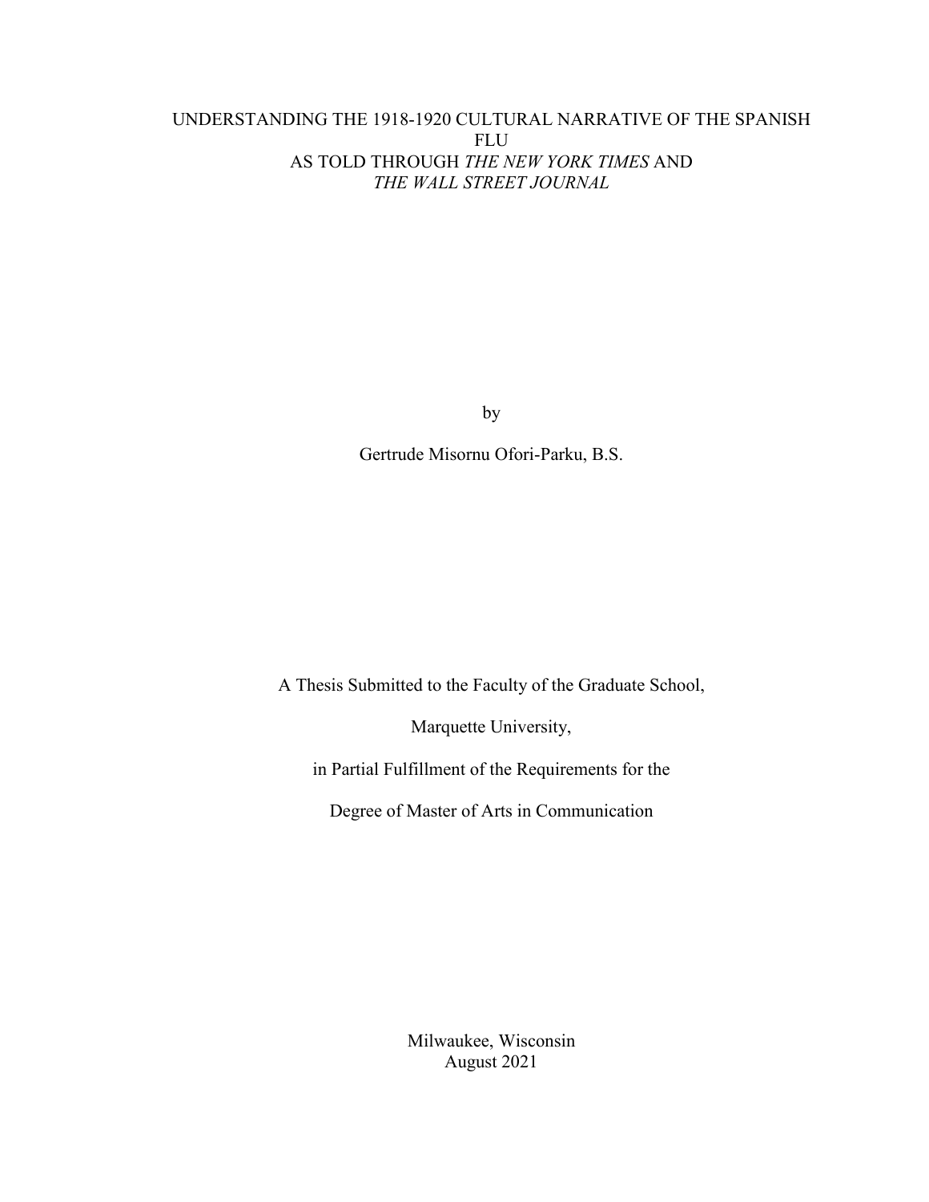# UNDERSTANDING THE 1918-1920 CULTURAL NARRATIVE OF THE SPANISH FLU AS TOLD THROUGH *THE NEW YORK TIMES* AND *THE WALL STREET JOURNAL*

by

Gertrude Misornu Ofori-Parku, B.S.

A Thesis Submitted to the Faculty of the Graduate School,

Marquette University,

in Partial Fulfillment of the Requirements for the

Degree of Master of Arts in Communication

Milwaukee, Wisconsin

August 2021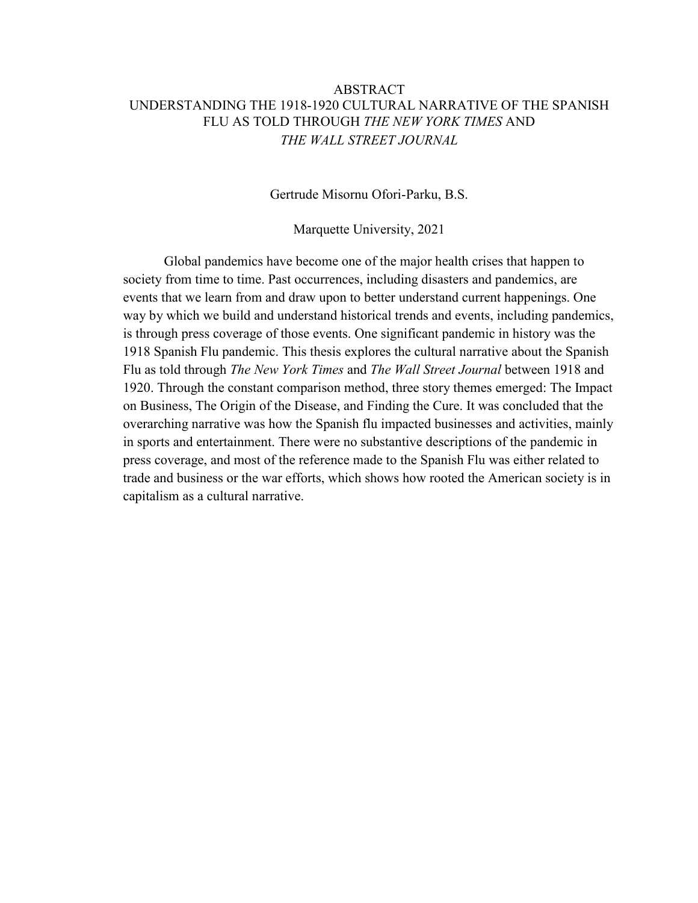# ABSTRACT
# UNDERSTANDING THE 1918-1920 CULTURAL NARRATIVE OF THE SPANISH FLU AS TOLD THROUGH *THE NEW YORK TIMES* AND *THE WALL STREET JOURNAL*

Gertrude Misornu Ofori-Parku, B.S.

Marquette University, 2021

Global pandemics have become one of the major health crises that happen to society from time to time. Past occurrences, including disasters and pandemics, are events that we learn from and draw upon to better understand current happenings. One way by which we build and understand historical trends and events, including pandemics, is through press coverage of those events. One significant pandemic in history was the 1918 Spanish Flu pandemic. This thesis explores the cultural narrative about the Spanish Flu as told through *The New York Times* and *The Wall Street Journal* between 1918 and 1920. Through the constant comparison method, three story themes emerged: The Impact on Business, The Origin of the Disease, and Finding the Cure. It was concluded that the overarching narrative was how the Spanish flu impacted businesses and activities, mainly in sports and entertainment. There were no substantive descriptions of the pandemic in press coverage, and most of the reference made to the Spanish Flu was either related to trade and business or the war efforts, which shows how rooted the American society is in capitalism as a cultural narrative.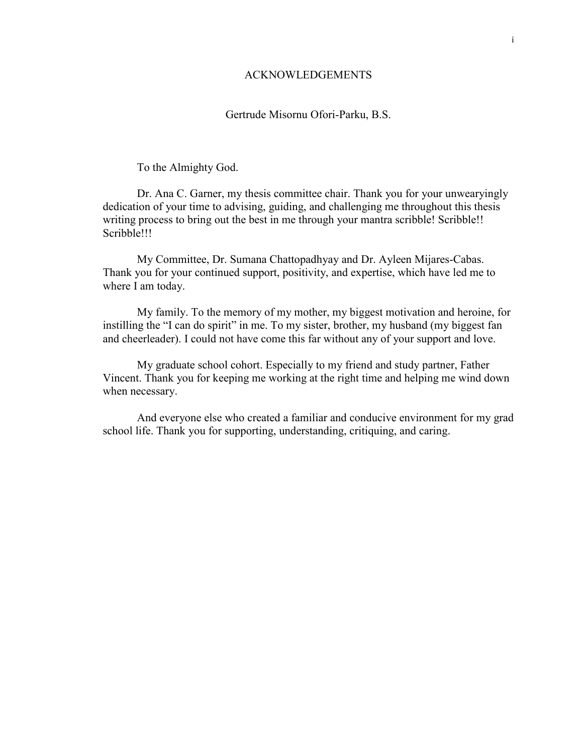# ACKNOWLEDGEMENTS

Gertrude Misornu Ofori-Parku, B.S.

To the Almighty God.

Dr. Ana C. Garner, my thesis committee chair. Thank you for your unwearyingly dedication of your time to advising, guiding, and challenging me throughout this thesis writing process to bring out the best in me through your mantra scribble! Scribble!! Scribble!!!

My Committee, Dr. Sumana Chattopadhyay and Dr. Ayleen Mijares-Cabas. Thank you for your continued support, positivity, and expertise, which have led me to where I am today.

My family. To the memory of my mother, my biggest motivation and heroine, for instilling the "I can do spirit" in me. To my sister, brother, my husband (my biggest fan and cheerleader). I could not have come this far without any of your support and love.

My graduate school cohort. Especially to my friend and study partner, Father Vincent. Thank you for keeping me working at the right time and helping me wind down when necessary.

And everyone else who created a familiar and conducive environment for my grad school life. Thank you for supporting, understanding, critiquing, and caring.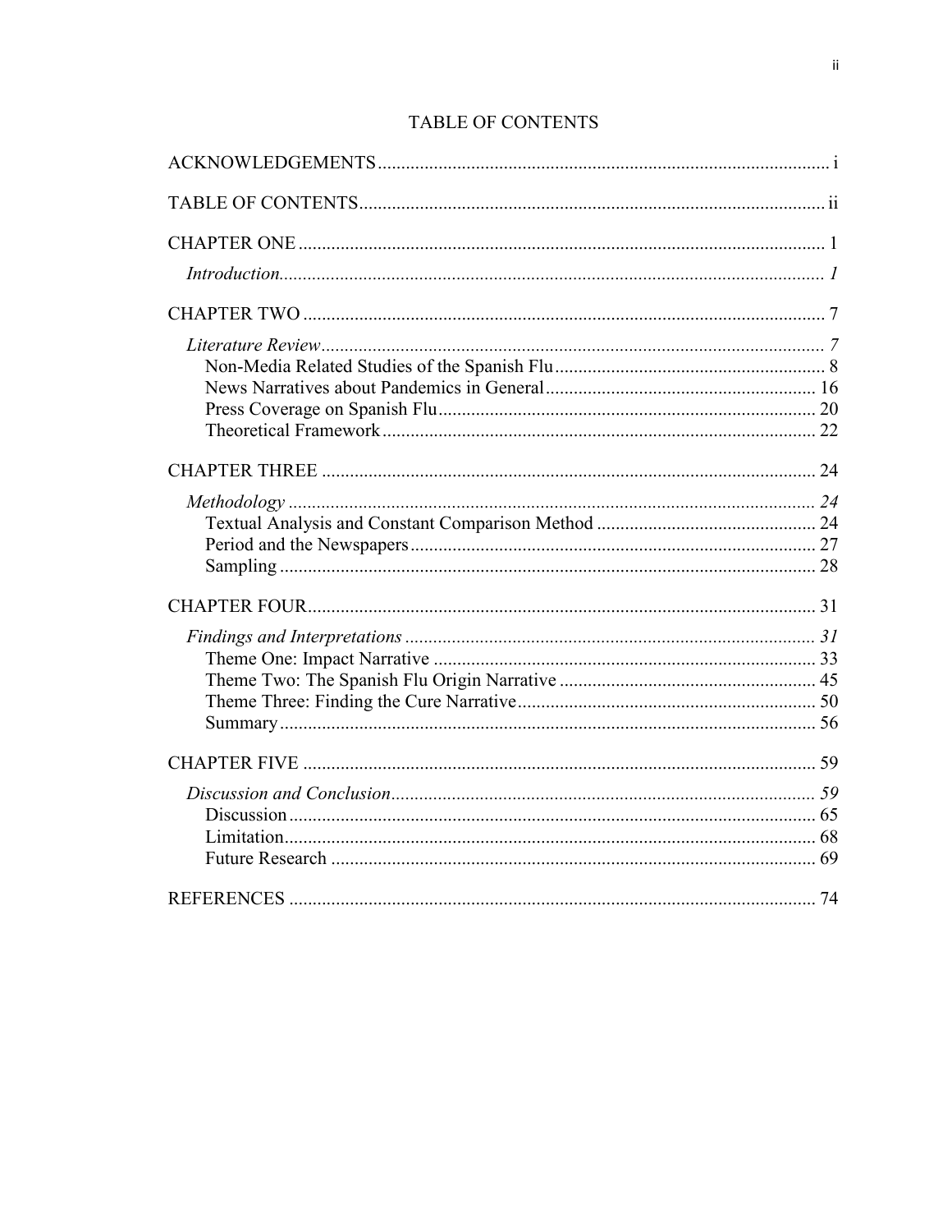# TABLE OF CONTENTS

ACKNOWLEDGEMENTS ..... i

TABLE OF CONTENTS ..... ii

CHAPTER ONE ..... 1

- *Introduction* ..... *1*

CHAPTER TWO ..... 7

- *Literature Review* ..... *7*
  - Non-Media Related Studies of the Spanish Flu ..... 8
  - News Narratives about Pandemics in General ..... 16
  - Press Coverage on Spanish Flu ..... 20
  - Theoretical Framework ..... 22

CHAPTER THREE ..... 24

- *Methodology* ..... *24*
  - Textual Analysis and Constant Comparison Method ..... 24
  - Period and the Newspapers ..... 27
  - Sampling ..... 28

CHAPTER FOUR ..... 31

- *Findings and Interpretations* ..... *31*
  - Theme One: Impact Narrative ..... 33
  - Theme Two: The Spanish Flu Origin Narrative ..... 45
  - Theme Three: Finding the Cure Narrative ..... 50
  - Summary ..... 56

CHAPTER FIVE ..... 59

- *Discussion and Conclusion* ..... *59*
  - Discussion ..... 65
  - Limitation ..... 68
  - Future Research ..... 69

REFERENCES ..... 74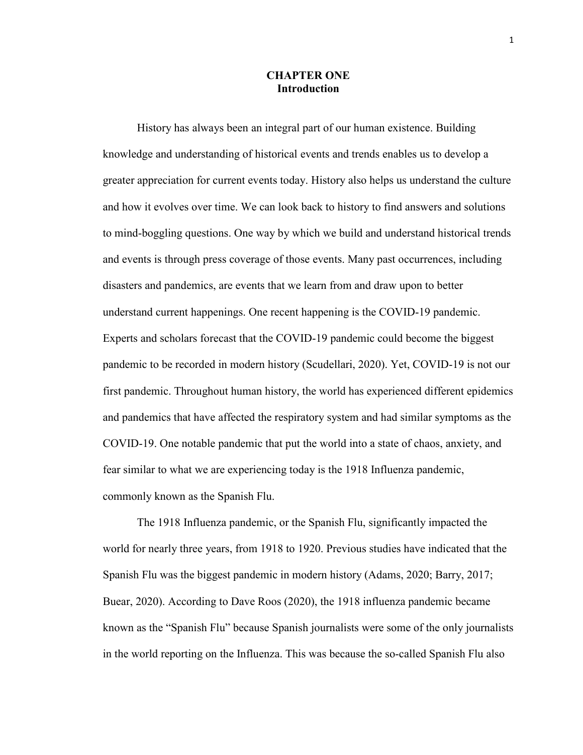# CHAPTER ONE
## Introduction

History has always been an integral part of our human existence. Building knowledge and understanding of historical events and trends enables us to develop a greater appreciation for current events today. History also helps us understand the culture and how it evolves over time. We can look back to history to find answers and solutions to mind-boggling questions. One way by which we build and understand historical trends and events is through press coverage of those events. Many past occurrences, including disasters and pandemics, are events that we learn from and draw upon to better understand current happenings. One recent happening is the COVID-19 pandemic. Experts and scholars forecast that the COVID-19 pandemic could become the biggest pandemic to be recorded in modern history (Scudellari, 2020). Yet, COVID-19 is not our first pandemic. Throughout human history, the world has experienced different epidemics and pandemics that have affected the respiratory system and had similar symptoms as the COVID-19. One notable pandemic that put the world into a state of chaos, anxiety, and fear similar to what we are experiencing today is the 1918 Influenza pandemic, commonly known as the Spanish Flu.

The 1918 Influenza pandemic, or the Spanish Flu, significantly impacted the world for nearly three years, from 1918 to 1920. Previous studies have indicated that the Spanish Flu was the biggest pandemic in modern history (Adams, 2020; Barry, 2017; Buear, 2020). According to Dave Roos (2020), the 1918 influenza pandemic became known as the "Spanish Flu" because Spanish journalists were some of the only journalists in the world reporting on the Influenza. This was because the so-called Spanish Flu also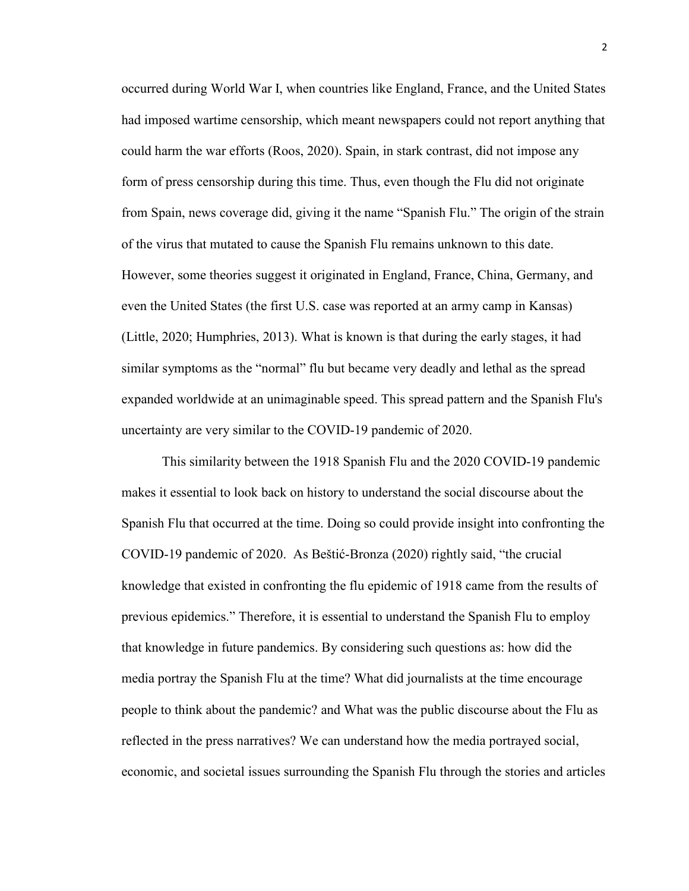occurred during World War I, when countries like England, France, and the United States had imposed wartime censorship, which meant newspapers could not report anything that could harm the war efforts (Roos, 2020). Spain, in stark contrast, did not impose any form of press censorship during this time. Thus, even though the Flu did not originate from Spain, news coverage did, giving it the name "Spanish Flu." The origin of the strain of the virus that mutated to cause the Spanish Flu remains unknown to this date. However, some theories suggest it originated in England, France, China, Germany, and even the United States (the first U.S. case was reported at an army camp in Kansas) (Little, 2020; Humphries, 2013). What is known is that during the early stages, it had similar symptoms as the "normal" flu but became very deadly and lethal as the spread expanded worldwide at an unimaginable speed. This spread pattern and the Spanish Flu's uncertainty are very similar to the COVID-19 pandemic of 2020.

This similarity between the 1918 Spanish Flu and the 2020 COVID-19 pandemic makes it essential to look back on history to understand the social discourse about the Spanish Flu that occurred at the time. Doing so could provide insight into confronting the COVID-19 pandemic of 2020. As Beštić-Bronza (2020) rightly said, "the crucial knowledge that existed in confronting the flu epidemic of 1918 came from the results of previous epidemics." Therefore, it is essential to understand the Spanish Flu to employ that knowledge in future pandemics. By considering such questions as: how did the media portray the Spanish Flu at the time? What did journalists at the time encourage people to think about the pandemic? and What was the public discourse about the Flu as reflected in the press narratives? We can understand how the media portrayed social, economic, and societal issues surrounding the Spanish Flu through the stories and articles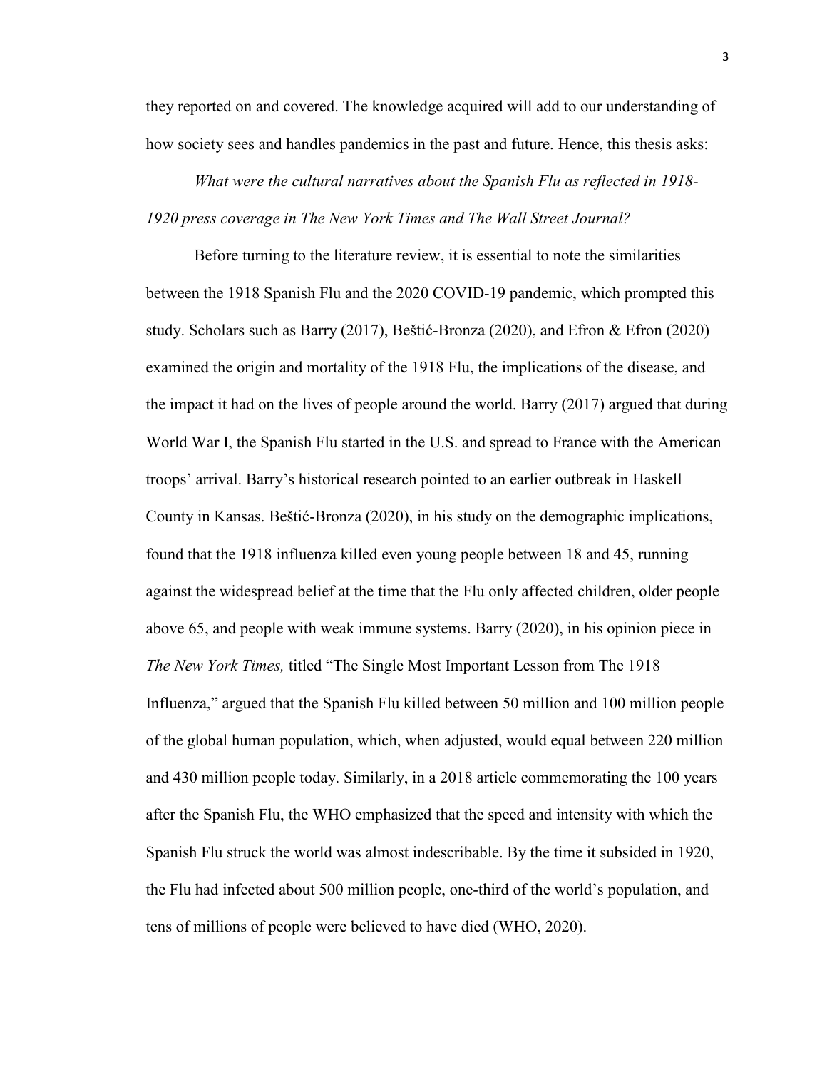they reported on and covered. The knowledge acquired will add to our understanding of how society sees and handles pandemics in the past and future. Hence, this thesis asks:

*What were the cultural narratives about the Spanish Flu as reflected in 1918-1920 press coverage in The New York Times and The Wall Street Journal?*

Before turning to the literature review, it is essential to note the similarities between the 1918 Spanish Flu and the 2020 COVID-19 pandemic, which prompted this study. Scholars such as Barry (2017), Beštić-Bronza (2020), and Efron & Efron (2020) examined the origin and mortality of the 1918 Flu, the implications of the disease, and the impact it had on the lives of people around the world. Barry (2017) argued that during World War I, the Spanish Flu started in the U.S. and spread to France with the American troops' arrival. Barry's historical research pointed to an earlier outbreak in Haskell County in Kansas. Beštić-Bronza (2020), in his study on the demographic implications, found that the 1918 influenza killed even young people between 18 and 45, running against the widespread belief at the time that the Flu only affected children, older people above 65, and people with weak immune systems. Barry (2020), in his opinion piece in *The New York Times,* titled "The Single Most Important Lesson from The 1918 Influenza," argued that the Spanish Flu killed between 50 million and 100 million people of the global human population, which, when adjusted, would equal between 220 million and 430 million people today. Similarly, in a 2018 article commemorating the 100 years after the Spanish Flu, the WHO emphasized that the speed and intensity with which the Spanish Flu struck the world was almost indescribable. By the time it subsided in 1920, the Flu had infected about 500 million people, one-third of the world's population, and tens of millions of people were believed to have died (WHO, 2020).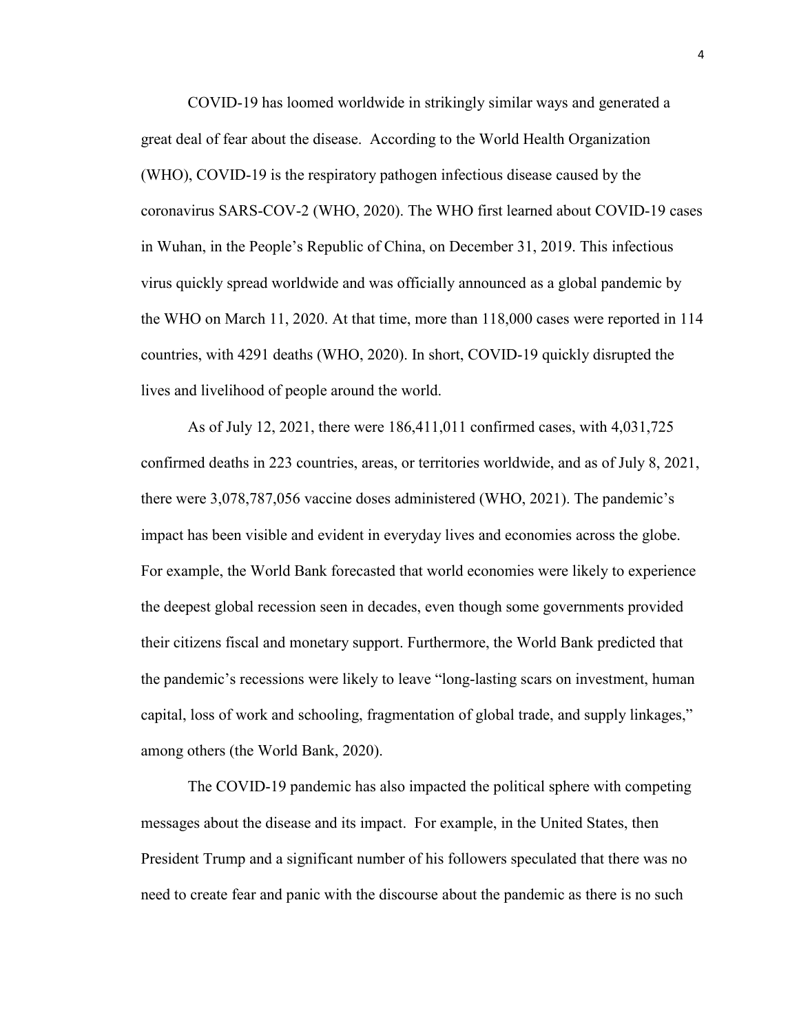COVID-19 has loomed worldwide in strikingly similar ways and generated a great deal of fear about the disease. According to the World Health Organization (WHO), COVID-19 is the respiratory pathogen infectious disease caused by the coronavirus SARS-COV-2 (WHO, 2020). The WHO first learned about COVID-19 cases in Wuhan, in the People's Republic of China, on December 31, 2019. This infectious virus quickly spread worldwide and was officially announced as a global pandemic by the WHO on March 11, 2020. At that time, more than 118,000 cases were reported in 114 countries, with 4291 deaths (WHO, 2020). In short, COVID-19 quickly disrupted the lives and livelihood of people around the world.

As of July 12, 2021, there were 186,411,011 confirmed cases, with 4,031,725 confirmed deaths in 223 countries, areas, or territories worldwide, and as of July 8, 2021, there were 3,078,787,056 vaccine doses administered (WHO, 2021). The pandemic's impact has been visible and evident in everyday lives and economies across the globe. For example, the World Bank forecasted that world economies were likely to experience the deepest global recession seen in decades, even though some governments provided their citizens fiscal and monetary support. Furthermore, the World Bank predicted that the pandemic's recessions were likely to leave "long-lasting scars on investment, human capital, loss of work and schooling, fragmentation of global trade, and supply linkages," among others (the World Bank, 2020).

The COVID-19 pandemic has also impacted the political sphere with competing messages about the disease and its impact. For example, in the United States, then President Trump and a significant number of his followers speculated that there was no need to create fear and panic with the discourse about the pandemic as there is no such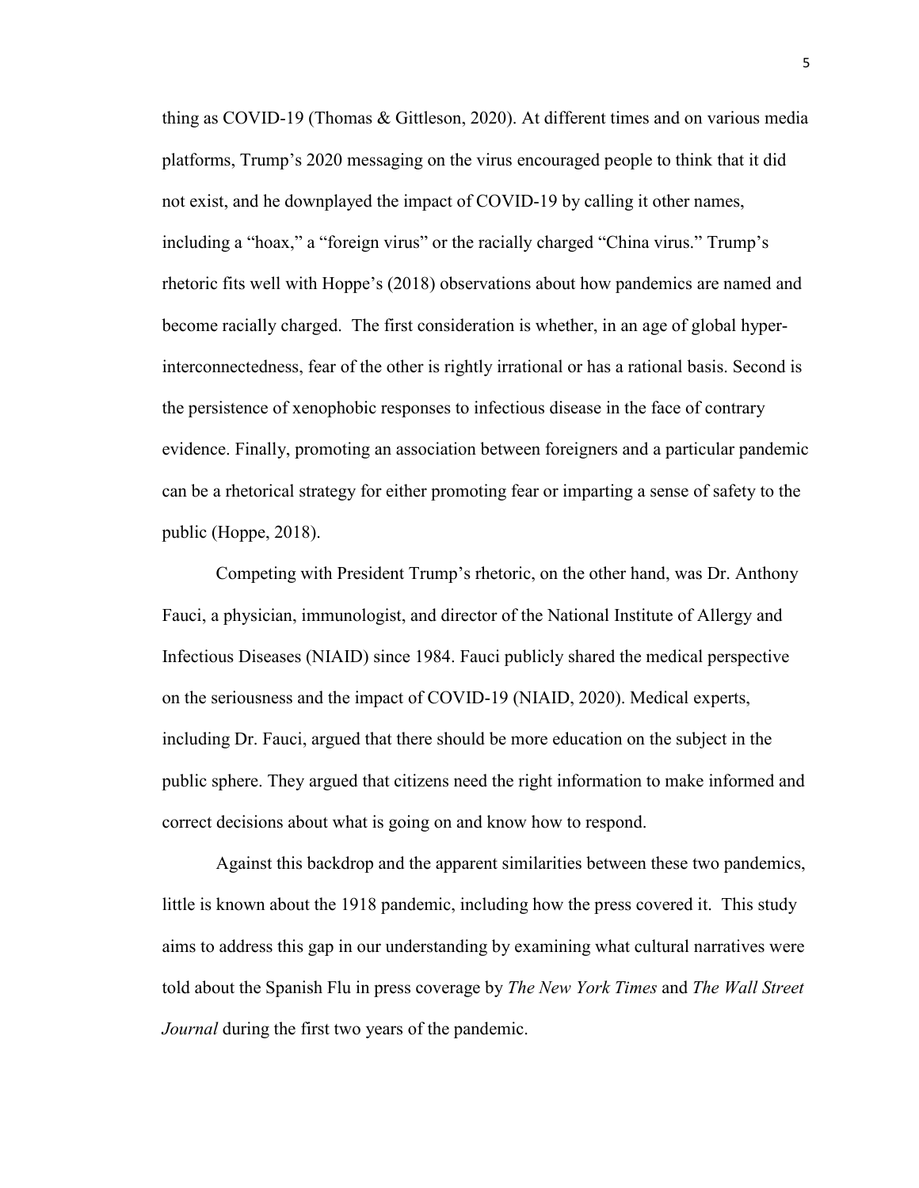thing as COVID-19 (Thomas & Gittleson, 2020). At different times and on various media platforms, Trump's 2020 messaging on the virus encouraged people to think that it did not exist, and he downplayed the impact of COVID-19 by calling it other names, including a "hoax," a "foreign virus" or the racially charged "China virus." Trump's rhetoric fits well with Hoppe's (2018) observations about how pandemics are named and become racially charged. The first consideration is whether, in an age of global hyper-interconnectedness, fear of the other is rightly irrational or has a rational basis. Second is the persistence of xenophobic responses to infectious disease in the face of contrary evidence. Finally, promoting an association between foreigners and a particular pandemic can be a rhetorical strategy for either promoting fear or imparting a sense of safety to the public (Hoppe, 2018).

Competing with President Trump's rhetoric, on the other hand, was Dr. Anthony Fauci, a physician, immunologist, and director of the National Institute of Allergy and Infectious Diseases (NIAID) since 1984. Fauci publicly shared the medical perspective on the seriousness and the impact of COVID-19 (NIAID, 2020). Medical experts, including Dr. Fauci, argued that there should be more education on the subject in the public sphere. They argued that citizens need the right information to make informed and correct decisions about what is going on and know how to respond.

Against this backdrop and the apparent similarities between these two pandemics, little is known about the 1918 pandemic, including how the press covered it. This study aims to address this gap in our understanding by examining what cultural narratives were told about the Spanish Flu in press coverage by *The New York Times* and *The Wall Street Journal* during the first two years of the pandemic.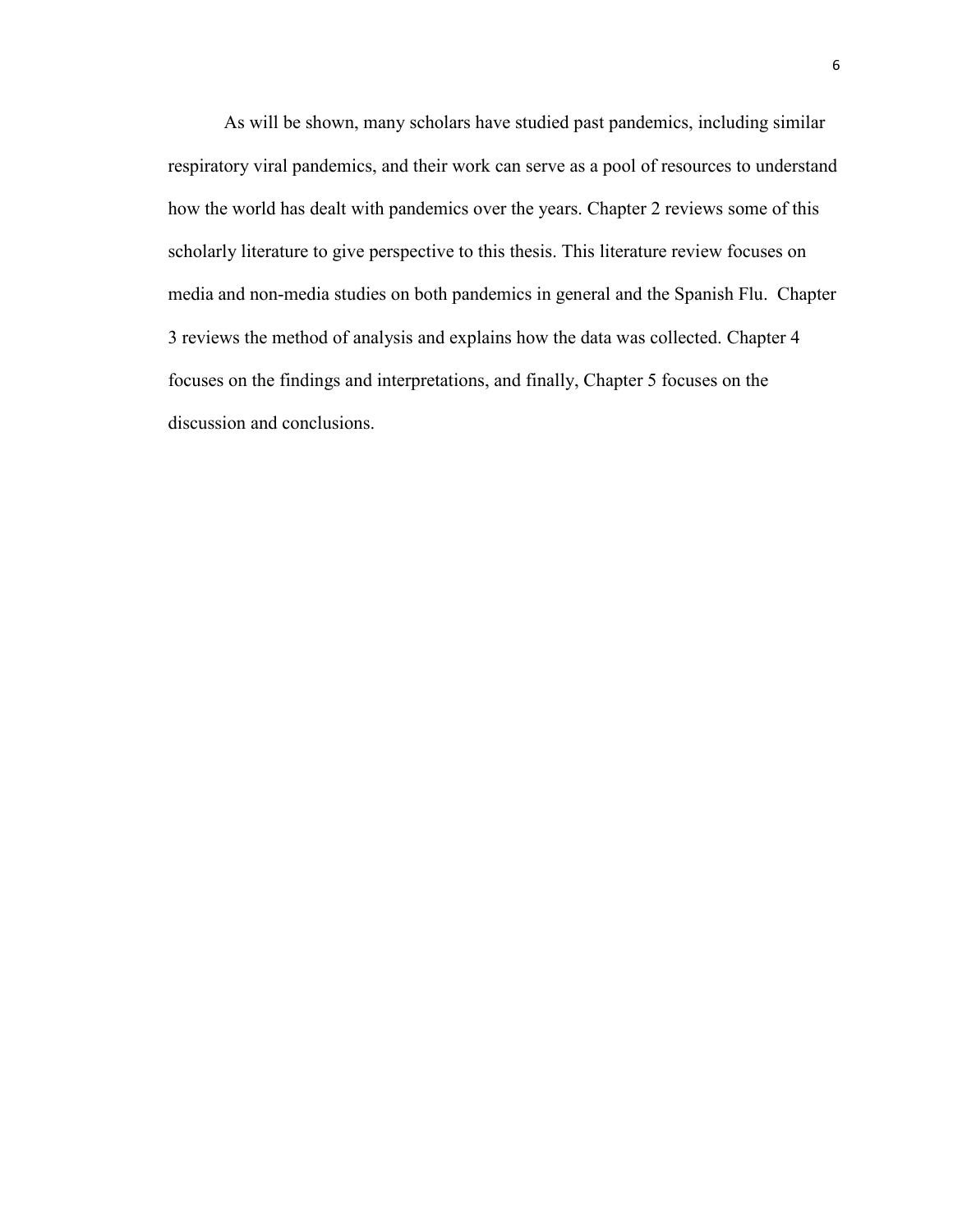As will be shown, many scholars have studied past pandemics, including similar respiratory viral pandemics, and their work can serve as a pool of resources to understand how the world has dealt with pandemics over the years. Chapter 2 reviews some of this scholarly literature to give perspective to this thesis. This literature review focuses on media and non-media studies on both pandemics in general and the Spanish Flu. Chapter 3 reviews the method of analysis and explains how the data was collected. Chapter 4 focuses on the findings and interpretations, and finally, Chapter 5 focuses on the discussion and conclusions.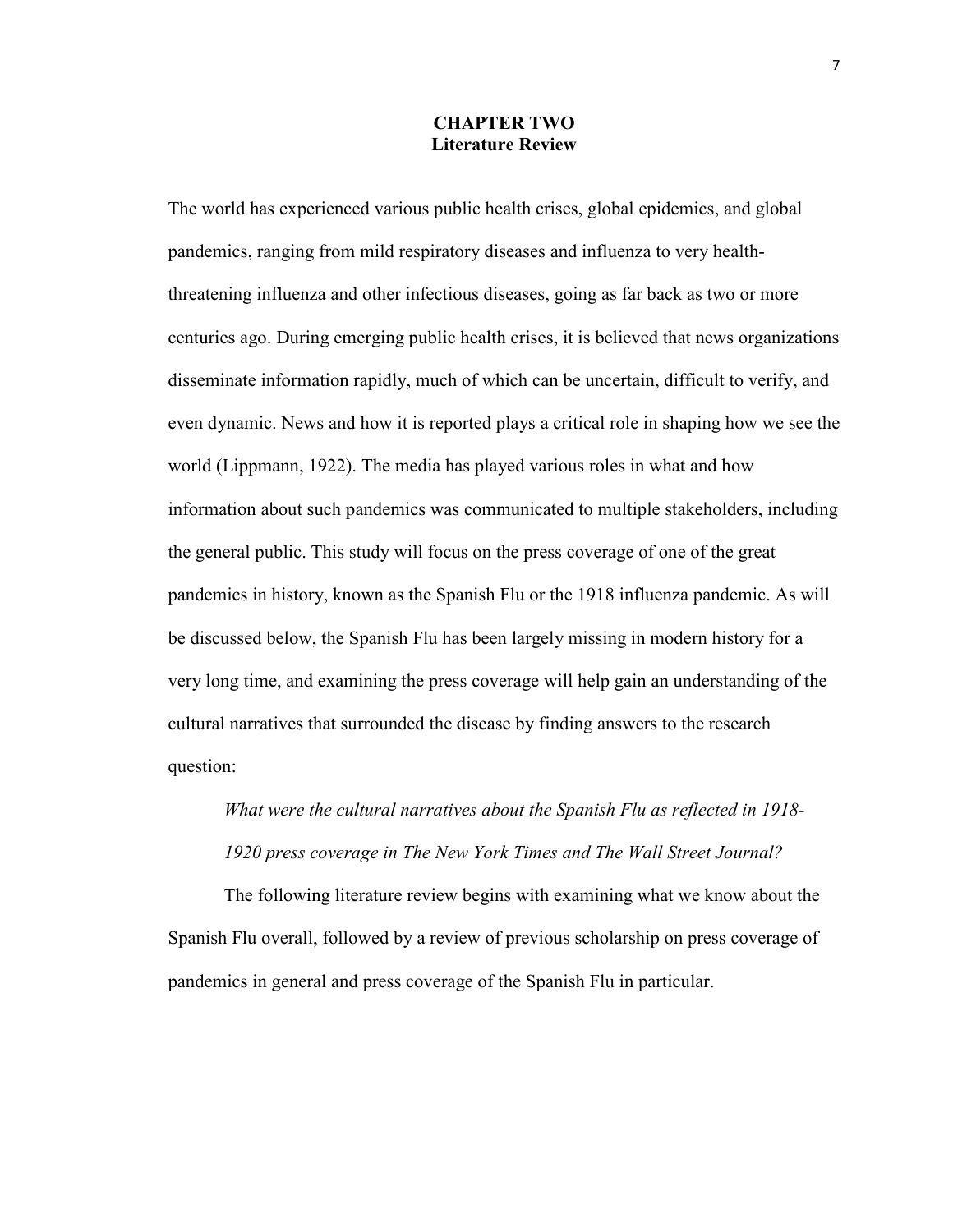# CHAPTER TWO
## Literature Review

The world has experienced various public health crises, global epidemics, and global pandemics, ranging from mild respiratory diseases and influenza to very health-threatening influenza and other infectious diseases, going as far back as two or more centuries ago. During emerging public health crises, it is believed that news organizations disseminate information rapidly, much of which can be uncertain, difficult to verify, and even dynamic. News and how it is reported plays a critical role in shaping how we see the world (Lippmann, 1922). The media has played various roles in what and how information about such pandemics was communicated to multiple stakeholders, including the general public. This study will focus on the press coverage of one of the great pandemics in history, known as the Spanish Flu or the 1918 influenza pandemic. As will be discussed below, the Spanish Flu has been largely missing in modern history for a very long time, and examining the press coverage will help gain an understanding of the cultural narratives that surrounded the disease by finding answers to the research question:

*What were the cultural narratives about the Spanish Flu as reflected in 1918-1920 press coverage in The New York Times and The Wall Street Journal?*

The following literature review begins with examining what we know about the Spanish Flu overall, followed by a review of previous scholarship on press coverage of pandemics in general and press coverage of the Spanish Flu in particular.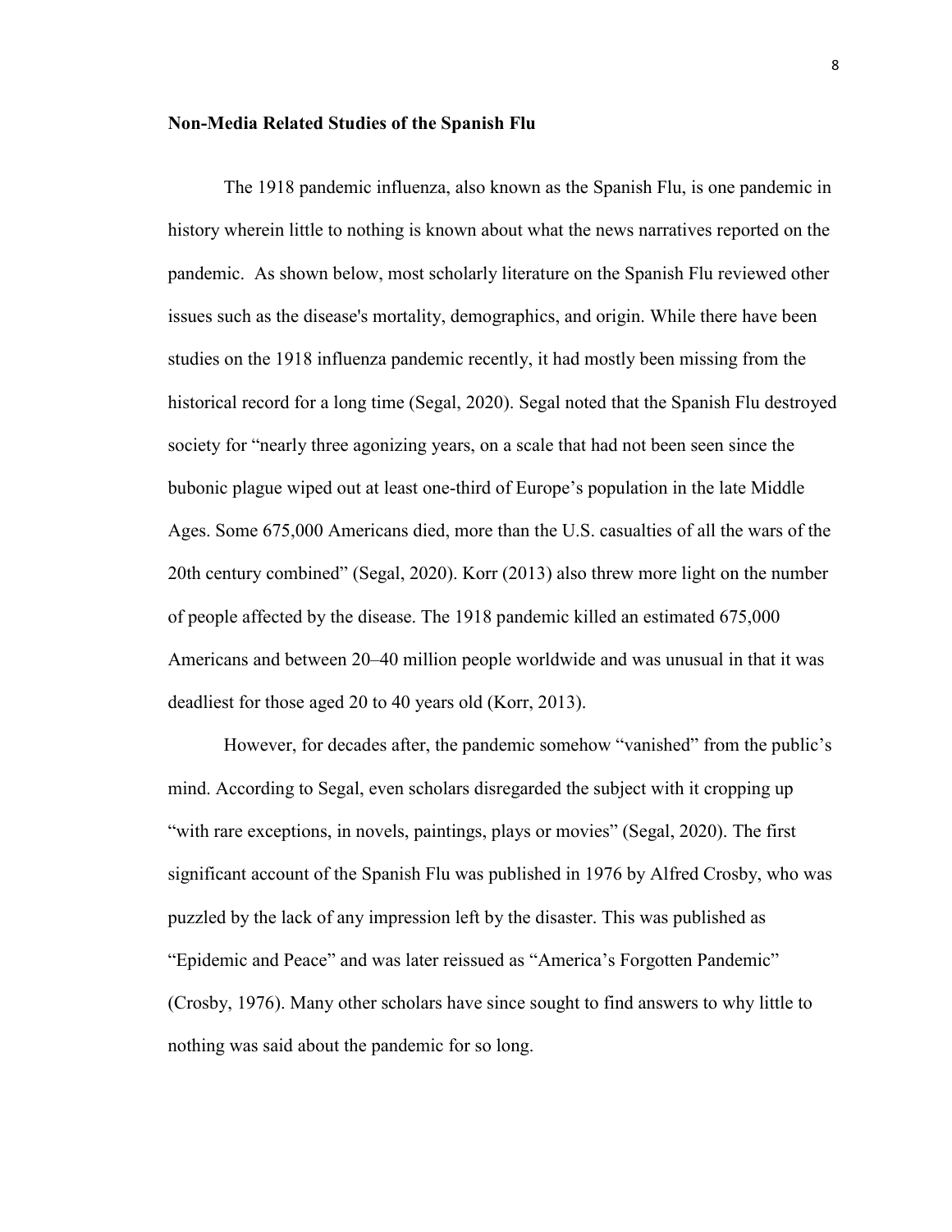**Non-Media Related Studies of the Spanish Flu**

The 1918 pandemic influenza, also known as the Spanish Flu, is one pandemic in history wherein little to nothing is known about what the news narratives reported on the pandemic. As shown below, most scholarly literature on the Spanish Flu reviewed other issues such as the disease's mortality, demographics, and origin. While there have been studies on the 1918 influenza pandemic recently, it had mostly been missing from the historical record for a long time (Segal, 2020). Segal noted that the Spanish Flu destroyed society for "nearly three agonizing years, on a scale that had not been seen since the bubonic plague wiped out at least one-third of Europe's population in the late Middle Ages. Some 675,000 Americans died, more than the U.S. casualties of all the wars of the 20th century combined" (Segal, 2020). Korr (2013) also threw more light on the number of people affected by the disease. The 1918 pandemic killed an estimated 675,000 Americans and between 20–40 million people worldwide and was unusual in that it was deadliest for those aged 20 to 40 years old (Korr, 2013).

However, for decades after, the pandemic somehow "vanished" from the public's mind. According to Segal, even scholars disregarded the subject with it cropping up "with rare exceptions, in novels, paintings, plays or movies" (Segal, 2020). The first significant account of the Spanish Flu was published in 1976 by Alfred Crosby, who was puzzled by the lack of any impression left by the disaster. This was published as "Epidemic and Peace" and was later reissued as "America's Forgotten Pandemic" (Crosby, 1976). Many other scholars have since sought to find answers to why little to nothing was said about the pandemic for so long.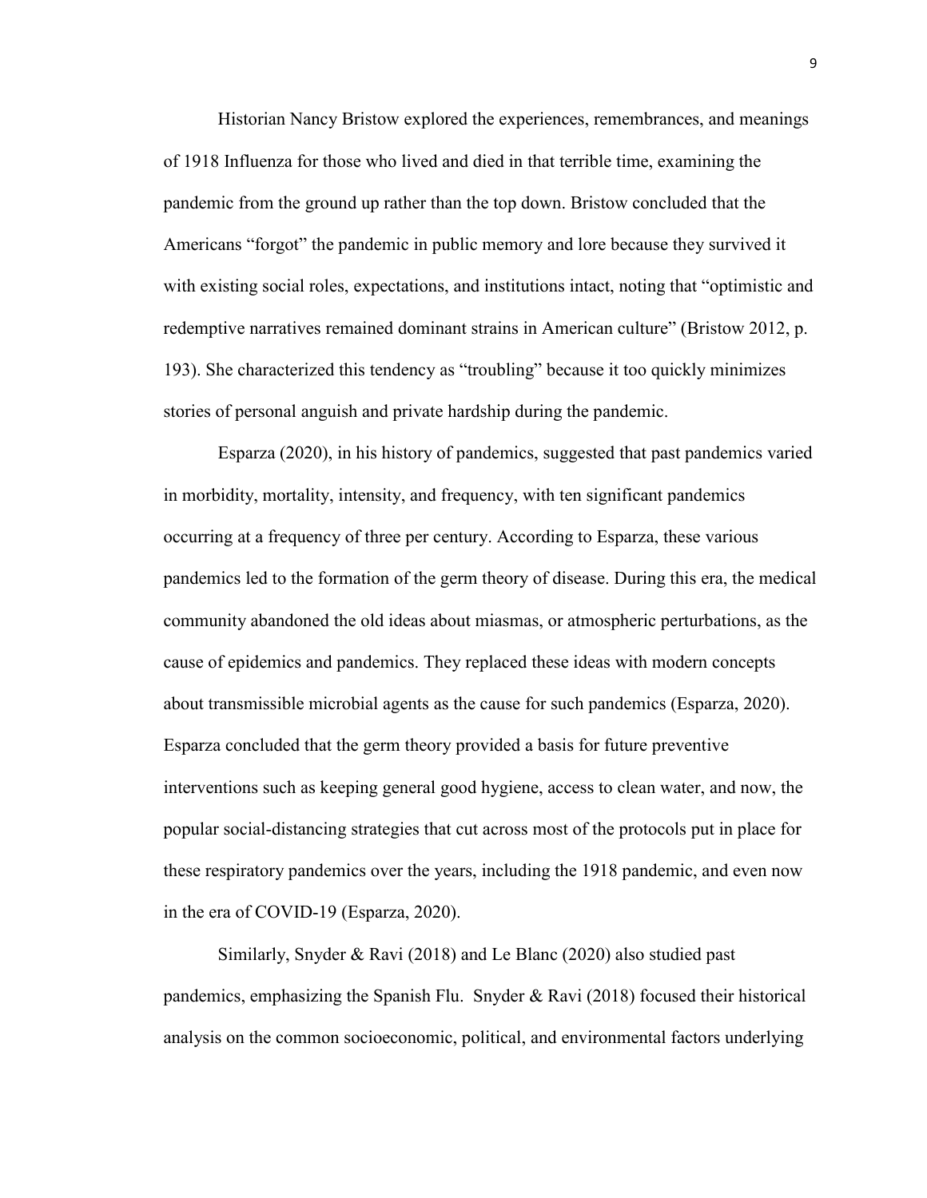Historian Nancy Bristow explored the experiences, remembrances, and meanings of 1918 Influenza for those who lived and died in that terrible time, examining the pandemic from the ground up rather than the top down. Bristow concluded that the Americans "forgot" the pandemic in public memory and lore because they survived it with existing social roles, expectations, and institutions intact, noting that "optimistic and redemptive narratives remained dominant strains in American culture" (Bristow 2012, p. 193). She characterized this tendency as "troubling" because it too quickly minimizes stories of personal anguish and private hardship during the pandemic.

Esparza (2020), in his history of pandemics, suggested that past pandemics varied in morbidity, mortality, intensity, and frequency, with ten significant pandemics occurring at a frequency of three per century. According to Esparza, these various pandemics led to the formation of the germ theory of disease. During this era, the medical community abandoned the old ideas about miasmas, or atmospheric perturbations, as the cause of epidemics and pandemics. They replaced these ideas with modern concepts about transmissible microbial agents as the cause for such pandemics (Esparza, 2020). Esparza concluded that the germ theory provided a basis for future preventive interventions such as keeping general good hygiene, access to clean water, and now, the popular social-distancing strategies that cut across most of the protocols put in place for these respiratory pandemics over the years, including the 1918 pandemic, and even now in the era of COVID-19 (Esparza, 2020).

Similarly, Snyder & Ravi (2018) and Le Blanc (2020) also studied past pandemics, emphasizing the Spanish Flu. Snyder & Ravi (2018) focused their historical analysis on the common socioeconomic, political, and environmental factors underlying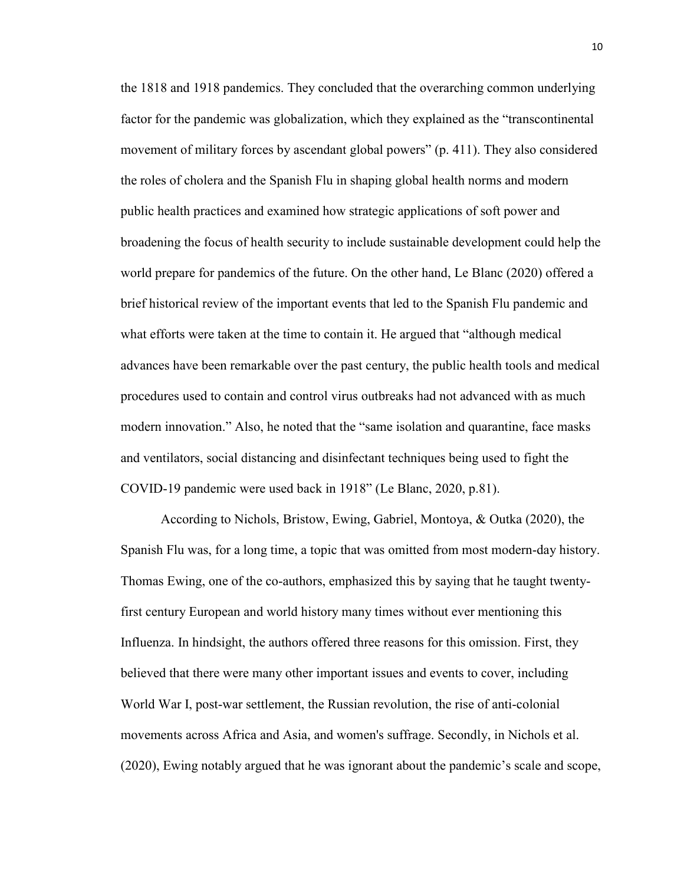the 1818 and 1918 pandemics. They concluded that the overarching common underlying factor for the pandemic was globalization, which they explained as the "transcontinental movement of military forces by ascendant global powers" (p. 411). They also considered the roles of cholera and the Spanish Flu in shaping global health norms and modern public health practices and examined how strategic applications of soft power and broadening the focus of health security to include sustainable development could help the world prepare for pandemics of the future. On the other hand, Le Blanc (2020) offered a brief historical review of the important events that led to the Spanish Flu pandemic and what efforts were taken at the time to contain it. He argued that "although medical advances have been remarkable over the past century, the public health tools and medical procedures used to contain and control virus outbreaks had not advanced with as much modern innovation." Also, he noted that the "same isolation and quarantine, face masks and ventilators, social distancing and disinfectant techniques being used to fight the COVID-19 pandemic were used back in 1918" (Le Blanc, 2020, p.81).

According to Nichols, Bristow, Ewing, Gabriel, Montoya, & Outka (2020), the Spanish Flu was, for a long time, a topic that was omitted from most modern-day history. Thomas Ewing, one of the co-authors, emphasized this by saying that he taught twenty-first century European and world history many times without ever mentioning this Influenza. In hindsight, the authors offered three reasons for this omission. First, they believed that there were many other important issues and events to cover, including World War I, post-war settlement, the Russian revolution, the rise of anti-colonial movements across Africa and Asia, and women's suffrage. Secondly, in Nichols et al. (2020), Ewing notably argued that he was ignorant about the pandemic's scale and scope,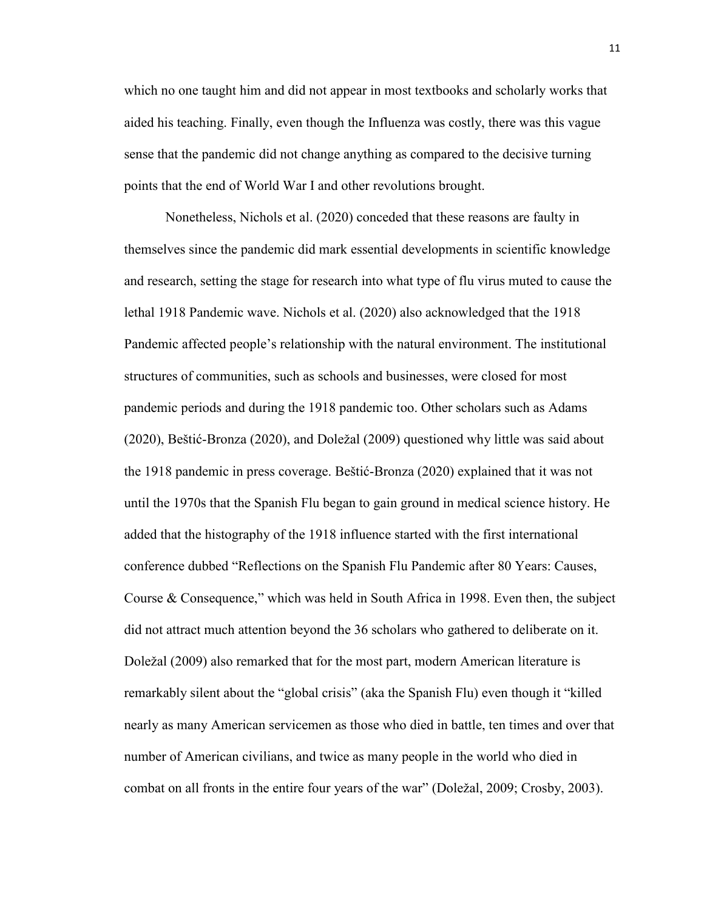which no one taught him and did not appear in most textbooks and scholarly works that aided his teaching. Finally, even though the Influenza was costly, there was this vague sense that the pandemic did not change anything as compared to the decisive turning points that the end of World War I and other revolutions brought.

Nonetheless, Nichols et al. (2020) conceded that these reasons are faulty in themselves since the pandemic did mark essential developments in scientific knowledge and research, setting the stage for research into what type of flu virus muted to cause the lethal 1918 Pandemic wave. Nichols et al. (2020) also acknowledged that the 1918 Pandemic affected people's relationship with the natural environment. The institutional structures of communities, such as schools and businesses, were closed for most pandemic periods and during the 1918 pandemic too. Other scholars such as Adams (2020), Beštić-Bronza (2020), and Doležal (2009) questioned why little was said about the 1918 pandemic in press coverage. Beštić-Bronza (2020) explained that it was not until the 1970s that the Spanish Flu began to gain ground in medical science history. He added that the histography of the 1918 influence started with the first international conference dubbed "Reflections on the Spanish Flu Pandemic after 80 Years: Causes, Course & Consequence," which was held in South Africa in 1998. Even then, the subject did not attract much attention beyond the 36 scholars who gathered to deliberate on it. Doležal (2009) also remarked that for the most part, modern American literature is remarkably silent about the "global crisis" (aka the Spanish Flu) even though it "killed nearly as many American servicemen as those who died in battle, ten times and over that number of American civilians, and twice as many people in the world who died in combat on all fronts in the entire four years of the war" (Doležal, 2009; Crosby, 2003).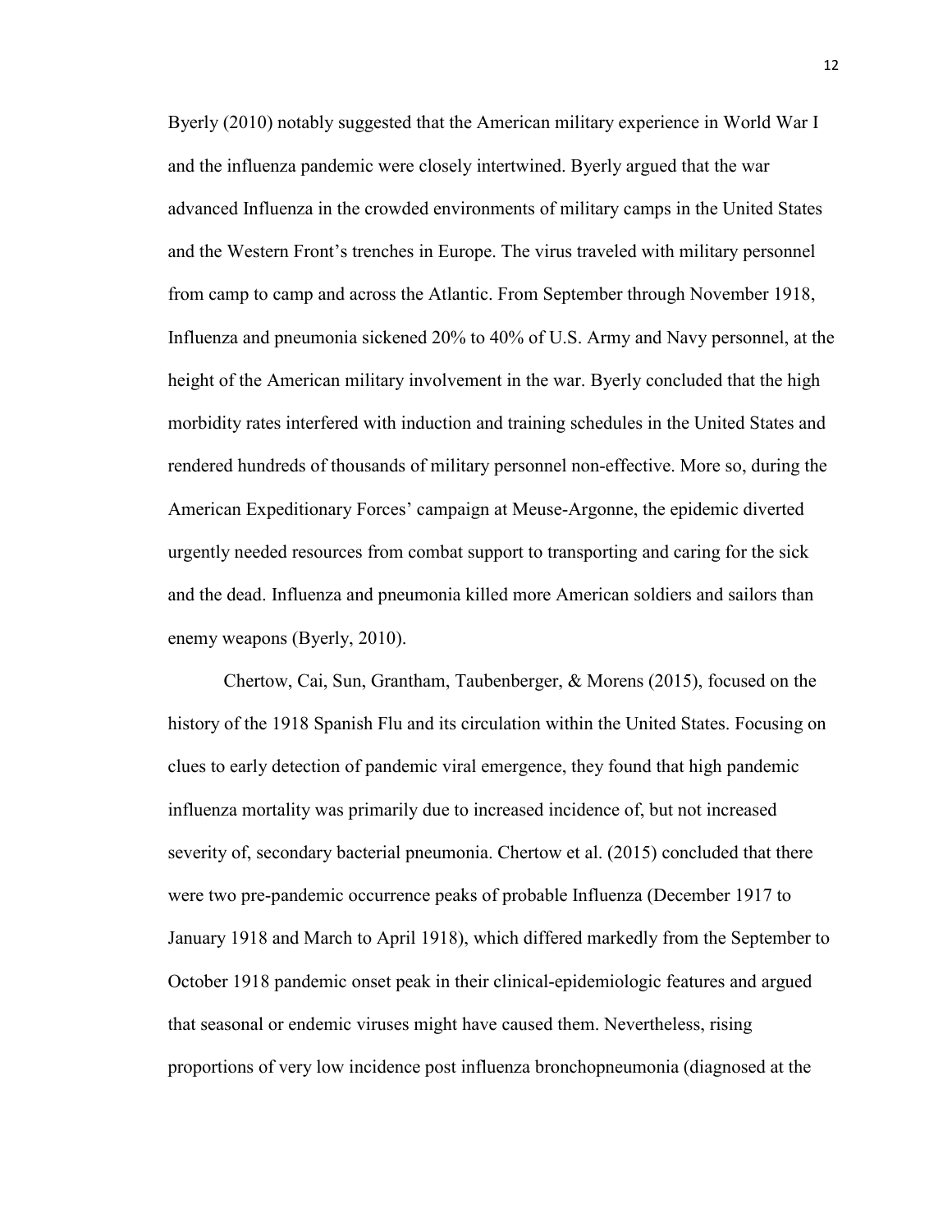Byerly (2010) notably suggested that the American military experience in World War I and the influenza pandemic were closely intertwined. Byerly argued that the war advanced Influenza in the crowded environments of military camps in the United States and the Western Front's trenches in Europe. The virus traveled with military personnel from camp to camp and across the Atlantic. From September through November 1918, Influenza and pneumonia sickened 20% to 40% of U.S. Army and Navy personnel, at the height of the American military involvement in the war. Byerly concluded that the high morbidity rates interfered with induction and training schedules in the United States and rendered hundreds of thousands of military personnel non-effective. More so, during the American Expeditionary Forces' campaign at Meuse-Argonne, the epidemic diverted urgently needed resources from combat support to transporting and caring for the sick and the dead. Influenza and pneumonia killed more American soldiers and sailors than enemy weapons (Byerly, 2010).

Chertow, Cai, Sun, Grantham, Taubenberger, & Morens (2015), focused on the history of the 1918 Spanish Flu and its circulation within the United States. Focusing on clues to early detection of pandemic viral emergence, they found that high pandemic influenza mortality was primarily due to increased incidence of, but not increased severity of, secondary bacterial pneumonia. Chertow et al. (2015) concluded that there were two pre-pandemic occurrence peaks of probable Influenza (December 1917 to January 1918 and March to April 1918), which differed markedly from the September to October 1918 pandemic onset peak in their clinical-epidemiologic features and argued that seasonal or endemic viruses might have caused them. Nevertheless, rising proportions of very low incidence post influenza bronchopneumonia (diagnosed at the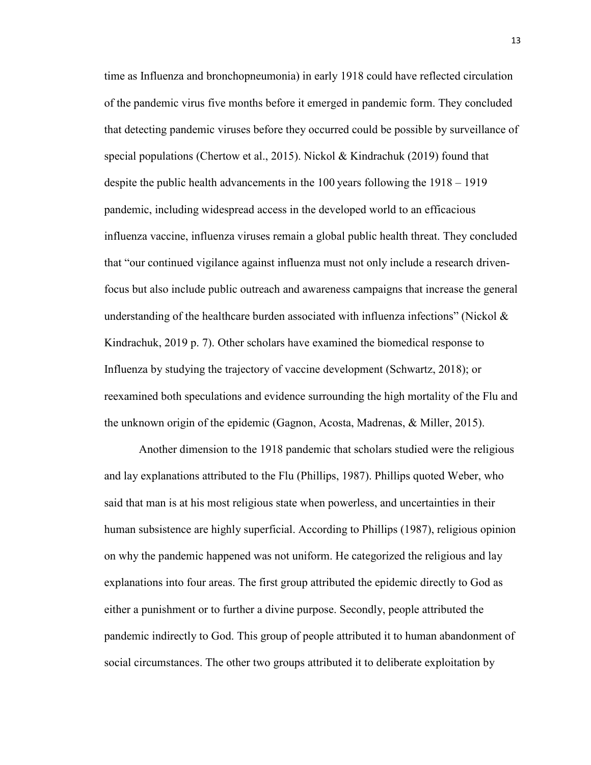time as Influenza and bronchopneumonia) in early 1918 could have reflected circulation of the pandemic virus five months before it emerged in pandemic form. They concluded that detecting pandemic viruses before they occurred could be possible by surveillance of special populations (Chertow et al., 2015). Nickol & Kindrachuk (2019) found that despite the public health advancements in the 100 years following the 1918 – 1919 pandemic, including widespread access in the developed world to an efficacious influenza vaccine, influenza viruses remain a global public health threat. They concluded that "our continued vigilance against influenza must not only include a research driven-focus but also include public outreach and awareness campaigns that increase the general understanding of the healthcare burden associated with influenza infections" (Nickol & Kindrachuk, 2019 p. 7). Other scholars have examined the biomedical response to Influenza by studying the trajectory of vaccine development (Schwartz, 2018); or reexamined both speculations and evidence surrounding the high mortality of the Flu and the unknown origin of the epidemic (Gagnon, Acosta, Madrenas, & Miller, 2015).

Another dimension to the 1918 pandemic that scholars studied were the religious and lay explanations attributed to the Flu (Phillips, 1987). Phillips quoted Weber, who said that man is at his most religious state when powerless, and uncertainties in their human subsistence are highly superficial. According to Phillips (1987), religious opinion on why the pandemic happened was not uniform. He categorized the religious and lay explanations into four areas. The first group attributed the epidemic directly to God as either a punishment or to further a divine purpose. Secondly, people attributed the pandemic indirectly to God. This group of people attributed it to human abandonment of social circumstances. The other two groups attributed it to deliberate exploitation by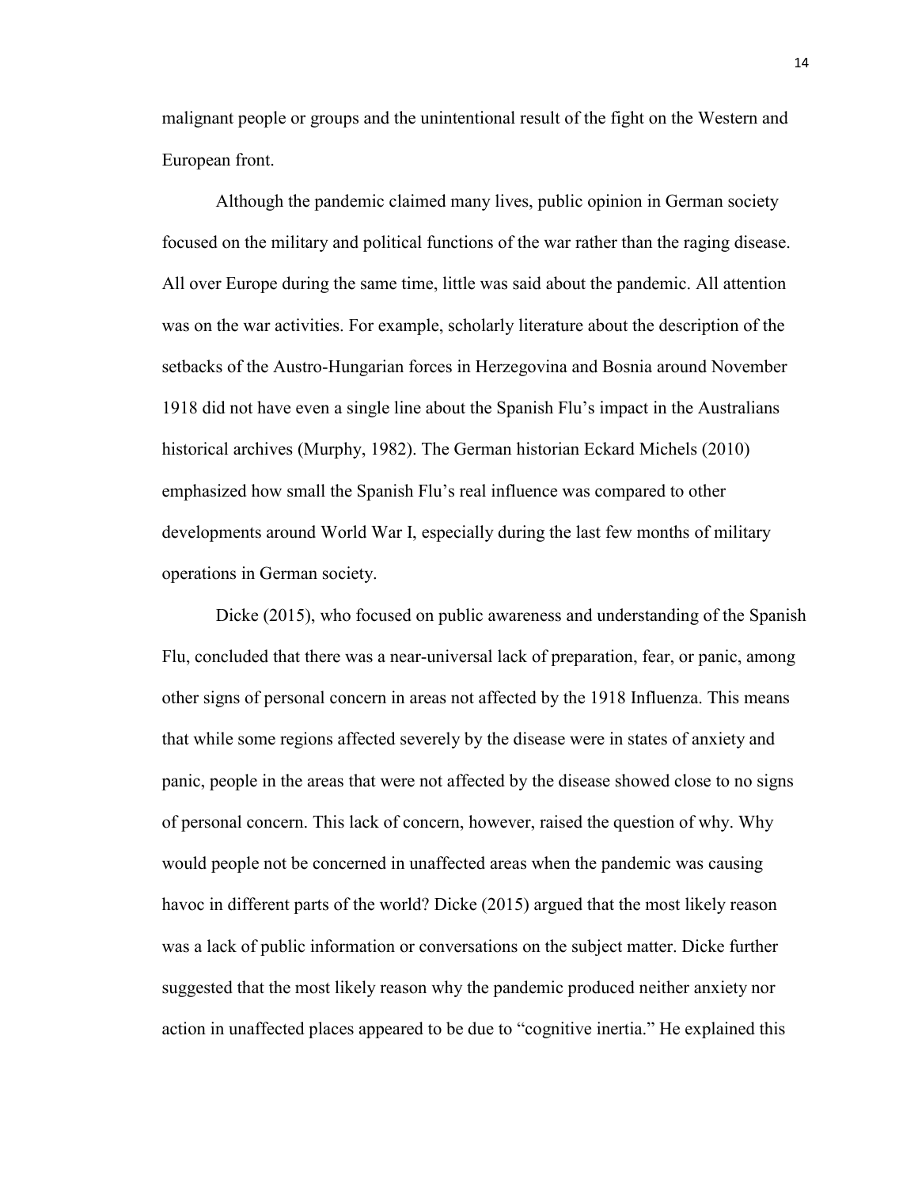malignant people or groups and the unintentional result of the fight on the Western and European front.

Although the pandemic claimed many lives, public opinion in German society focused on the military and political functions of the war rather than the raging disease. All over Europe during the same time, little was said about the pandemic. All attention was on the war activities. For example, scholarly literature about the description of the setbacks of the Austro-Hungarian forces in Herzegovina and Bosnia around November 1918 did not have even a single line about the Spanish Flu's impact in the Australians historical archives (Murphy, 1982). The German historian Eckard Michels (2010) emphasized how small the Spanish Flu's real influence was compared to other developments around World War I, especially during the last few months of military operations in German society.

Dicke (2015), who focused on public awareness and understanding of the Spanish Flu, concluded that there was a near-universal lack of preparation, fear, or panic, among other signs of personal concern in areas not affected by the 1918 Influenza. This means that while some regions affected severely by the disease were in states of anxiety and panic, people in the areas that were not affected by the disease showed close to no signs of personal concern. This lack of concern, however, raised the question of why. Why would people not be concerned in unaffected areas when the pandemic was causing havoc in different parts of the world? Dicke (2015) argued that the most likely reason was a lack of public information or conversations on the subject matter. Dicke further suggested that the most likely reason why the pandemic produced neither anxiety nor action in unaffected places appeared to be due to "cognitive inertia." He explained this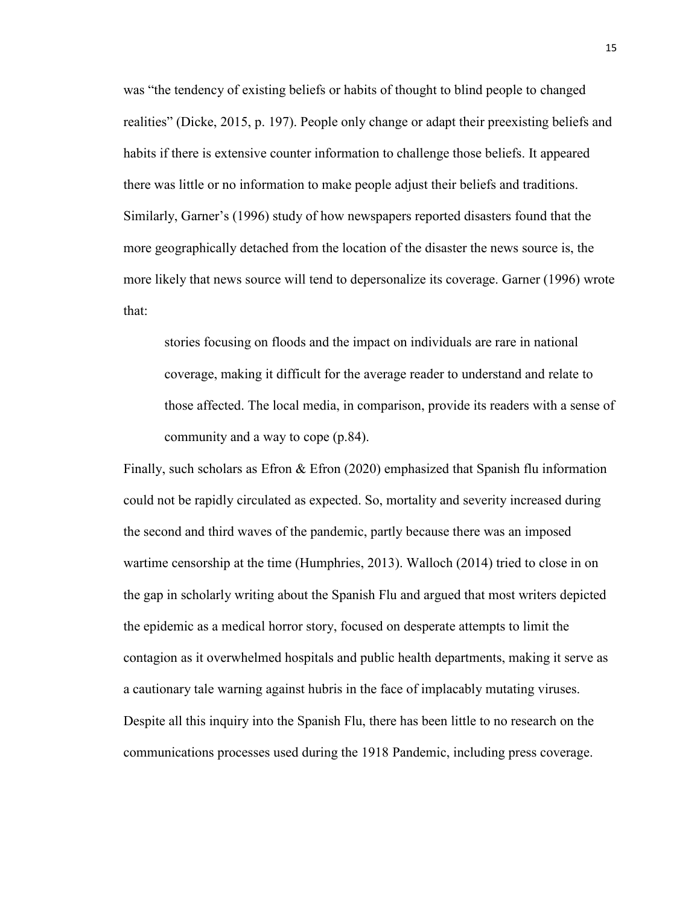was "the tendency of existing beliefs or habits of thought to blind people to changed realities" (Dicke, 2015, p. 197). People only change or adapt their preexisting beliefs and habits if there is extensive counter information to challenge those beliefs. It appeared there was little or no information to make people adjust their beliefs and traditions. Similarly, Garner's (1996) study of how newspapers reported disasters found that the more geographically detached from the location of the disaster the news source is, the more likely that news source will tend to depersonalize its coverage. Garner (1996) wrote that:

> stories focusing on floods and the impact on individuals are rare in national coverage, making it difficult for the average reader to understand and relate to those affected. The local media, in comparison, provide its readers with a sense of community and a way to cope (p.84).

Finally, such scholars as Efron & Efron (2020) emphasized that Spanish flu information could not be rapidly circulated as expected. So, mortality and severity increased during the second and third waves of the pandemic, partly because there was an imposed wartime censorship at the time (Humphries, 2013). Walloch (2014) tried to close in on the gap in scholarly writing about the Spanish Flu and argued that most writers depicted the epidemic as a medical horror story, focused on desperate attempts to limit the contagion as it overwhelmed hospitals and public health departments, making it serve as a cautionary tale warning against hubris in the face of implacably mutating viruses. Despite all this inquiry into the Spanish Flu, there has been little to no research on the communications processes used during the 1918 Pandemic, including press coverage.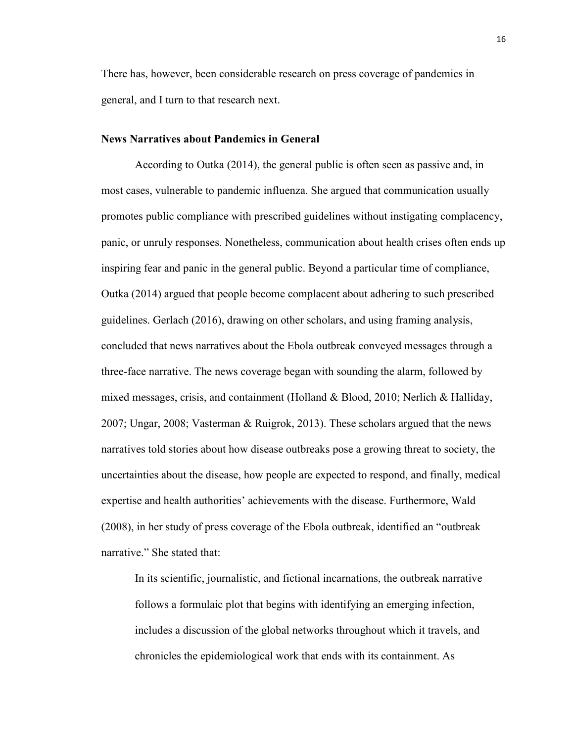There has, however, been considerable research on press coverage of pandemics in general, and I turn to that research next.

### News Narratives about Pandemics in General

According to Outka (2014), the general public is often seen as passive and, in most cases, vulnerable to pandemic influenza. She argued that communication usually promotes public compliance with prescribed guidelines without instigating complacency, panic, or unruly responses. Nonetheless, communication about health crises often ends up inspiring fear and panic in the general public. Beyond a particular time of compliance, Outka (2014) argued that people become complacent about adhering to such prescribed guidelines. Gerlach (2016), drawing on other scholars, and using framing analysis, concluded that news narratives about the Ebola outbreak conveyed messages through a three-face narrative. The news coverage began with sounding the alarm, followed by mixed messages, crisis, and containment (Holland & Blood, 2010; Nerlich & Halliday, 2007; Ungar, 2008; Vasterman & Ruigrok, 2013). These scholars argued that the news narratives told stories about how disease outbreaks pose a growing threat to society, the uncertainties about the disease, how people are expected to respond, and finally, medical expertise and health authorities' achievements with the disease. Furthermore, Wald (2008), in her study of press coverage of the Ebola outbreak, identified an "outbreak narrative." She stated that:

> In its scientific, journalistic, and fictional incarnations, the outbreak narrative follows a formulaic plot that begins with identifying an emerging infection, includes a discussion of the global networks throughout which it travels, and chronicles the epidemiological work that ends with its containment. As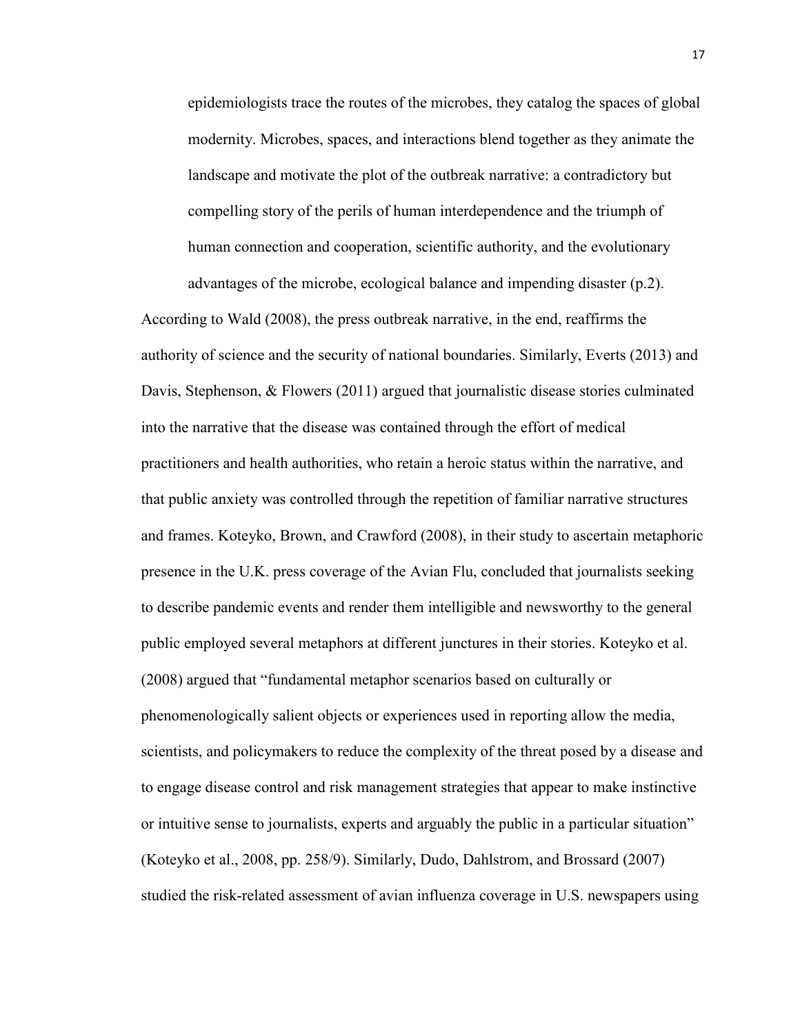> epidemiologists trace the routes of the microbes, they catalog the spaces of global modernity. Microbes, spaces, and interactions blend together as they animate the landscape and motivate the plot of the outbreak narrative: a contradictory but compelling story of the perils of human interdependence and the triumph of human connection and cooperation, scientific authority, and the evolutionary advantages of the microbe, ecological balance and impending disaster (p.2).

According to Wald (2008), the press outbreak narrative, in the end, reaffirms the authority of science and the security of national boundaries. Similarly, Everts (2013) and Davis, Stephenson, & Flowers (2011) argued that journalistic disease stories culminated into the narrative that the disease was contained through the effort of medical practitioners and health authorities, who retain a heroic status within the narrative, and that public anxiety was controlled through the repetition of familiar narrative structures and frames. Koteyko, Brown, and Crawford (2008), in their study to ascertain metaphoric presence in the U.K. press coverage of the Avian Flu, concluded that journalists seeking to describe pandemic events and render them intelligible and newsworthy to the general public employed several metaphors at different junctures in their stories. Koteyko et al. (2008) argued that "fundamental metaphor scenarios based on culturally or phenomenologically salient objects or experiences used in reporting allow the media, scientists, and policymakers to reduce the complexity of the threat posed by a disease and to engage disease control and risk management strategies that appear to make instinctive or intuitive sense to journalists, experts and arguably the public in a particular situation" (Koteyko et al., 2008, pp. 258/9). Similarly, Dudo, Dahlstrom, and Brossard (2007) studied the risk-related assessment of avian influenza coverage in U.S. newspapers using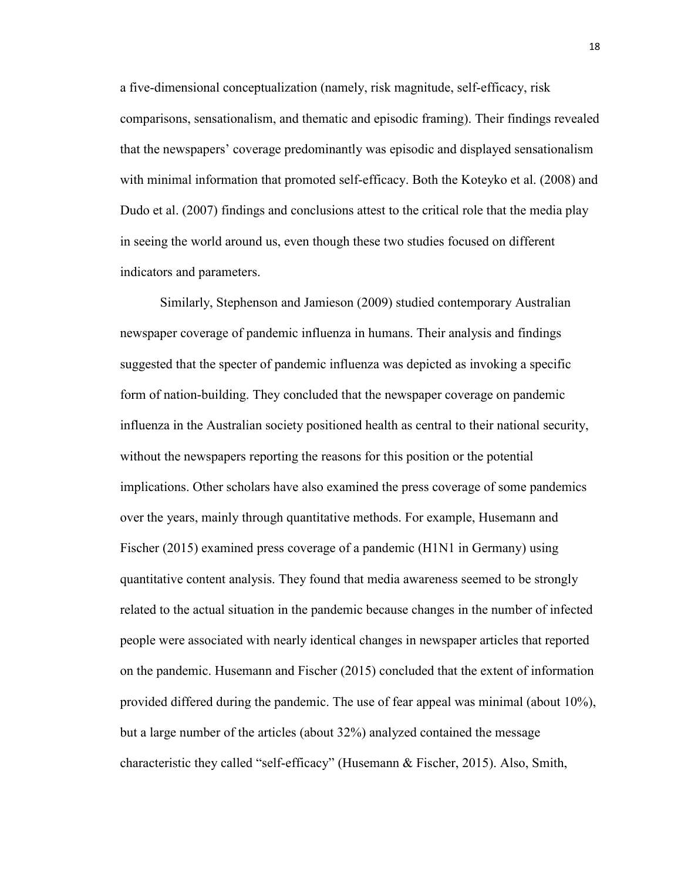a five-dimensional conceptualization (namely, risk magnitude, self-efficacy, risk comparisons, sensationalism, and thematic and episodic framing). Their findings revealed that the newspapers' coverage predominantly was episodic and displayed sensationalism with minimal information that promoted self-efficacy. Both the Koteyko et al. (2008) and Dudo et al. (2007) findings and conclusions attest to the critical role that the media play in seeing the world around us, even though these two studies focused on different indicators and parameters.

Similarly, Stephenson and Jamieson (2009) studied contemporary Australian newspaper coverage of pandemic influenza in humans. Their analysis and findings suggested that the specter of pandemic influenza was depicted as invoking a specific form of nation-building. They concluded that the newspaper coverage on pandemic influenza in the Australian society positioned health as central to their national security, without the newspapers reporting the reasons for this position or the potential implications. Other scholars have also examined the press coverage of some pandemics over the years, mainly through quantitative methods. For example, Husemann and Fischer (2015) examined press coverage of a pandemic (H1N1 in Germany) using quantitative content analysis. They found that media awareness seemed to be strongly related to the actual situation in the pandemic because changes in the number of infected people were associated with nearly identical changes in newspaper articles that reported on the pandemic. Husemann and Fischer (2015) concluded that the extent of information provided differed during the pandemic. The use of fear appeal was minimal (about 10%), but a large number of the articles (about 32%) analyzed contained the message characteristic they called "self-efficacy" (Husemann & Fischer, 2015). Also, Smith,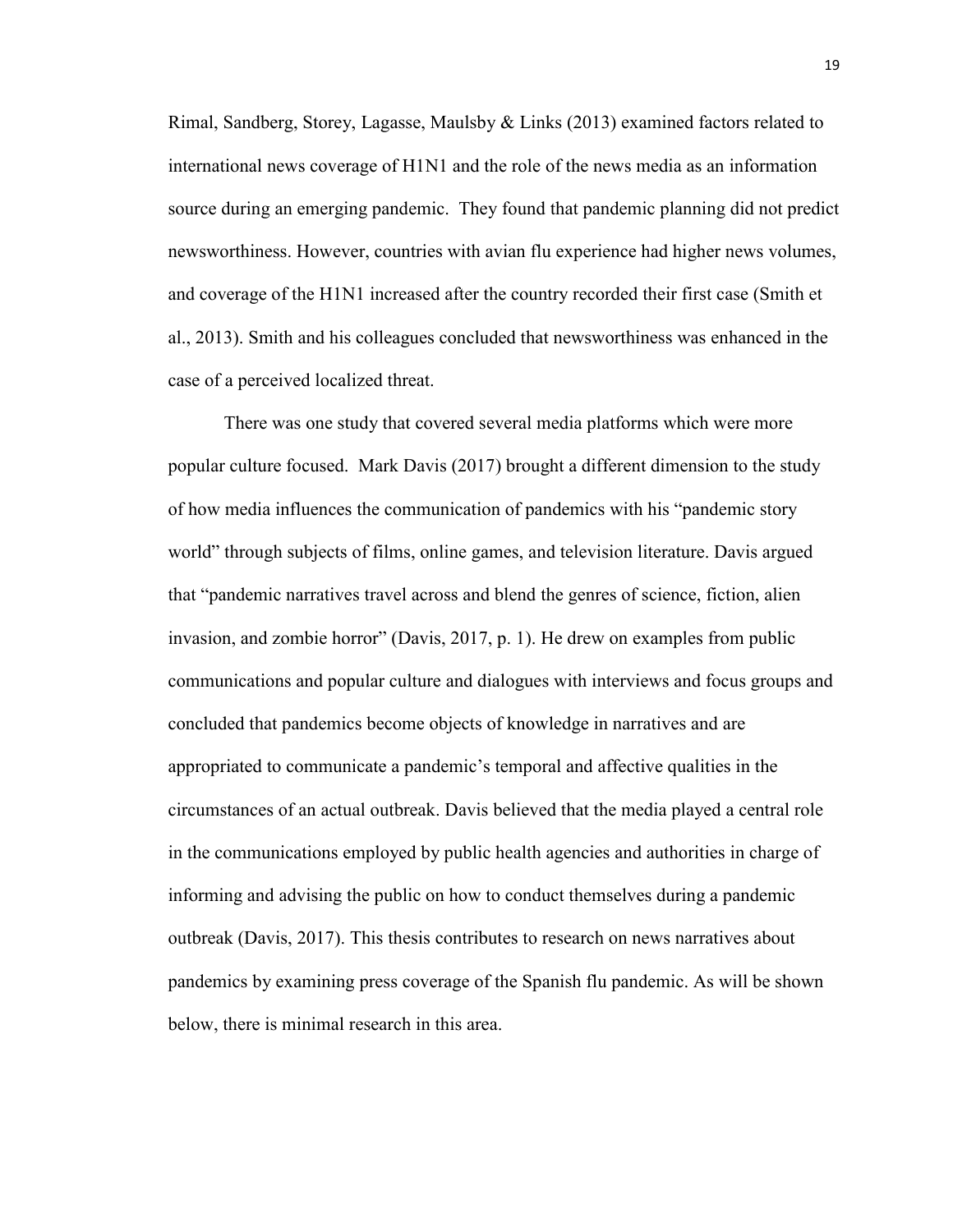Rimal, Sandberg, Storey, Lagasse, Maulsby & Links (2013) examined factors related to international news coverage of H1N1 and the role of the news media as an information source during an emerging pandemic. They found that pandemic planning did not predict newsworthiness. However, countries with avian flu experience had higher news volumes, and coverage of the H1N1 increased after the country recorded their first case (Smith et al., 2013). Smith and his colleagues concluded that newsworthiness was enhanced in the case of a perceived localized threat.

There was one study that covered several media platforms which were more popular culture focused. Mark Davis (2017) brought a different dimension to the study of how media influences the communication of pandemics with his "pandemic story world" through subjects of films, online games, and television literature. Davis argued that "pandemic narratives travel across and blend the genres of science, fiction, alien invasion, and zombie horror" (Davis, 2017, p. 1). He drew on examples from public communications and popular culture and dialogues with interviews and focus groups and concluded that pandemics become objects of knowledge in narratives and are appropriated to communicate a pandemic's temporal and affective qualities in the circumstances of an actual outbreak. Davis believed that the media played a central role in the communications employed by public health agencies and authorities in charge of informing and advising the public on how to conduct themselves during a pandemic outbreak (Davis, 2017). This thesis contributes to research on news narratives about pandemics by examining press coverage of the Spanish flu pandemic. As will be shown below, there is minimal research in this area.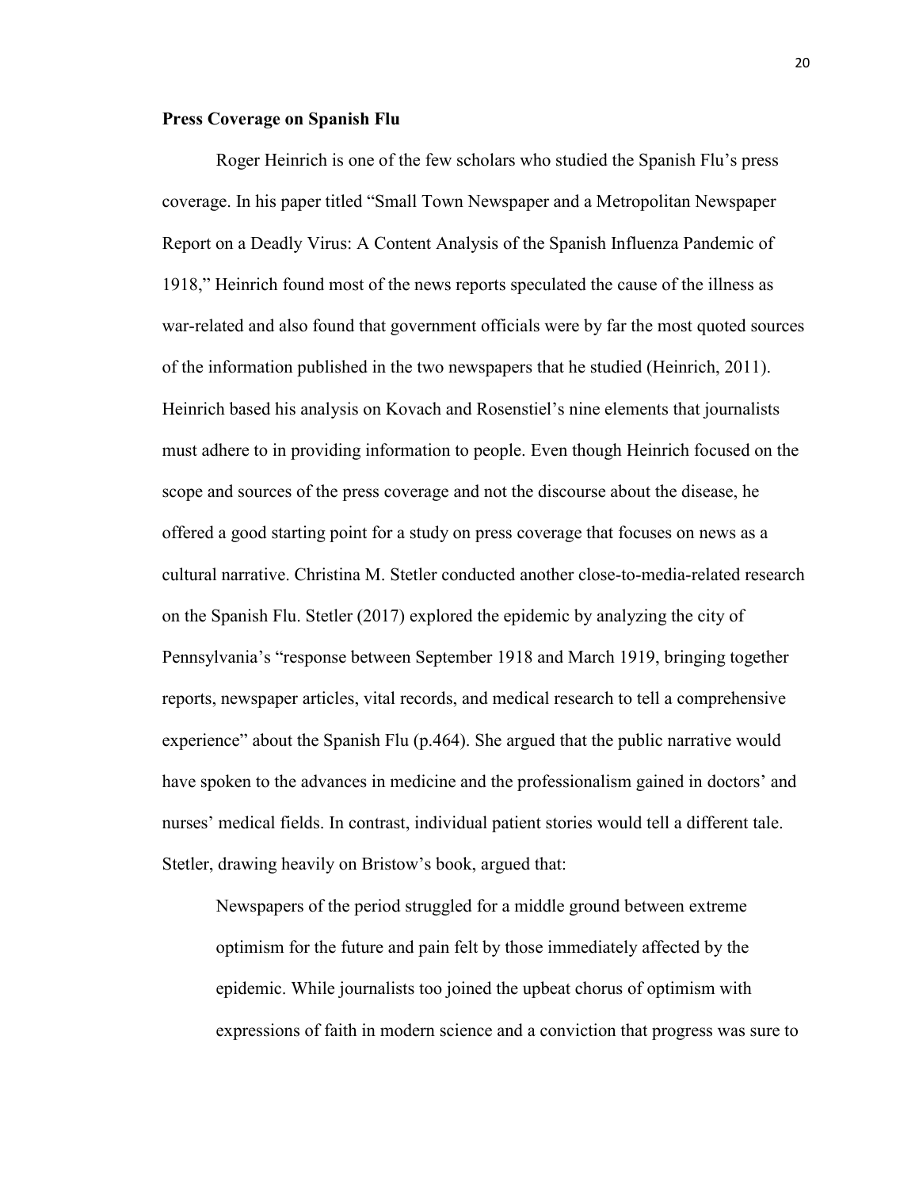**Press Coverage on Spanish Flu**

Roger Heinrich is one of the few scholars who studied the Spanish Flu's press coverage. In his paper titled "Small Town Newspaper and a Metropolitan Newspaper Report on a Deadly Virus: A Content Analysis of the Spanish Influenza Pandemic of 1918," Heinrich found most of the news reports speculated the cause of the illness as war-related and also found that government officials were by far the most quoted sources of the information published in the two newspapers that he studied (Heinrich, 2011). Heinrich based his analysis on Kovach and Rosenstiel's nine elements that journalists must adhere to in providing information to people. Even though Heinrich focused on the scope and sources of the press coverage and not the discourse about the disease, he offered a good starting point for a study on press coverage that focuses on news as a cultural narrative. Christina M. Stetler conducted another close-to-media-related research on the Spanish Flu. Stetler (2017) explored the epidemic by analyzing the city of Pennsylvania's "response between September 1918 and March 1919, bringing together reports, newspaper articles, vital records, and medical research to tell a comprehensive experience" about the Spanish Flu (p.464). She argued that the public narrative would have spoken to the advances in medicine and the professionalism gained in doctors' and nurses' medical fields. In contrast, individual patient stories would tell a different tale. Stetler, drawing heavily on Bristow's book, argued that:

> Newspapers of the period struggled for a middle ground between extreme optimism for the future and pain felt by those immediately affected by the epidemic. While journalists too joined the upbeat chorus of optimism with expressions of faith in modern science and a conviction that progress was sure to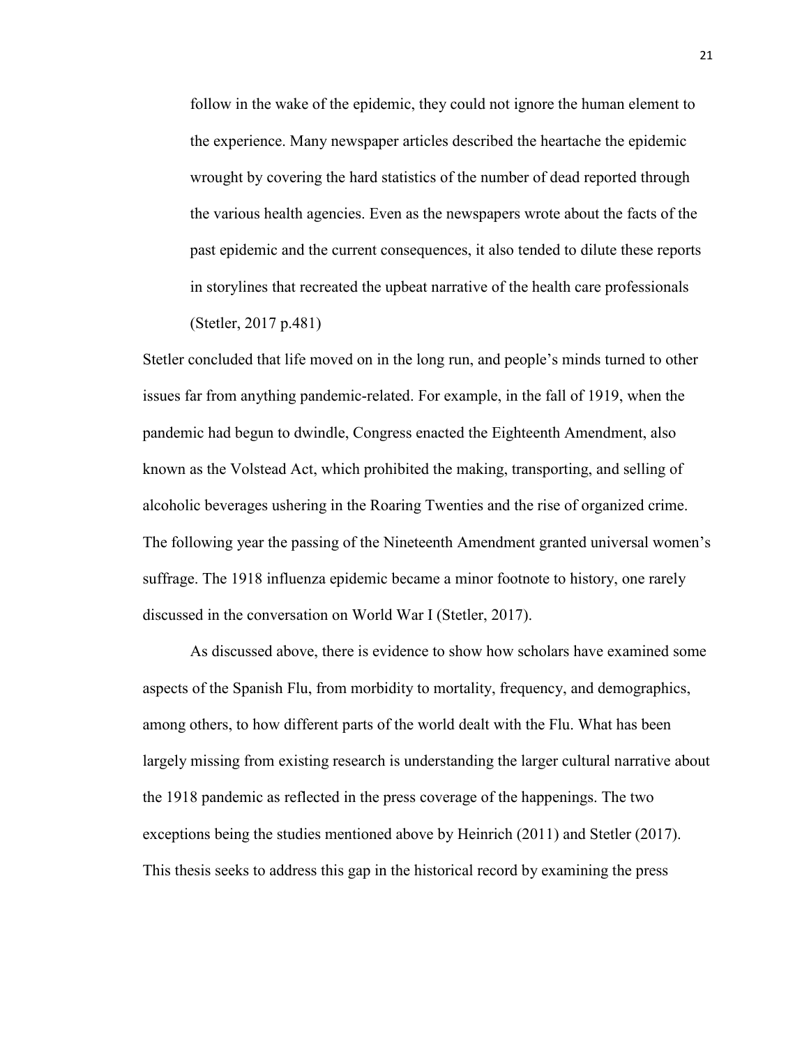> follow in the wake of the epidemic, they could not ignore the human element to the experience. Many newspaper articles described the heartache the epidemic wrought by covering the hard statistics of the number of dead reported through the various health agencies. Even as the newspapers wrote about the facts of the past epidemic and the current consequences, it also tended to dilute these reports in storylines that recreated the upbeat narrative of the health care professionals (Stetler, 2017 p.481)

Stetler concluded that life moved on in the long run, and people's minds turned to other issues far from anything pandemic-related. For example, in the fall of 1919, when the pandemic had begun to dwindle, Congress enacted the Eighteenth Amendment, also known as the Volstead Act, which prohibited the making, transporting, and selling of alcoholic beverages ushering in the Roaring Twenties and the rise of organized crime. The following year the passing of the Nineteenth Amendment granted universal women's suffrage. The 1918 influenza epidemic became a minor footnote to history, one rarely discussed in the conversation on World War I (Stetler, 2017).

As discussed above, there is evidence to show how scholars have examined some aspects of the Spanish Flu, from morbidity to mortality, frequency, and demographics, among others, to how different parts of the world dealt with the Flu. What has been largely missing from existing research is understanding the larger cultural narrative about the 1918 pandemic as reflected in the press coverage of the happenings. The two exceptions being the studies mentioned above by Heinrich (2011) and Stetler (2017). This thesis seeks to address this gap in the historical record by examining the press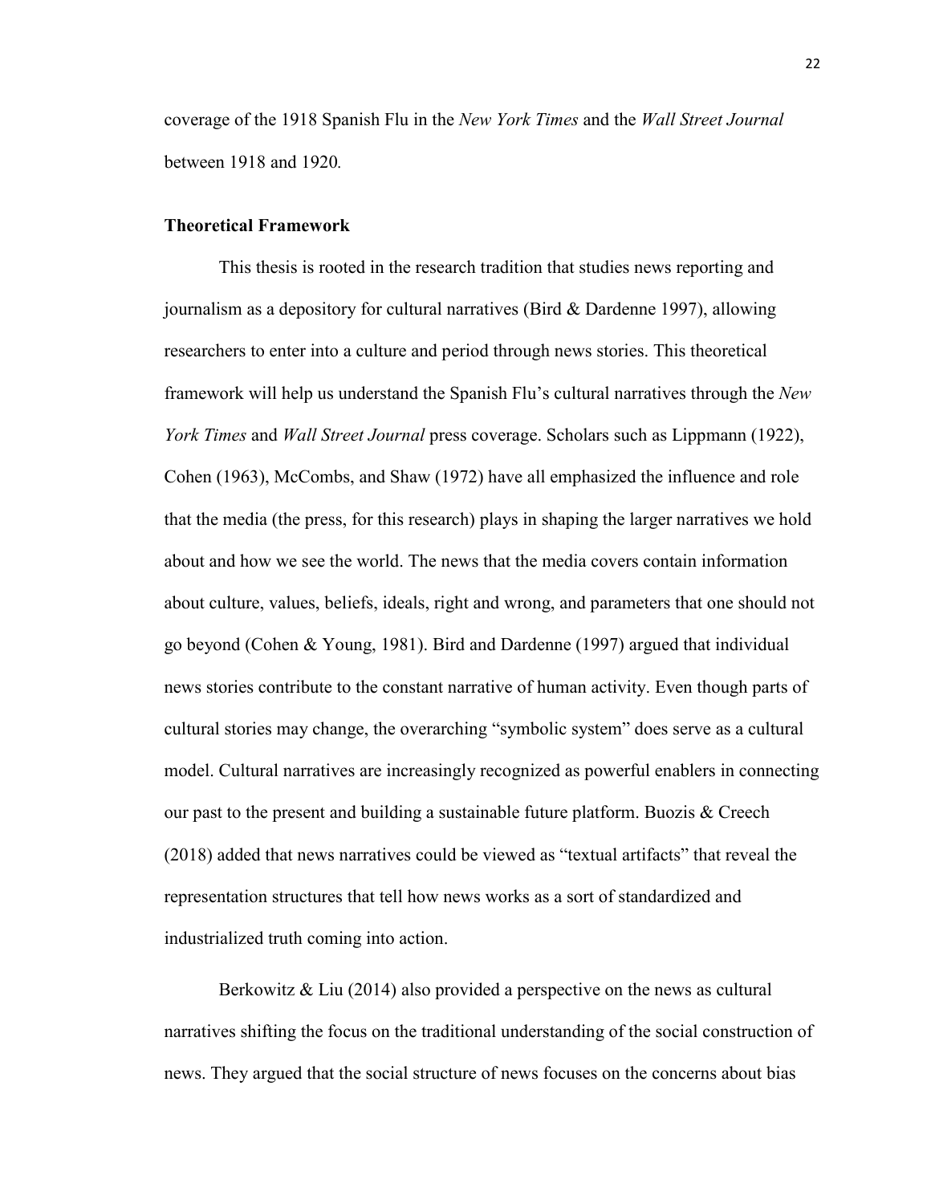coverage of the 1918 Spanish Flu in the *New York Times* and the *Wall Street Journal* between 1918 and 1920.

**Theoretical Framework**

This thesis is rooted in the research tradition that studies news reporting and journalism as a depository for cultural narratives (Bird & Dardenne 1997), allowing researchers to enter into a culture and period through news stories. This theoretical framework will help us understand the Spanish Flu's cultural narratives through the *New York Times* and *Wall Street Journal* press coverage. Scholars such as Lippmann (1922), Cohen (1963), McCombs, and Shaw (1972) have all emphasized the influence and role that the media (the press, for this research) plays in shaping the larger narratives we hold about and how we see the world. The news that the media covers contain information about culture, values, beliefs, ideals, right and wrong, and parameters that one should not go beyond (Cohen & Young, 1981). Bird and Dardenne (1997) argued that individual news stories contribute to the constant narrative of human activity. Even though parts of cultural stories may change, the overarching "symbolic system" does serve as a cultural model. Cultural narratives are increasingly recognized as powerful enablers in connecting our past to the present and building a sustainable future platform. Buozis & Creech (2018) added that news narratives could be viewed as "textual artifacts" that reveal the representation structures that tell how news works as a sort of standardized and industrialized truth coming into action.

Berkowitz & Liu (2014) also provided a perspective on the news as cultural narratives shifting the focus on the traditional understanding of the social construction of news. They argued that the social structure of news focuses on the concerns about bias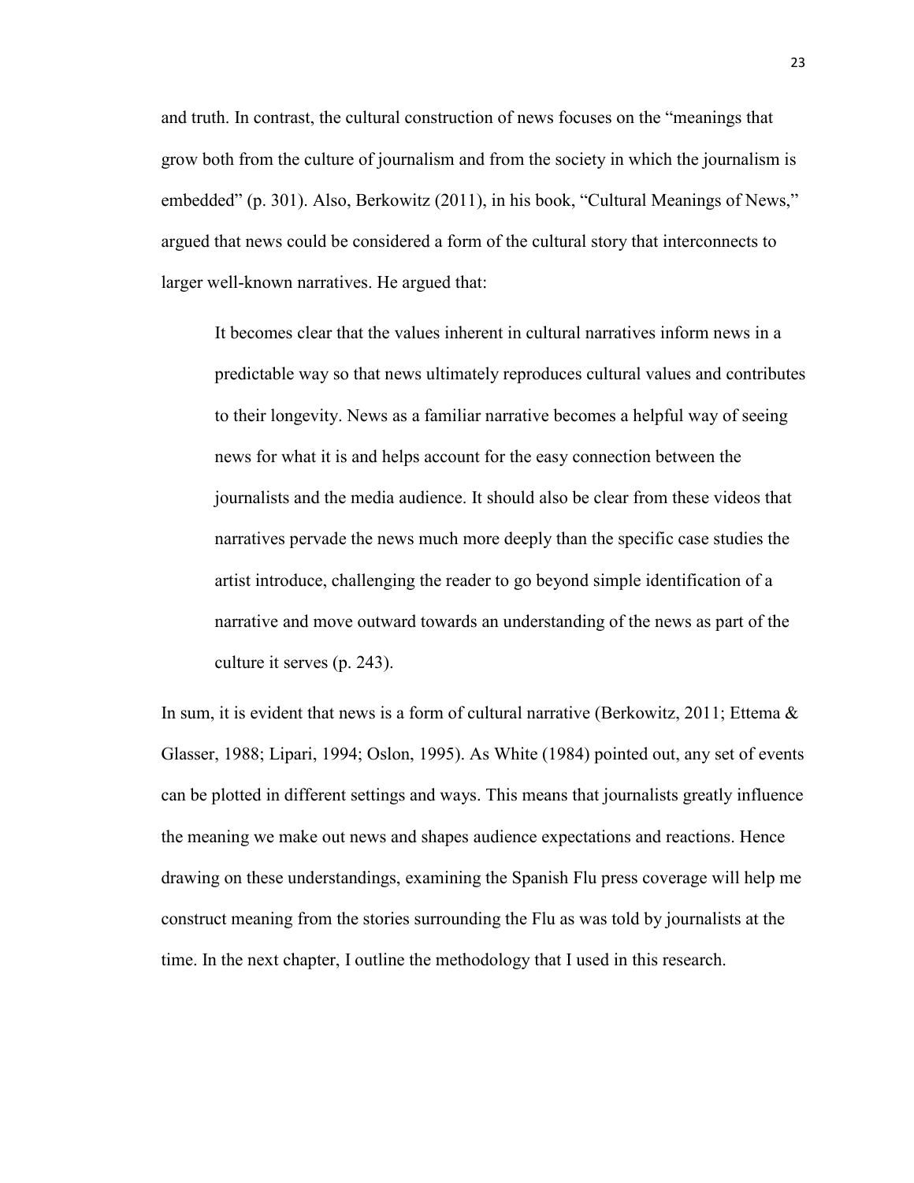and truth. In contrast, the cultural construction of news focuses on the "meanings that grow both from the culture of journalism and from the society in which the journalism is embedded" (p. 301). Also, Berkowitz (2011), in his book, "Cultural Meanings of News," argued that news could be considered a form of the cultural story that interconnects to larger well-known narratives. He argued that:

> It becomes clear that the values inherent in cultural narratives inform news in a predictable way so that news ultimately reproduces cultural values and contributes to their longevity. News as a familiar narrative becomes a helpful way of seeing news for what it is and helps account for the easy connection between the journalists and the media audience. It should also be clear from these videos that narratives pervade the news much more deeply than the specific case studies the artist introduce, challenging the reader to go beyond simple identification of a narrative and move outward towards an understanding of the news as part of the culture it serves (p. 243).

In sum, it is evident that news is a form of cultural narrative (Berkowitz, 2011; Ettema & Glasser, 1988; Lipari, 1994; Oslon, 1995). As White (1984) pointed out, any set of events can be plotted in different settings and ways. This means that journalists greatly influence the meaning we make out news and shapes audience expectations and reactions. Hence drawing on these understandings, examining the Spanish Flu press coverage will help me construct meaning from the stories surrounding the Flu as was told by journalists at the time. In the next chapter, I outline the methodology that I used in this research.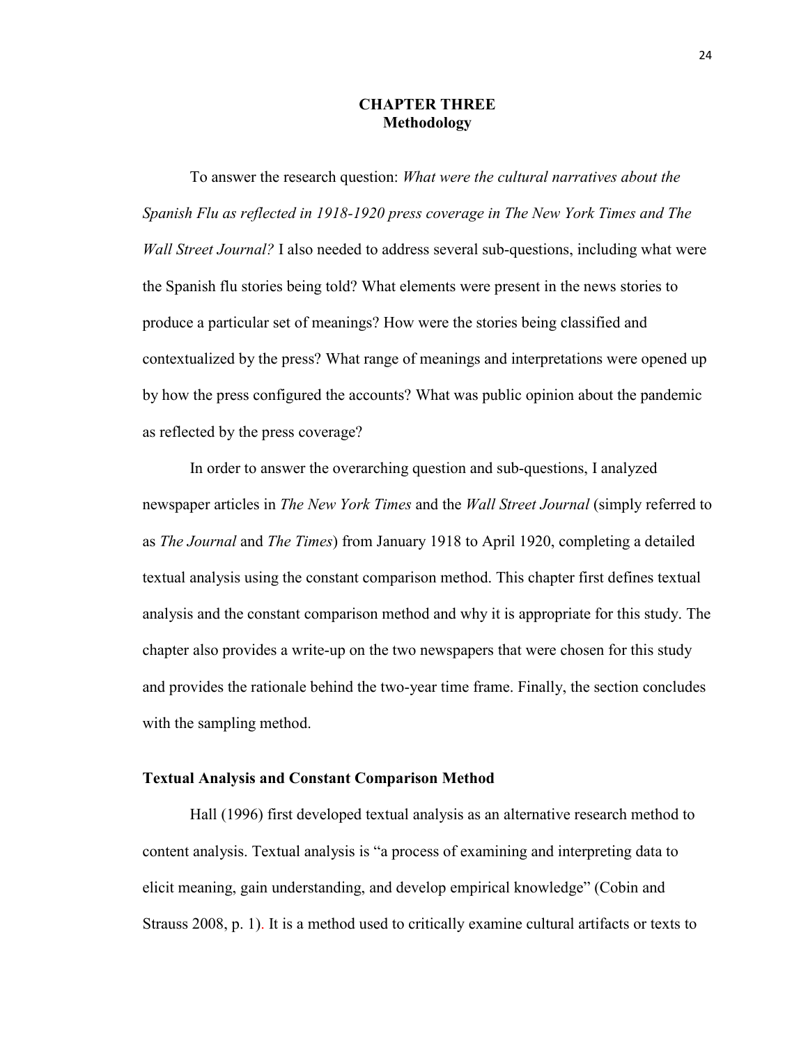# CHAPTER THREE
# Methodology

To answer the research question: *What were the cultural narratives about the Spanish Flu as reflected in 1918-1920 press coverage in The New York Times and The Wall Street Journal?* I also needed to address several sub-questions, including what were the Spanish flu stories being told? What elements were present in the news stories to produce a particular set of meanings? How were the stories being classified and contextualized by the press? What range of meanings and interpretations were opened up by how the press configured the accounts? What was public opinion about the pandemic as reflected by the press coverage?

In order to answer the overarching question and sub-questions, I analyzed newspaper articles in *The New York Times* and the *Wall Street Journal* (simply referred to as *The Journal* and *The Times*) from January 1918 to April 1920, completing a detailed textual analysis using the constant comparison method. This chapter first defines textual analysis and the constant comparison method and why it is appropriate for this study. The chapter also provides a write-up on the two newspapers that were chosen for this study and provides the rationale behind the two-year time frame. Finally, the section concludes with the sampling method.

### Textual Analysis and Constant Comparison Method

Hall (1996) first developed textual analysis as an alternative research method to content analysis. Textual analysis is "a process of examining and interpreting data to elicit meaning, gain understanding, and develop empirical knowledge" (Cobin and Strauss 2008, p. 1). It is a method used to critically examine cultural artifacts or texts to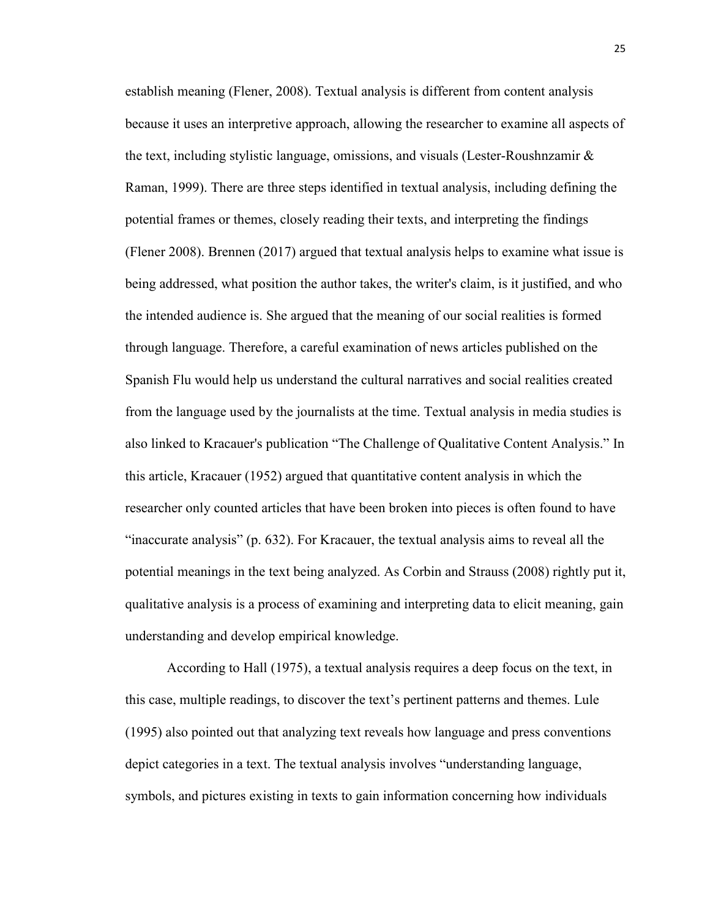establish meaning (Flener, 2008). Textual analysis is different from content analysis because it uses an interpretive approach, allowing the researcher to examine all aspects of the text, including stylistic language, omissions, and visuals (Lester-Roushnzamir & Raman, 1999). There are three steps identified in textual analysis, including defining the potential frames or themes, closely reading their texts, and interpreting the findings (Flener 2008). Brennen (2017) argued that textual analysis helps to examine what issue is being addressed, what position the author takes, the writer's claim, is it justified, and who the intended audience is. She argued that the meaning of our social realities is formed through language. Therefore, a careful examination of news articles published on the Spanish Flu would help us understand the cultural narratives and social realities created from the language used by the journalists at the time. Textual analysis in media studies is also linked to Kracauer's publication "The Challenge of Qualitative Content Analysis." In this article, Kracauer (1952) argued that quantitative content analysis in which the researcher only counted articles that have been broken into pieces is often found to have "inaccurate analysis" (p. 632). For Kracauer, the textual analysis aims to reveal all the potential meanings in the text being analyzed. As Corbin and Strauss (2008) rightly put it, qualitative analysis is a process of examining and interpreting data to elicit meaning, gain understanding and develop empirical knowledge.

According to Hall (1975), a textual analysis requires a deep focus on the text, in this case, multiple readings, to discover the text's pertinent patterns and themes. Lule (1995) also pointed out that analyzing text reveals how language and press conventions depict categories in a text. The textual analysis involves "understanding language, symbols, and pictures existing in texts to gain information concerning how individuals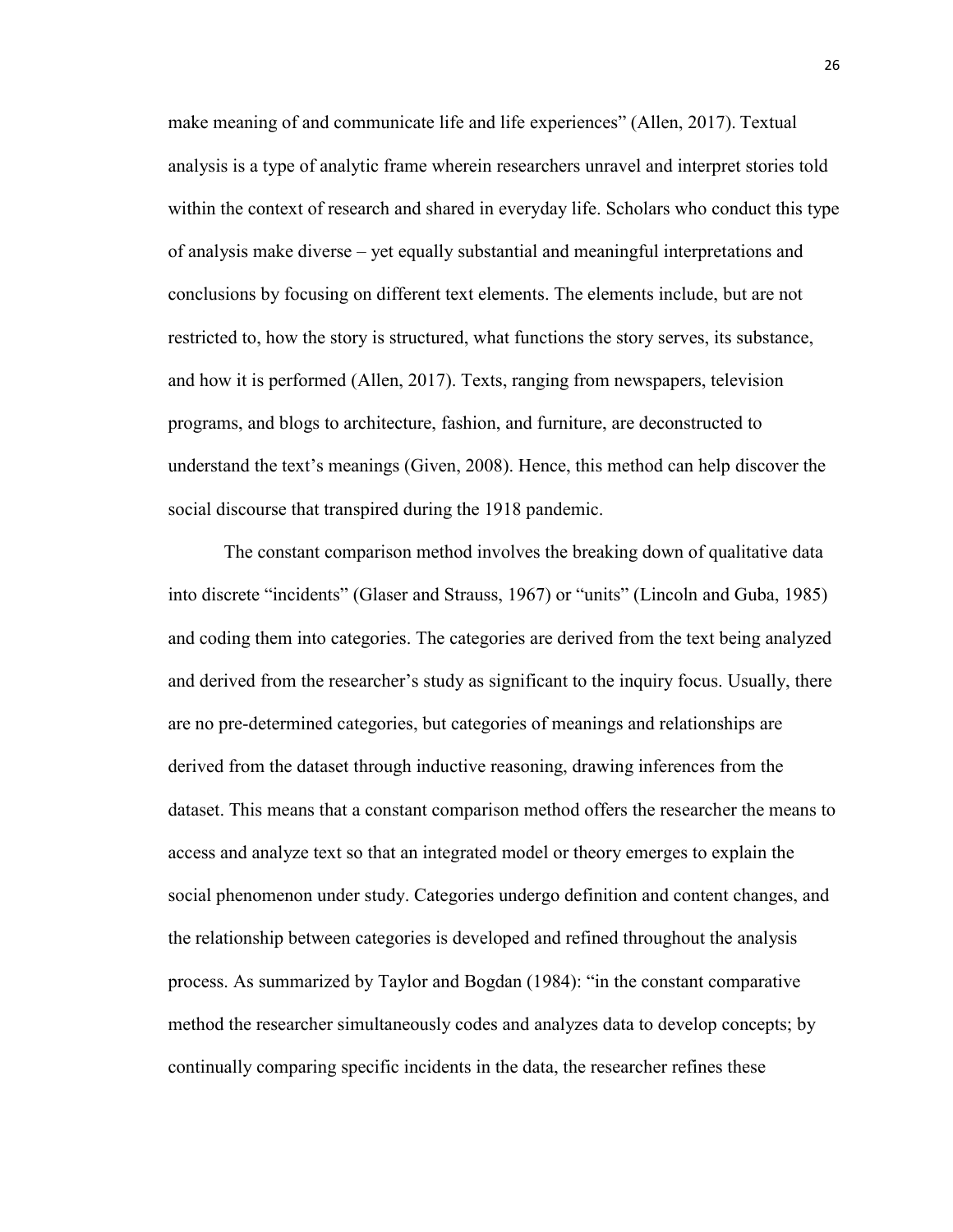make meaning of and communicate life and life experiences" (Allen, 2017). Textual analysis is a type of analytic frame wherein researchers unravel and interpret stories told within the context of research and shared in everyday life. Scholars who conduct this type of analysis make diverse – yet equally substantial and meaningful interpretations and conclusions by focusing on different text elements. The elements include, but are not restricted to, how the story is structured, what functions the story serves, its substance, and how it is performed (Allen, 2017). Texts, ranging from newspapers, television programs, and blogs to architecture, fashion, and furniture, are deconstructed to understand the text's meanings (Given, 2008). Hence, this method can help discover the social discourse that transpired during the 1918 pandemic.

The constant comparison method involves the breaking down of qualitative data into discrete "incidents" (Glaser and Strauss, 1967) or "units" (Lincoln and Guba, 1985) and coding them into categories. The categories are derived from the text being analyzed and derived from the researcher's study as significant to the inquiry focus. Usually, there are no pre-determined categories, but categories of meanings and relationships are derived from the dataset through inductive reasoning, drawing inferences from the dataset. This means that a constant comparison method offers the researcher the means to access and analyze text so that an integrated model or theory emerges to explain the social phenomenon under study. Categories undergo definition and content changes, and the relationship between categories is developed and refined throughout the analysis process. As summarized by Taylor and Bogdan (1984): "in the constant comparative method the researcher simultaneously codes and analyzes data to develop concepts; by continually comparing specific incidents in the data, the researcher refines these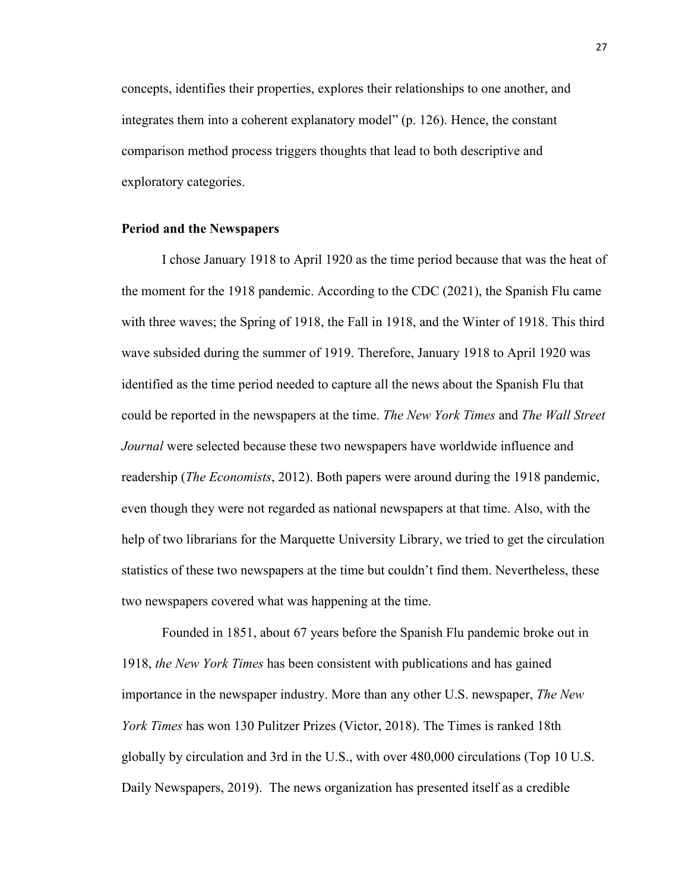concepts, identifies their properties, explores their relationships to one another, and integrates them into a coherent explanatory model" (p. 126). Hence, the constant comparison method process triggers thoughts that lead to both descriptive and exploratory categories.

### Period and the Newspapers

I chose January 1918 to April 1920 as the time period because that was the heat of the moment for the 1918 pandemic. According to the CDC (2021), the Spanish Flu came with three waves; the Spring of 1918, the Fall in 1918, and the Winter of 1918. This third wave subsided during the summer of 1919. Therefore, January 1918 to April 1920 was identified as the time period needed to capture all the news about the Spanish Flu that could be reported in the newspapers at the time. *The New York Times* and *The Wall Street Journal* were selected because these two newspapers have worldwide influence and readership (*The Economists*, 2012). Both papers were around during the 1918 pandemic, even though they were not regarded as national newspapers at that time. Also, with the help of two librarians for the Marquette University Library, we tried to get the circulation statistics of these two newspapers at the time but couldn't find them. Nevertheless, these two newspapers covered what was happening at the time.

Founded in 1851, about 67 years before the Spanish Flu pandemic broke out in 1918, *the New York Times* has been consistent with publications and has gained importance in the newspaper industry. More than any other U.S. newspaper, *The New York Times* has won 130 Pulitzer Prizes (Victor, 2018). The Times is ranked 18th globally by circulation and 3rd in the U.S., with over 480,000 circulations (Top 10 U.S. Daily Newspapers, 2019). The news organization has presented itself as a credible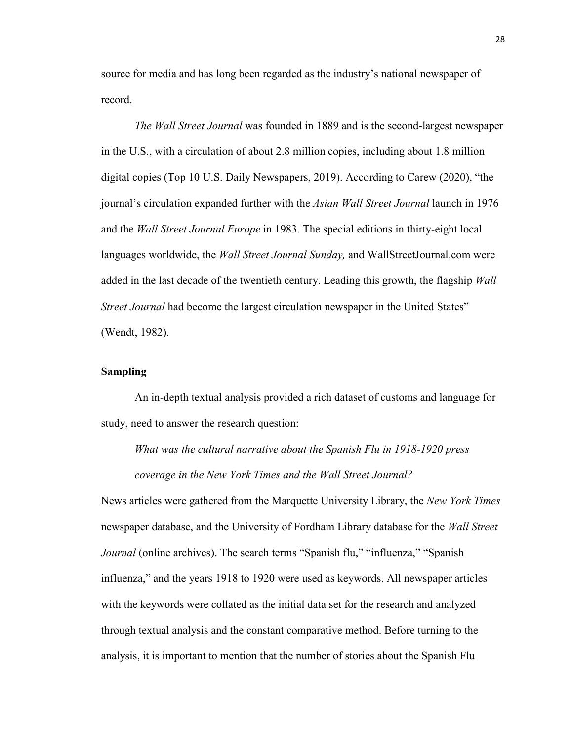source for media and has long been regarded as the industry's national newspaper of record.

*The Wall Street Journal* was founded in 1889 and is the second-largest newspaper in the U.S., with a circulation of about 2.8 million copies, including about 1.8 million digital copies (Top 10 U.S. Daily Newspapers, 2019). According to Carew (2020), "the journal's circulation expanded further with the *Asian Wall Street Journal* launch in 1976 and the *Wall Street Journal Europe* in 1983. The special editions in thirty-eight local languages worldwide, the *Wall Street Journal Sunday,* and WallStreetJournal.com were added in the last decade of the twentieth century. Leading this growth, the flagship *Wall Street Journal* had become the largest circulation newspaper in the United States" (Wendt, 1982).

**Sampling**

An in-depth textual analysis provided a rich dataset of customs and language for study, need to answer the research question:

*What was the cultural narrative about the Spanish Flu in 1918-1920 press coverage in the New York Times and the Wall Street Journal?*

News articles were gathered from the Marquette University Library, the *New York Times* newspaper database, and the University of Fordham Library database for the *Wall Street Journal* (online archives). The search terms "Spanish flu," "influenza," "Spanish influenza," and the years 1918 to 1920 were used as keywords. All newspaper articles with the keywords were collated as the initial data set for the research and analyzed through textual analysis and the constant comparative method. Before turning to the analysis, it is important to mention that the number of stories about the Spanish Flu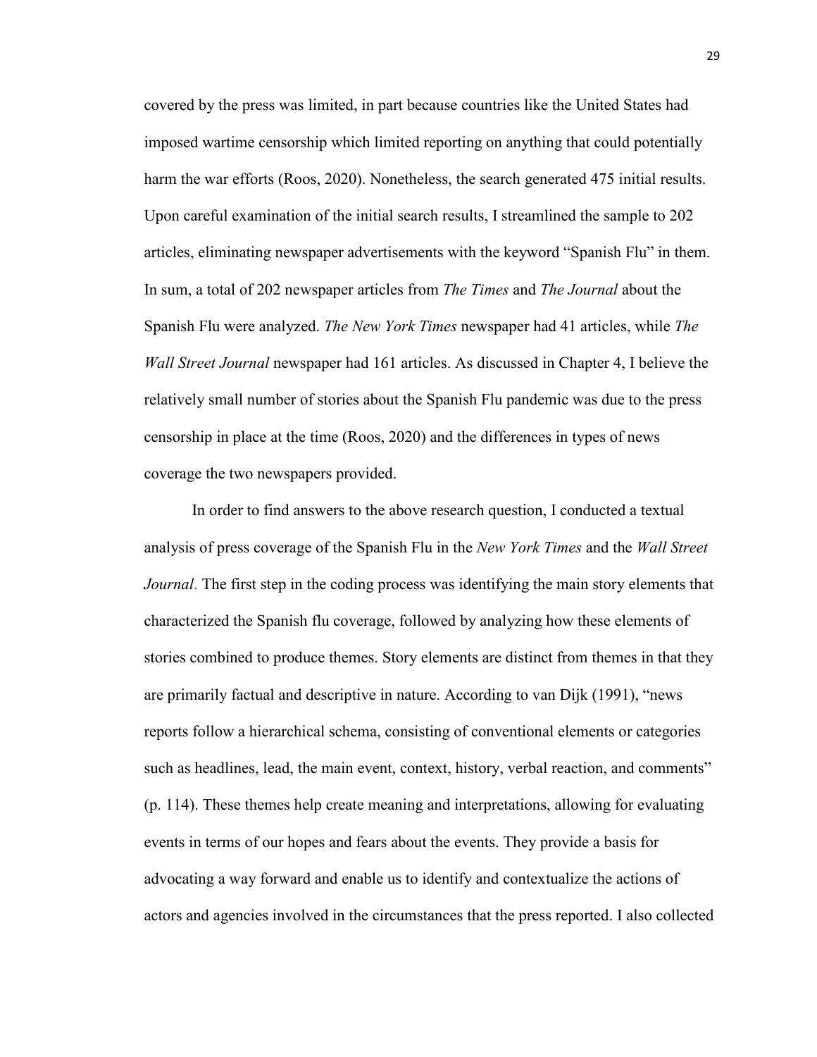covered by the press was limited, in part because countries like the United States had imposed wartime censorship which limited reporting on anything that could potentially harm the war efforts (Roos, 2020). Nonetheless, the search generated 475 initial results. Upon careful examination of the initial search results, I streamlined the sample to 202 articles, eliminating newspaper advertisements with the keyword "Spanish Flu" in them. In sum, a total of 202 newspaper articles from *The Times* and *The Journal* about the Spanish Flu were analyzed. *The New York Times* newspaper had 41 articles, while *The Wall Street Journal* newspaper had 161 articles. As discussed in Chapter 4, I believe the relatively small number of stories about the Spanish Flu pandemic was due to the press censorship in place at the time (Roos, 2020) and the differences in types of news coverage the two newspapers provided.

In order to find answers to the above research question, I conducted a textual analysis of press coverage of the Spanish Flu in the *New York Times* and the *Wall Street Journal*. The first step in the coding process was identifying the main story elements that characterized the Spanish flu coverage, followed by analyzing how these elements of stories combined to produce themes. Story elements are distinct from themes in that they are primarily factual and descriptive in nature. According to van Dijk (1991), "news reports follow a hierarchical schema, consisting of conventional elements or categories such as headlines, lead, the main event, context, history, verbal reaction, and comments" (p. 114). These themes help create meaning and interpretations, allowing for evaluating events in terms of our hopes and fears about the events. They provide a basis for advocating a way forward and enable us to identify and contextualize the actions of actors and agencies involved in the circumstances that the press reported. I also collected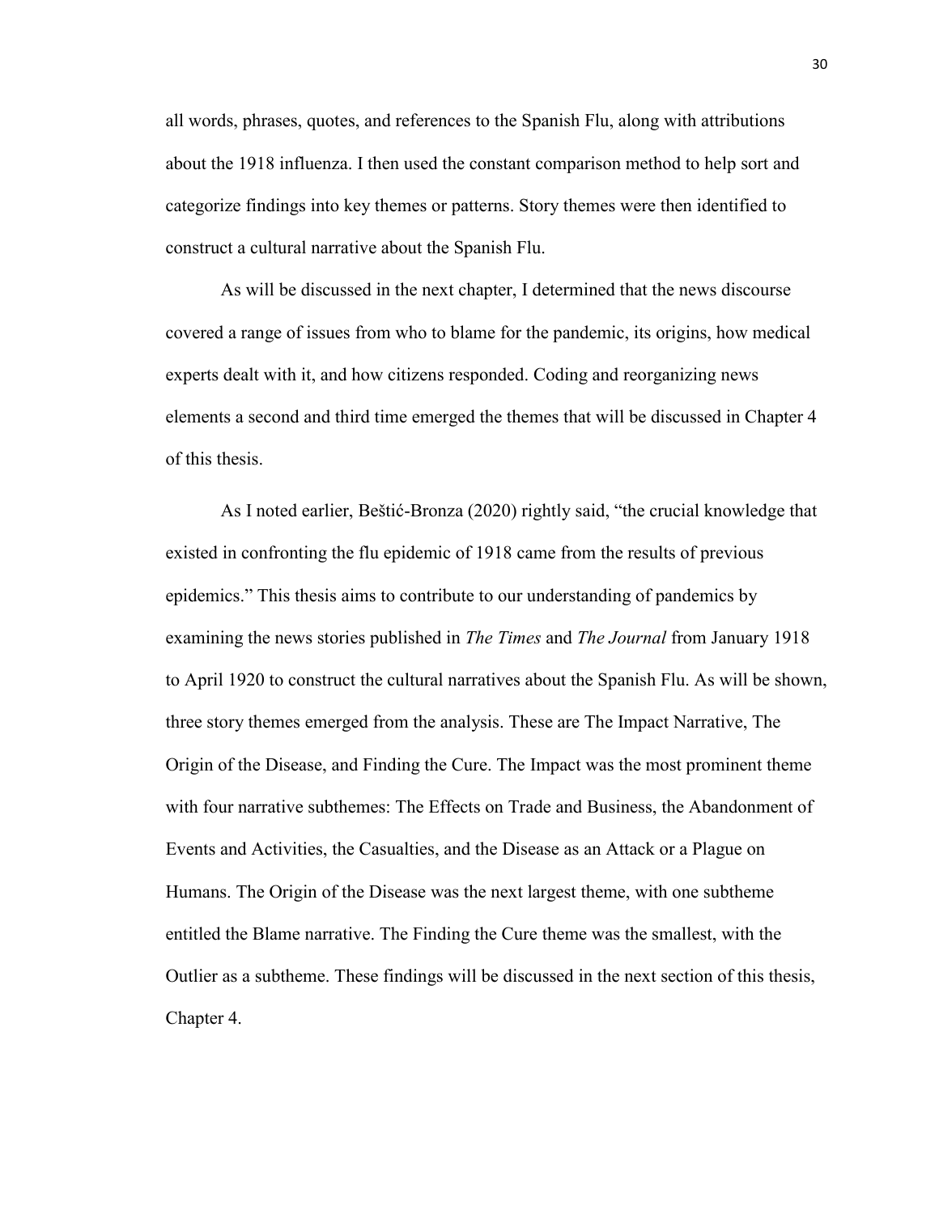all words, phrases, quotes, and references to the Spanish Flu, along with attributions about the 1918 influenza. I then used the constant comparison method to help sort and categorize findings into key themes or patterns. Story themes were then identified to construct a cultural narrative about the Spanish Flu.

As will be discussed in the next chapter, I determined that the news discourse covered a range of issues from who to blame for the pandemic, its origins, how medical experts dealt with it, and how citizens responded. Coding and reorganizing news elements a second and third time emerged the themes that will be discussed in Chapter 4 of this thesis.

As I noted earlier, Beštić-Bronza (2020) rightly said, "the crucial knowledge that existed in confronting the flu epidemic of 1918 came from the results of previous epidemics." This thesis aims to contribute to our understanding of pandemics by examining the news stories published in *The Times* and *The Journal* from January 1918 to April 1920 to construct the cultural narratives about the Spanish Flu. As will be shown, three story themes emerged from the analysis. These are The Impact Narrative, The Origin of the Disease, and Finding the Cure. The Impact was the most prominent theme with four narrative subthemes: The Effects on Trade and Business, the Abandonment of Events and Activities, the Casualties, and the Disease as an Attack or a Plague on Humans. The Origin of the Disease was the next largest theme, with one subtheme entitled the Blame narrative. The Finding the Cure theme was the smallest, with the Outlier as a subtheme. These findings will be discussed in the next section of this thesis, Chapter 4.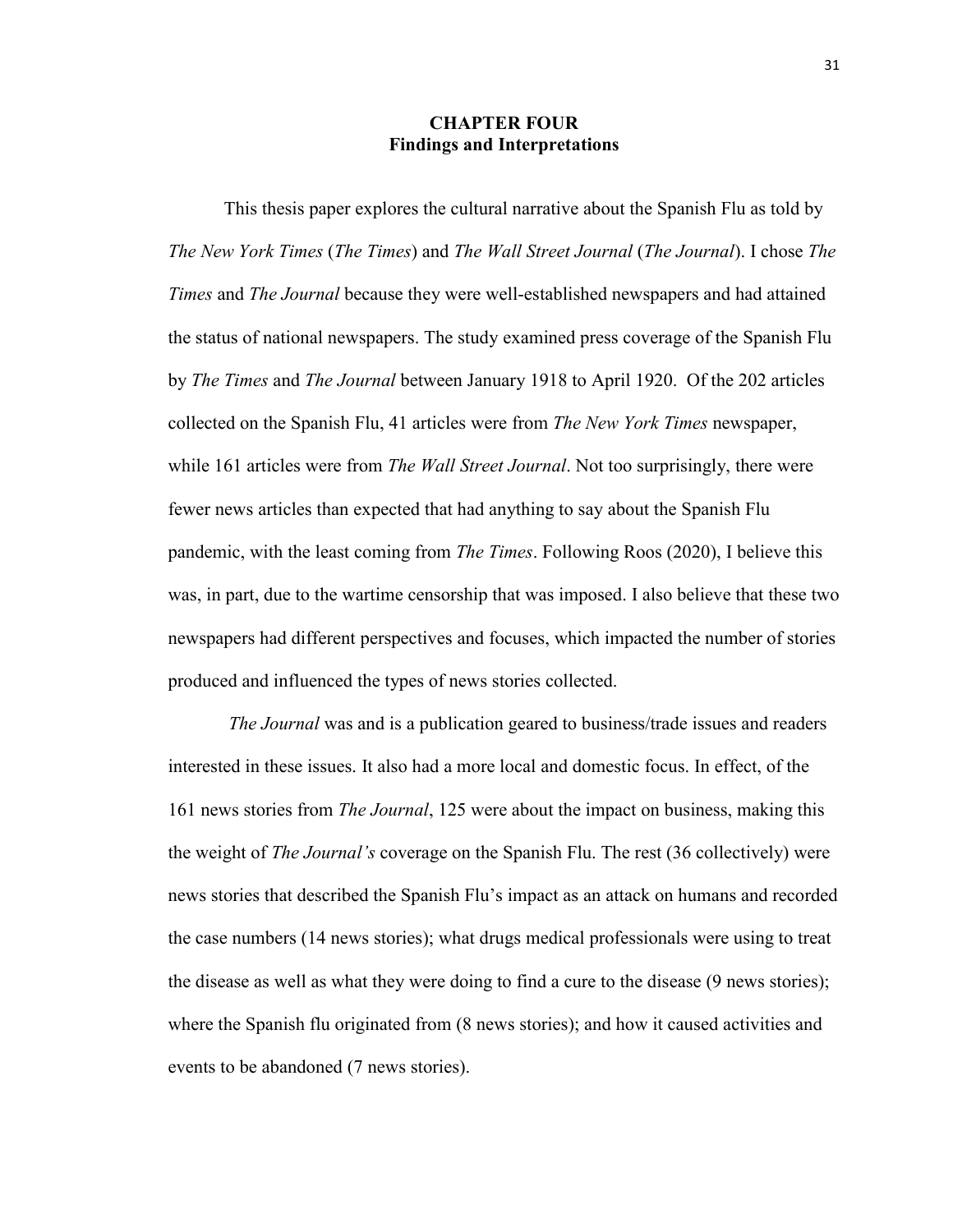# CHAPTER FOUR
## Findings and Interpretations

This thesis paper explores the cultural narrative about the Spanish Flu as told by *The New York Times* (*The Times*) and *The Wall Street Journal* (*The Journal*). I chose *The Times* and *The Journal* because they were well-established newspapers and had attained the status of national newspapers. The study examined press coverage of the Spanish Flu by *The Times* and *The Journal* between January 1918 to April 1920. Of the 202 articles collected on the Spanish Flu, 41 articles were from *The New York Times* newspaper, while 161 articles were from *The Wall Street Journal*. Not too surprisingly, there were fewer news articles than expected that had anything to say about the Spanish Flu pandemic, with the least coming from *The Times*. Following Roos (2020), I believe this was, in part, due to the wartime censorship that was imposed. I also believe that these two newspapers had different perspectives and focuses, which impacted the number of stories produced and influenced the types of news stories collected.

*The Journal* was and is a publication geared to business/trade issues and readers interested in these issues. It also had a more local and domestic focus. In effect, of the 161 news stories from *The Journal*, 125 were about the impact on business, making this the weight of *The Journal's* coverage on the Spanish Flu. The rest (36 collectively) were news stories that described the Spanish Flu's impact as an attack on humans and recorded the case numbers (14 news stories); what drugs medical professionals were using to treat the disease as well as what they were doing to find a cure to the disease (9 news stories); where the Spanish flu originated from (8 news stories); and how it caused activities and events to be abandoned (7 news stories).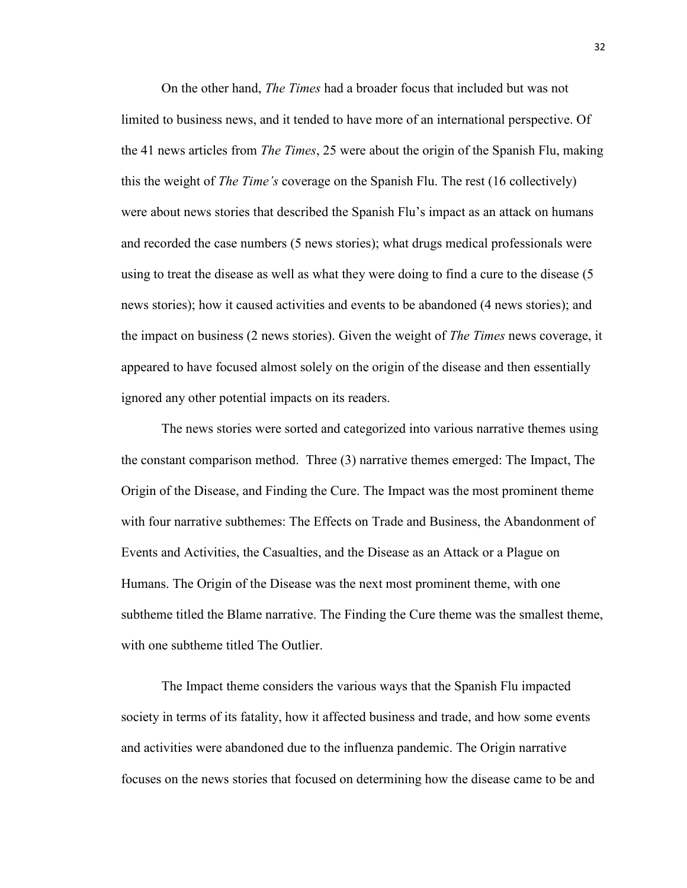On the other hand, *The Times* had a broader focus that included but was not limited to business news, and it tended to have more of an international perspective. Of the 41 news articles from *The Times*, 25 were about the origin of the Spanish Flu, making this the weight of *The Time's* coverage on the Spanish Flu. The rest (16 collectively) were about news stories that described the Spanish Flu's impact as an attack on humans and recorded the case numbers (5 news stories); what drugs medical professionals were using to treat the disease as well as what they were doing to find a cure to the disease (5 news stories); how it caused activities and events to be abandoned (4 news stories); and the impact on business (2 news stories). Given the weight of *The Times* news coverage, it appeared to have focused almost solely on the origin of the disease and then essentially ignored any other potential impacts on its readers.

The news stories were sorted and categorized into various narrative themes using the constant comparison method. Three (3) narrative themes emerged: The Impact, The Origin of the Disease, and Finding the Cure. The Impact was the most prominent theme with four narrative subthemes: The Effects on Trade and Business, the Abandonment of Events and Activities, the Casualties, and the Disease as an Attack or a Plague on Humans. The Origin of the Disease was the next most prominent theme, with one subtheme titled the Blame narrative. The Finding the Cure theme was the smallest theme, with one subtheme titled The Outlier.

The Impact theme considers the various ways that the Spanish Flu impacted society in terms of its fatality, how it affected business and trade, and how some events and activities were abandoned due to the influenza pandemic. The Origin narrative focuses on the news stories that focused on determining how the disease came to be and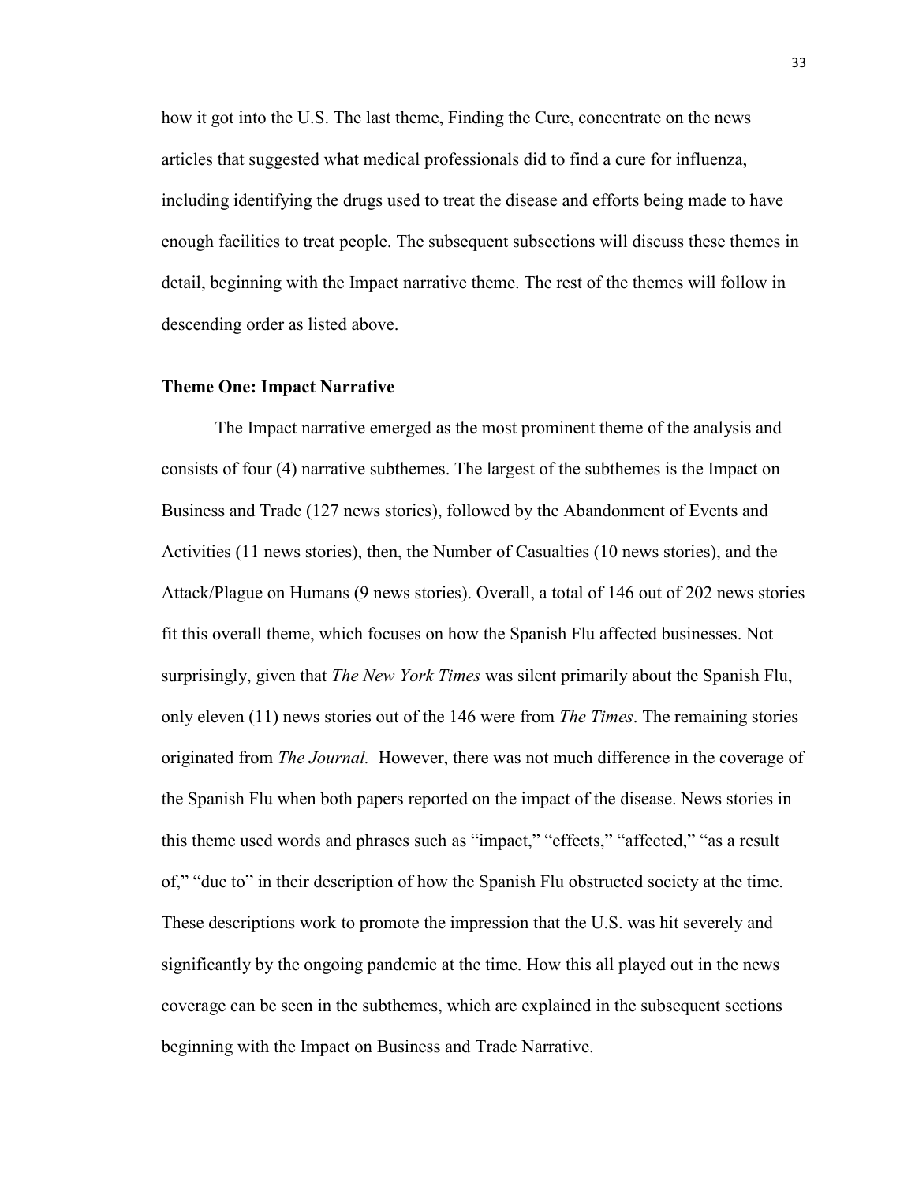how it got into the U.S. The last theme, Finding the Cure, concentrate on the news articles that suggested what medical professionals did to find a cure for influenza, including identifying the drugs used to treat the disease and efforts being made to have enough facilities to treat people. The subsequent subsections will discuss these themes in detail, beginning with the Impact narrative theme. The rest of the themes will follow in descending order as listed above.

### Theme One: Impact Narrative

The Impact narrative emerged as the most prominent theme of the analysis and consists of four (4) narrative subthemes. The largest of the subthemes is the Impact on Business and Trade (127 news stories), followed by the Abandonment of Events and Activities (11 news stories), then, the Number of Casualties (10 news stories), and the Attack/Plague on Humans (9 news stories). Overall, a total of 146 out of 202 news stories fit this overall theme, which focuses on how the Spanish Flu affected businesses. Not surprisingly, given that *The New York Times* was silent primarily about the Spanish Flu, only eleven (11) news stories out of the 146 were from *The Times*. The remaining stories originated from *The Journal.* However, there was not much difference in the coverage of the Spanish Flu when both papers reported on the impact of the disease. News stories in this theme used words and phrases such as "impact," "effects," "affected," "as a result of," "due to" in their description of how the Spanish Flu obstructed society at the time. These descriptions work to promote the impression that the U.S. was hit severely and significantly by the ongoing pandemic at the time. How this all played out in the news coverage can be seen in the subthemes, which are explained in the subsequent sections beginning with the Impact on Business and Trade Narrative.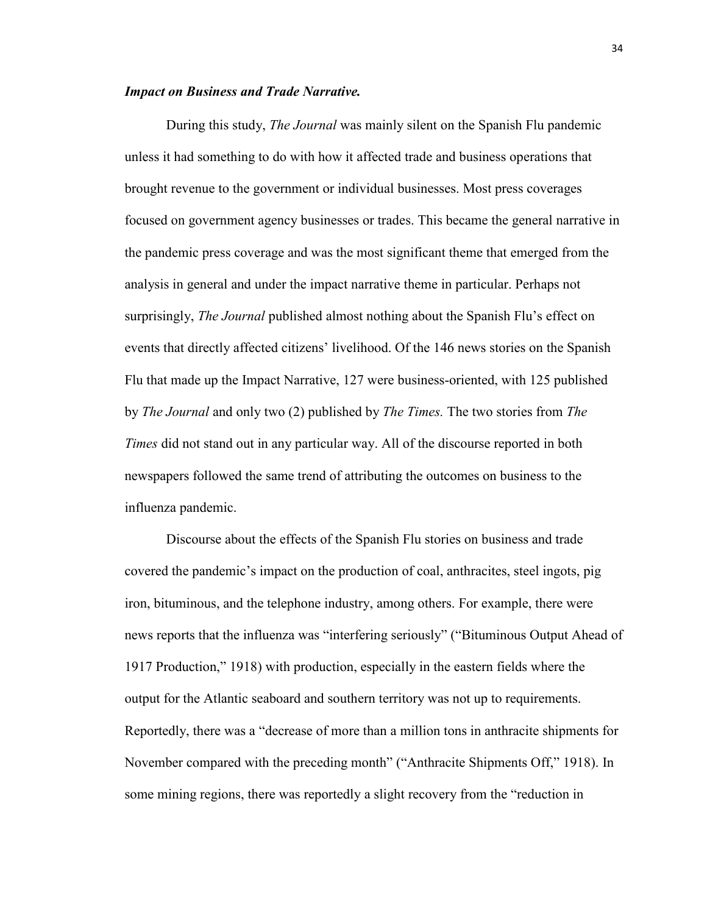***Impact on Business and Trade Narrative.***

During this study, *The Journal* was mainly silent on the Spanish Flu pandemic unless it had something to do with how it affected trade and business operations that brought revenue to the government or individual businesses. Most press coverages focused on government agency businesses or trades. This became the general narrative in the pandemic press coverage and was the most significant theme that emerged from the analysis in general and under the impact narrative theme in particular. Perhaps not surprisingly, *The Journal* published almost nothing about the Spanish Flu's effect on events that directly affected citizens' livelihood. Of the 146 news stories on the Spanish Flu that made up the Impact Narrative, 127 were business-oriented, with 125 published by *The Journal* and only two (2) published by *The Times.* The two stories from *The Times* did not stand out in any particular way. All of the discourse reported in both newspapers followed the same trend of attributing the outcomes on business to the influenza pandemic.

Discourse about the effects of the Spanish Flu stories on business and trade covered the pandemic's impact on the production of coal, anthracites, steel ingots, pig iron, bituminous, and the telephone industry, among others. For example, there were news reports that the influenza was "interfering seriously" ("Bituminous Output Ahead of 1917 Production," 1918) with production, especially in the eastern fields where the output for the Atlantic seaboard and southern territory was not up to requirements. Reportedly, there was a "decrease of more than a million tons in anthracite shipments for November compared with the preceding month" ("Anthracite Shipments Off," 1918). In some mining regions, there was reportedly a slight recovery from the "reduction in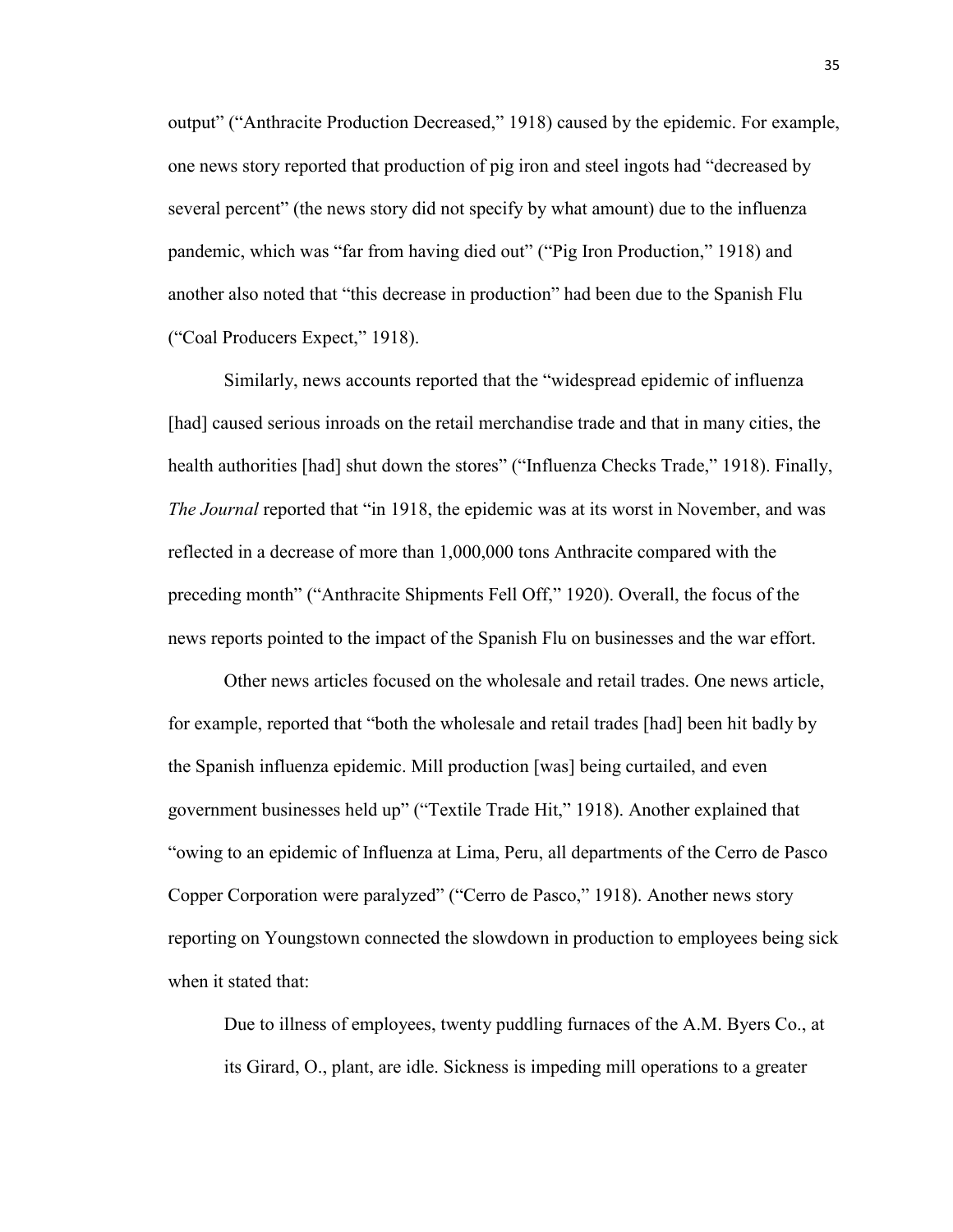output" ("Anthracite Production Decreased," 1918) caused by the epidemic. For example, one news story reported that production of pig iron and steel ingots had "decreased by several percent" (the news story did not specify by what amount) due to the influenza pandemic, which was "far from having died out" ("Pig Iron Production," 1918) and another also noted that "this decrease in production" had been due to the Spanish Flu ("Coal Producers Expect," 1918).

Similarly, news accounts reported that the "widespread epidemic of influenza [had] caused serious inroads on the retail merchandise trade and that in many cities, the health authorities [had] shut down the stores" ("Influenza Checks Trade," 1918). Finally, *The Journal* reported that "in 1918, the epidemic was at its worst in November, and was reflected in a decrease of more than 1,000,000 tons Anthracite compared with the preceding month" ("Anthracite Shipments Fell Off," 1920). Overall, the focus of the news reports pointed to the impact of the Spanish Flu on businesses and the war effort.

Other news articles focused on the wholesale and retail trades. One news article, for example, reported that "both the wholesale and retail trades [had] been hit badly by the Spanish influenza epidemic. Mill production [was] being curtailed, and even government businesses held up" ("Textile Trade Hit," 1918). Another explained that "owing to an epidemic of Influenza at Lima, Peru, all departments of the Cerro de Pasco Copper Corporation were paralyzed" ("Cerro de Pasco," 1918). Another news story reporting on Youngstown connected the slowdown in production to employees being sick when it stated that:

> Due to illness of employees, twenty puddling furnaces of the A.M. Byers Co., at its Girard, O., plant, are idle. Sickness is impeding mill operations to a greater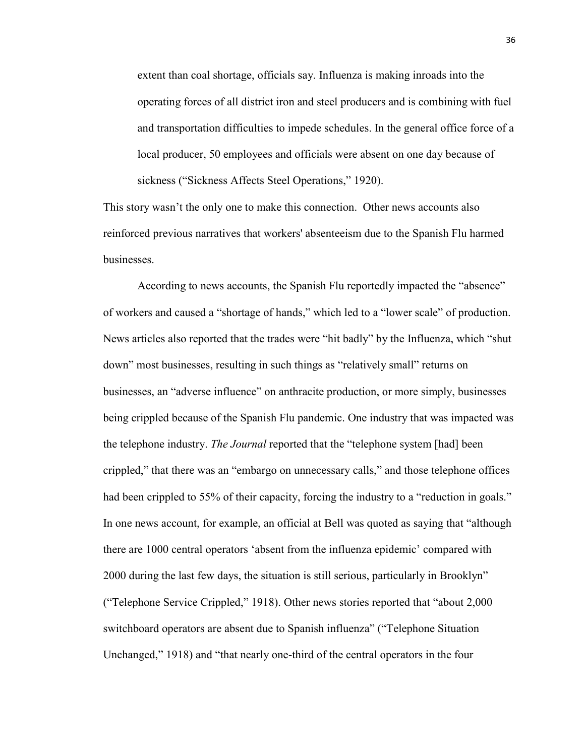> extent than coal shortage, officials say. Influenza is making inroads into the operating forces of all district iron and steel producers and is combining with fuel and transportation difficulties to impede schedules. In the general office force of a local producer, 50 employees and officials were absent on one day because of sickness ("Sickness Affects Steel Operations," 1920).

This story wasn't the only one to make this connection. Other news accounts also reinforced previous narratives that workers' absenteeism due to the Spanish Flu harmed businesses.

According to news accounts, the Spanish Flu reportedly impacted the "absence" of workers and caused a "shortage of hands," which led to a "lower scale" of production. News articles also reported that the trades were "hit badly" by the Influenza, which "shut down" most businesses, resulting in such things as "relatively small" returns on businesses, an "adverse influence" on anthracite production, or more simply, businesses being crippled because of the Spanish Flu pandemic. One industry that was impacted was the telephone industry. *The Journal* reported that the "telephone system [had] been crippled," that there was an "embargo on unnecessary calls," and those telephone offices had been crippled to 55% of their capacity, forcing the industry to a "reduction in goals." In one news account, for example, an official at Bell was quoted as saying that "although there are 1000 central operators 'absent from the influenza epidemic' compared with 2000 during the last few days, the situation is still serious, particularly in Brooklyn" ("Telephone Service Crippled," 1918). Other news stories reported that "about 2,000 switchboard operators are absent due to Spanish influenza" ("Telephone Situation Unchanged," 1918) and "that nearly one-third of the central operators in the four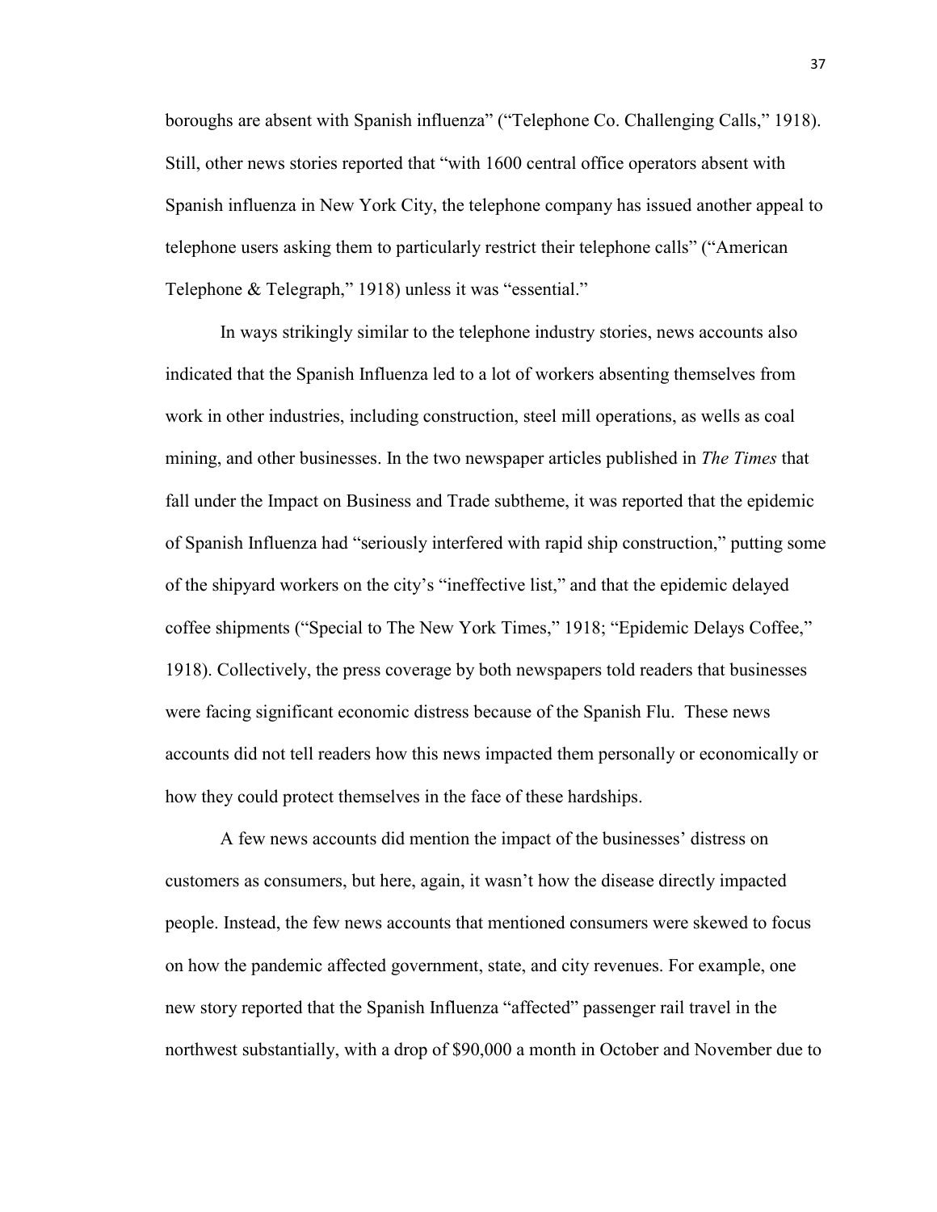boroughs are absent with Spanish influenza" ("Telephone Co. Challenging Calls," 1918). Still, other news stories reported that "with 1600 central office operators absent with Spanish influenza in New York City, the telephone company has issued another appeal to telephone users asking them to particularly restrict their telephone calls" ("American Telephone & Telegraph," 1918) unless it was "essential."

In ways strikingly similar to the telephone industry stories, news accounts also indicated that the Spanish Influenza led to a lot of workers absenting themselves from work in other industries, including construction, steel mill operations, as wells as coal mining, and other businesses. In the two newspaper articles published in *The Times* that fall under the Impact on Business and Trade subtheme, it was reported that the epidemic of Spanish Influenza had "seriously interfered with rapid ship construction," putting some of the shipyard workers on the city's "ineffective list," and that the epidemic delayed coffee shipments ("Special to The New York Times," 1918; "Epidemic Delays Coffee," 1918). Collectively, the press coverage by both newspapers told readers that businesses were facing significant economic distress because of the Spanish Flu. These news accounts did not tell readers how this news impacted them personally or economically or how they could protect themselves in the face of these hardships.

A few news accounts did mention the impact of the businesses' distress on customers as consumers, but here, again, it wasn't how the disease directly impacted people. Instead, the few news accounts that mentioned consumers were skewed to focus on how the pandemic affected government, state, and city revenues. For example, one new story reported that the Spanish Influenza "affected" passenger rail travel in the northwest substantially, with a drop of $90,000 a month in October and November due to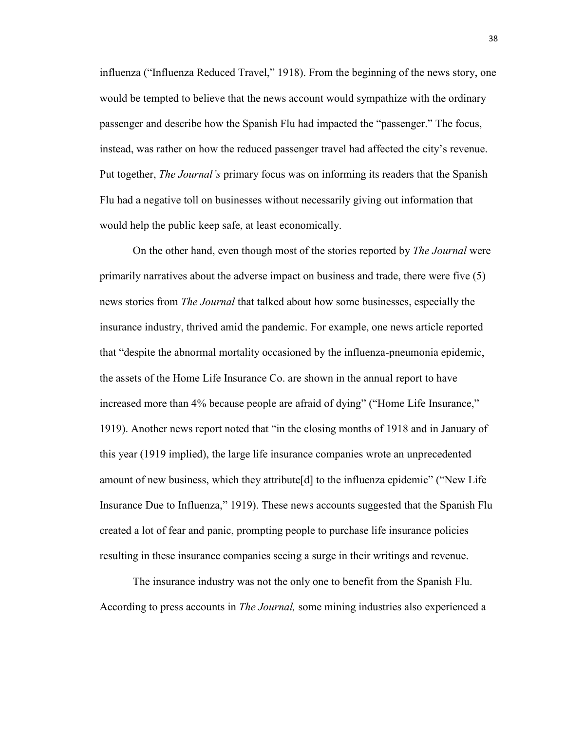influenza ("Influenza Reduced Travel," 1918). From the beginning of the news story, one would be tempted to believe that the news account would sympathize with the ordinary passenger and describe how the Spanish Flu had impacted the "passenger." The focus, instead, was rather on how the reduced passenger travel had affected the city's revenue. Put together, *The Journal's* primary focus was on informing its readers that the Spanish Flu had a negative toll on businesses without necessarily giving out information that would help the public keep safe, at least economically.

On the other hand, even though most of the stories reported by *The Journal* were primarily narratives about the adverse impact on business and trade, there were five (5) news stories from *The Journal* that talked about how some businesses, especially the insurance industry, thrived amid the pandemic. For example, one news article reported that "despite the abnormal mortality occasioned by the influenza-pneumonia epidemic, the assets of the Home Life Insurance Co. are shown in the annual report to have increased more than 4% because people are afraid of dying" ("Home Life Insurance," 1919). Another news report noted that "in the closing months of 1918 and in January of this year (1919 implied), the large life insurance companies wrote an unprecedented amount of new business, which they attribute[d] to the influenza epidemic" ("New Life Insurance Due to Influenza," 1919). These news accounts suggested that the Spanish Flu created a lot of fear and panic, prompting people to purchase life insurance policies resulting in these insurance companies seeing a surge in their writings and revenue.

The insurance industry was not the only one to benefit from the Spanish Flu. According to press accounts in *The Journal,* some mining industries also experienced a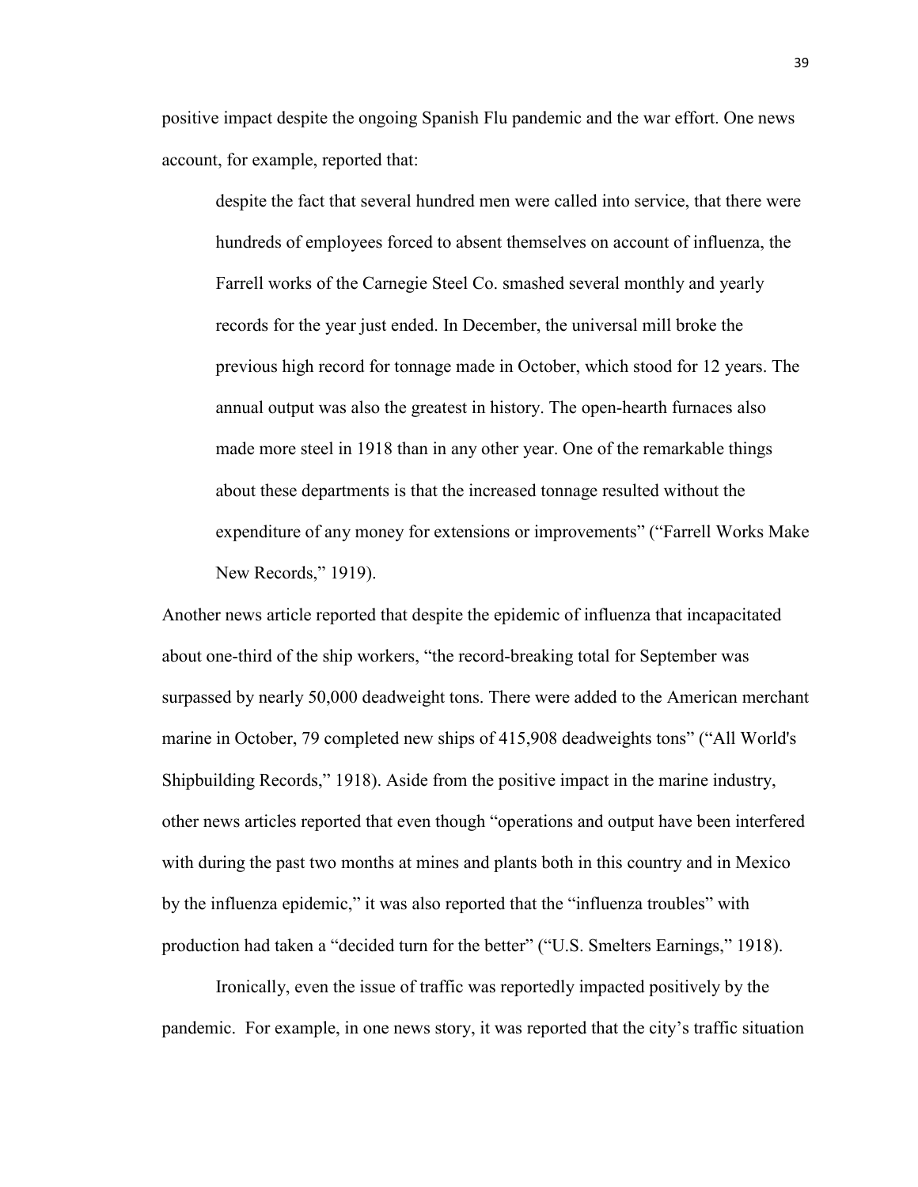positive impact despite the ongoing Spanish Flu pandemic and the war effort. One news account, for example, reported that:

> despite the fact that several hundred men were called into service, that there were hundreds of employees forced to absent themselves on account of influenza, the Farrell works of the Carnegie Steel Co. smashed several monthly and yearly records for the year just ended. In December, the universal mill broke the previous high record for tonnage made in October, which stood for 12 years. The annual output was also the greatest in history. The open-hearth furnaces also made more steel in 1918 than in any other year. One of the remarkable things about these departments is that the increased tonnage resulted without the expenditure of any money for extensions or improvements" ("Farrell Works Make New Records," 1919).

Another news article reported that despite the epidemic of influenza that incapacitated about one-third of the ship workers, "the record-breaking total for September was surpassed by nearly 50,000 deadweight tons. There were added to the American merchant marine in October, 79 completed new ships of 415,908 deadweights tons" ("All World's Shipbuilding Records," 1918). Aside from the positive impact in the marine industry, other news articles reported that even though "operations and output have been interfered with during the past two months at mines and plants both in this country and in Mexico by the influenza epidemic," it was also reported that the "influenza troubles" with production had taken a "decided turn for the better" ("U.S. Smelters Earnings," 1918).

Ironically, even the issue of traffic was reportedly impacted positively by the pandemic. For example, in one news story, it was reported that the city's traffic situation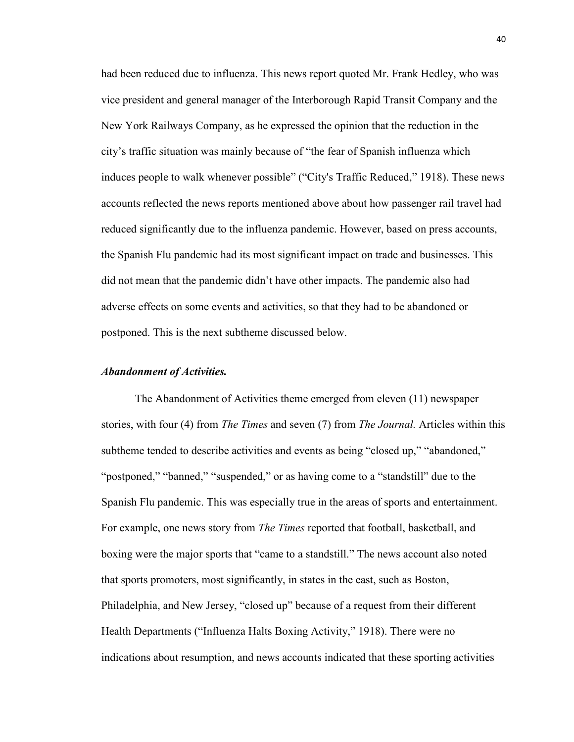had been reduced due to influenza. This news report quoted Mr. Frank Hedley, who was vice president and general manager of the Interborough Rapid Transit Company and the New York Railways Company, as he expressed the opinion that the reduction in the city's traffic situation was mainly because of "the fear of Spanish influenza which induces people to walk whenever possible" ("City's Traffic Reduced," 1918). These news accounts reflected the news reports mentioned above about how passenger rail travel had reduced significantly due to the influenza pandemic. However, based on press accounts, the Spanish Flu pandemic had its most significant impact on trade and businesses. This did not mean that the pandemic didn't have other impacts. The pandemic also had adverse effects on some events and activities, so that they had to be abandoned or postponed. This is the next subtheme discussed below.

#### ***Abandonment of Activities.***

The Abandonment of Activities theme emerged from eleven (11) newspaper stories, with four (4) from *The Times* and seven (7) from *The Journal.* Articles within this subtheme tended to describe activities and events as being "closed up," "abandoned," "postponed," "banned," "suspended," or as having come to a "standstill" due to the Spanish Flu pandemic. This was especially true in the areas of sports and entertainment. For example, one news story from *The Times* reported that football, basketball, and boxing were the major sports that "came to a standstill." The news account also noted that sports promoters, most significantly, in states in the east, such as Boston, Philadelphia, and New Jersey, "closed up" because of a request from their different Health Departments ("Influenza Halts Boxing Activity," 1918). There were no indications about resumption, and news accounts indicated that these sporting activities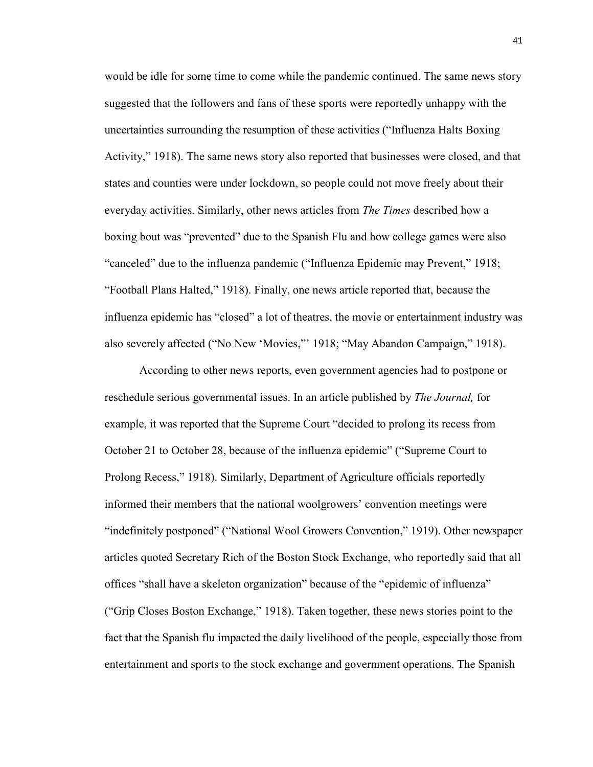would be idle for some time to come while the pandemic continued. The same news story suggested that the followers and fans of these sports were reportedly unhappy with the uncertainties surrounding the resumption of these activities ("Influenza Halts Boxing Activity," 1918). The same news story also reported that businesses were closed, and that states and counties were under lockdown, so people could not move freely about their everyday activities. Similarly, other news articles from *The Times* described how a boxing bout was "prevented" due to the Spanish Flu and how college games were also "canceled" due to the influenza pandemic ("Influenza Epidemic may Prevent," 1918; "Football Plans Halted," 1918). Finally, one news article reported that, because the influenza epidemic has "closed" a lot of theatres, the movie or entertainment industry was also severely affected ("No New 'Movies,"' 1918; "May Abandon Campaign," 1918).

According to other news reports, even government agencies had to postpone or reschedule serious governmental issues. In an article published by *The Journal,* for example, it was reported that the Supreme Court "decided to prolong its recess from October 21 to October 28, because of the influenza epidemic" ("Supreme Court to Prolong Recess," 1918). Similarly, Department of Agriculture officials reportedly informed their members that the national woolgrowers' convention meetings were "indefinitely postponed" ("National Wool Growers Convention," 1919). Other newspaper articles quoted Secretary Rich of the Boston Stock Exchange, who reportedly said that all offices "shall have a skeleton organization" because of the "epidemic of influenza" ("Grip Closes Boston Exchange," 1918). Taken together, these news stories point to the fact that the Spanish flu impacted the daily livelihood of the people, especially those from entertainment and sports to the stock exchange and government operations. The Spanish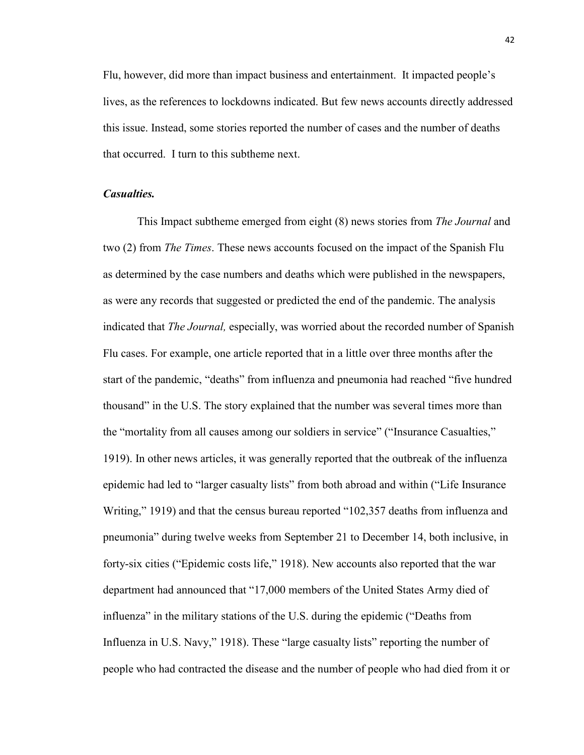Flu, however, did more than impact business and entertainment. It impacted people's lives, as the references to lockdowns indicated. But few news accounts directly addressed this issue. Instead, some stories reported the number of cases and the number of deaths that occurred. I turn to this subtheme next.

***Casualties.***

This Impact subtheme emerged from eight (8) news stories from *The Journal* and two (2) from *The Times*. These news accounts focused on the impact of the Spanish Flu as determined by the case numbers and deaths which were published in the newspapers, as were any records that suggested or predicted the end of the pandemic. The analysis indicated that *The Journal,* especially, was worried about the recorded number of Spanish Flu cases. For example, one article reported that in a little over three months after the start of the pandemic, "deaths" from influenza and pneumonia had reached "five hundred thousand" in the U.S. The story explained that the number was several times more than the "mortality from all causes among our soldiers in service" ("Insurance Casualties," 1919). In other news articles, it was generally reported that the outbreak of the influenza epidemic had led to "larger casualty lists" from both abroad and within ("Life Insurance Writing," 1919) and that the census bureau reported "102,357 deaths from influenza and pneumonia" during twelve weeks from September 21 to December 14, both inclusive, in forty-six cities ("Epidemic costs life," 1918). New accounts also reported that the war department had announced that "17,000 members of the United States Army died of influenza" in the military stations of the U.S. during the epidemic ("Deaths from Influenza in U.S. Navy," 1918). These "large casualty lists" reporting the number of people who had contracted the disease and the number of people who had died from it or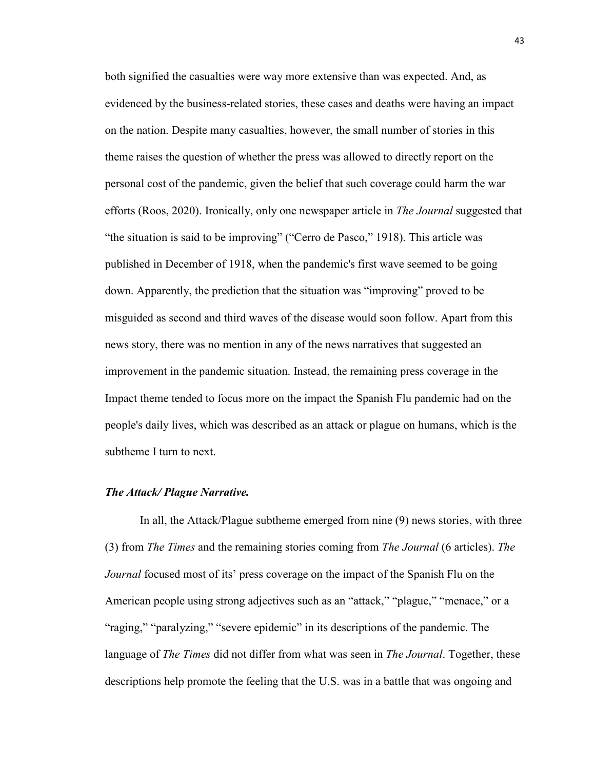both signified the casualties were way more extensive than was expected. And, as evidenced by the business-related stories, these cases and deaths were having an impact on the nation. Despite many casualties, however, the small number of stories in this theme raises the question of whether the press was allowed to directly report on the personal cost of the pandemic, given the belief that such coverage could harm the war efforts (Roos, 2020). Ironically, only one newspaper article in *The Journal* suggested that "the situation is said to be improving" ("Cerro de Pasco," 1918). This article was published in December of 1918, when the pandemic's first wave seemed to be going down. Apparently, the prediction that the situation was "improving" proved to be misguided as second and third waves of the disease would soon follow. Apart from this news story, there was no mention in any of the news narratives that suggested an improvement in the pandemic situation. Instead, the remaining press coverage in the Impact theme tended to focus more on the impact the Spanish Flu pandemic had on the people's daily lives, which was described as an attack or plague on humans, which is the subtheme I turn to next.

***The Attack/ Plague Narrative.***

In all, the Attack/Plague subtheme emerged from nine (9) news stories, with three (3) from *The Times* and the remaining stories coming from *The Journal* (6 articles). *The Journal* focused most of its' press coverage on the impact of the Spanish Flu on the American people using strong adjectives such as an "attack," "plague," "menace," or a "raging," "paralyzing," "severe epidemic" in its descriptions of the pandemic. The language of *The Times* did not differ from what was seen in *The Journal*. Together, these descriptions help promote the feeling that the U.S. was in a battle that was ongoing and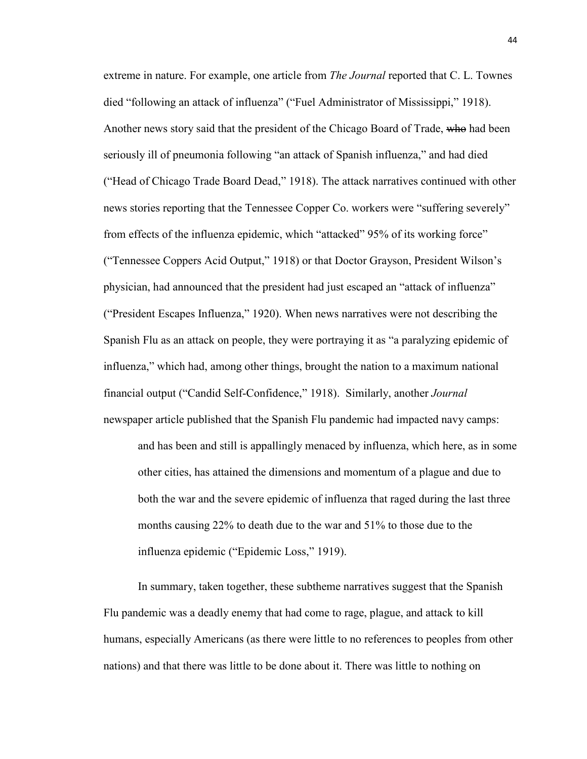extreme in nature. For example, one article from *The Journal* reported that C. L. Townes died "following an attack of influenza" ("Fuel Administrator of Mississippi," 1918). Another news story said that the president of the Chicago Board of Trade, ~~who~~ had been seriously ill of pneumonia following "an attack of Spanish influenza," and had died ("Head of Chicago Trade Board Dead," 1918). The attack narratives continued with other news stories reporting that the Tennessee Copper Co. workers were "suffering severely" from effects of the influenza epidemic, which "attacked" 95% of its working force" ("Tennessee Coppers Acid Output," 1918) or that Doctor Grayson, President Wilson's physician, had announced that the president had just escaped an "attack of influenza" ("President Escapes Influenza," 1920). When news narratives were not describing the Spanish Flu as an attack on people, they were portraying it as "a paralyzing epidemic of influenza," which had, among other things, brought the nation to a maximum national financial output ("Candid Self-Confidence," 1918). Similarly, another *Journal* newspaper article published that the Spanish Flu pandemic had impacted navy camps:

> and has been and still is appallingly menaced by influenza, which here, as in some other cities, has attained the dimensions and momentum of a plague and due to both the war and the severe epidemic of influenza that raged during the last three months causing 22% to death due to the war and 51% to those due to the influenza epidemic ("Epidemic Loss," 1919).

In summary, taken together, these subtheme narratives suggest that the Spanish Flu pandemic was a deadly enemy that had come to rage, plague, and attack to kill humans, especially Americans (as there were little to no references to peoples from other nations) and that there was little to be done about it. There was little to nothing on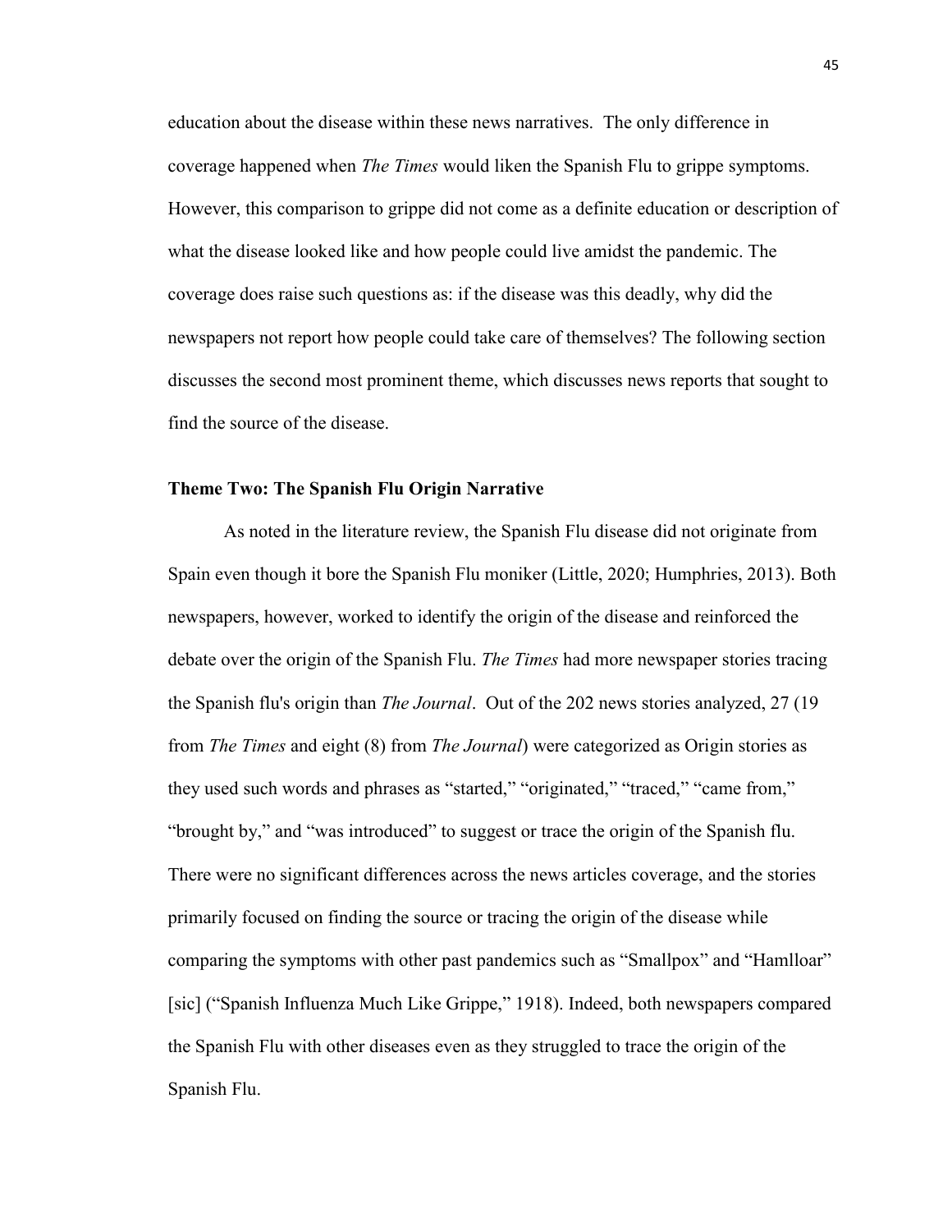education about the disease within these news narratives. The only difference in coverage happened when *The Times* would liken the Spanish Flu to grippe symptoms. However, this comparison to grippe did not come as a definite education or description of what the disease looked like and how people could live amidst the pandemic. The coverage does raise such questions as: if the disease was this deadly, why did the newspapers not report how people could take care of themselves? The following section discusses the second most prominent theme, which discusses news reports that sought to find the source of the disease.

### Theme Two: The Spanish Flu Origin Narrative

As noted in the literature review, the Spanish Flu disease did not originate from Spain even though it bore the Spanish Flu moniker (Little, 2020; Humphries, 2013). Both newspapers, however, worked to identify the origin of the disease and reinforced the debate over the origin of the Spanish Flu. *The Times* had more newspaper stories tracing the Spanish flu's origin than *The Journal*. Out of the 202 news stories analyzed, 27 (19 from *The Times* and eight (8) from *The Journal*) were categorized as Origin stories as they used such words and phrases as "started," "originated," "traced," "came from," "brought by," and "was introduced" to suggest or trace the origin of the Spanish flu. There were no significant differences across the news articles coverage, and the stories primarily focused on finding the source or tracing the origin of the disease while comparing the symptoms with other past pandemics such as "Smallpox" and "Hamlloar" [sic] ("Spanish Influenza Much Like Grippe," 1918). Indeed, both newspapers compared the Spanish Flu with other diseases even as they struggled to trace the origin of the Spanish Flu.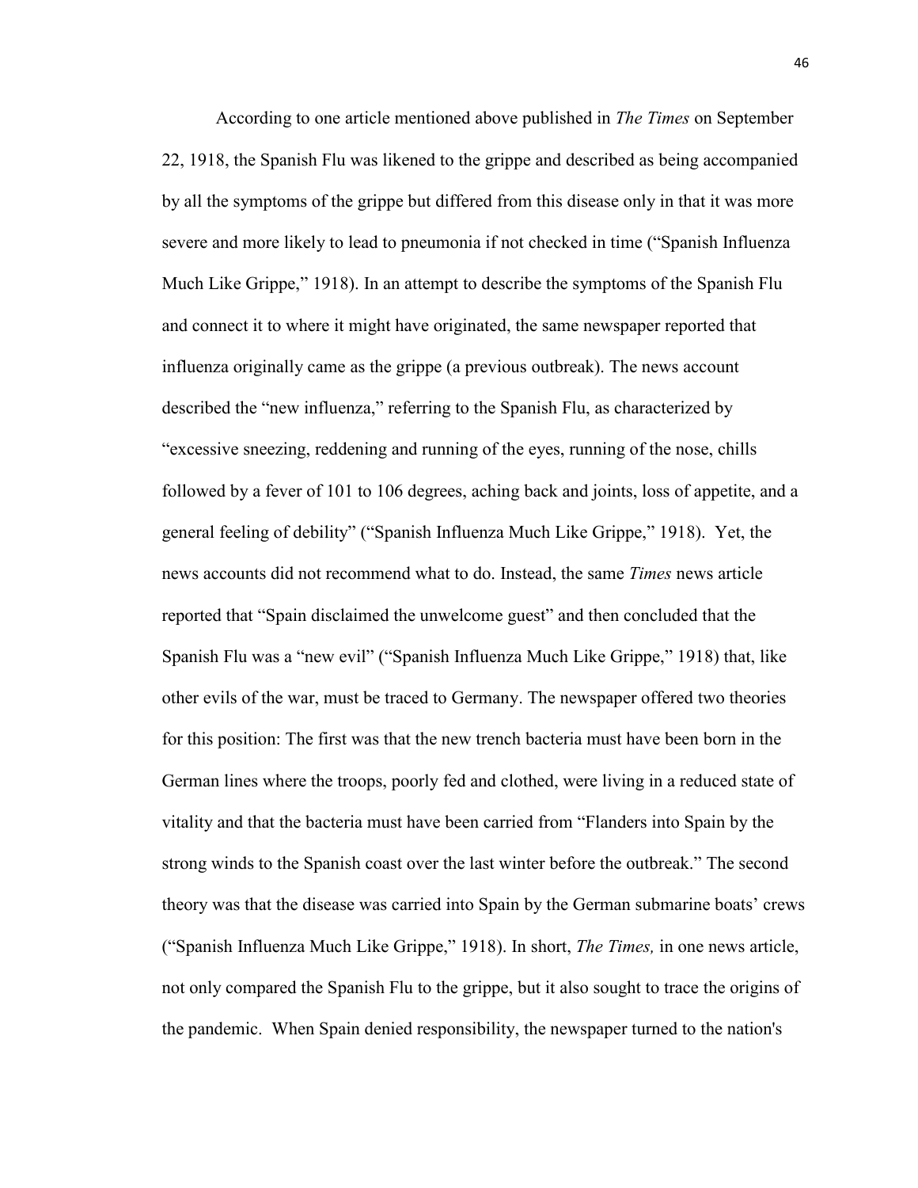According to one article mentioned above published in *The Times* on September 22, 1918, the Spanish Flu was likened to the grippe and described as being accompanied by all the symptoms of the grippe but differed from this disease only in that it was more severe and more likely to lead to pneumonia if not checked in time ("Spanish Influenza Much Like Grippe," 1918). In an attempt to describe the symptoms of the Spanish Flu and connect it to where it might have originated, the same newspaper reported that influenza originally came as the grippe (a previous outbreak). The news account described the "new influenza," referring to the Spanish Flu, as characterized by "excessive sneezing, reddening and running of the eyes, running of the nose, chills followed by a fever of 101 to 106 degrees, aching back and joints, loss of appetite, and a general feeling of debility" ("Spanish Influenza Much Like Grippe," 1918). Yet, the news accounts did not recommend what to do. Instead, the same *Times* news article reported that "Spain disclaimed the unwelcome guest" and then concluded that the Spanish Flu was a "new evil" ("Spanish Influenza Much Like Grippe," 1918) that, like other evils of the war, must be traced to Germany. The newspaper offered two theories for this position: The first was that the new trench bacteria must have been born in the German lines where the troops, poorly fed and clothed, were living in a reduced state of vitality and that the bacteria must have been carried from "Flanders into Spain by the strong winds to the Spanish coast over the last winter before the outbreak." The second theory was that the disease was carried into Spain by the German submarine boats' crews ("Spanish Influenza Much Like Grippe," 1918). In short, *The Times,* in one news article, not only compared the Spanish Flu to the grippe, but it also sought to trace the origins of the pandemic. When Spain denied responsibility, the newspaper turned to the nation's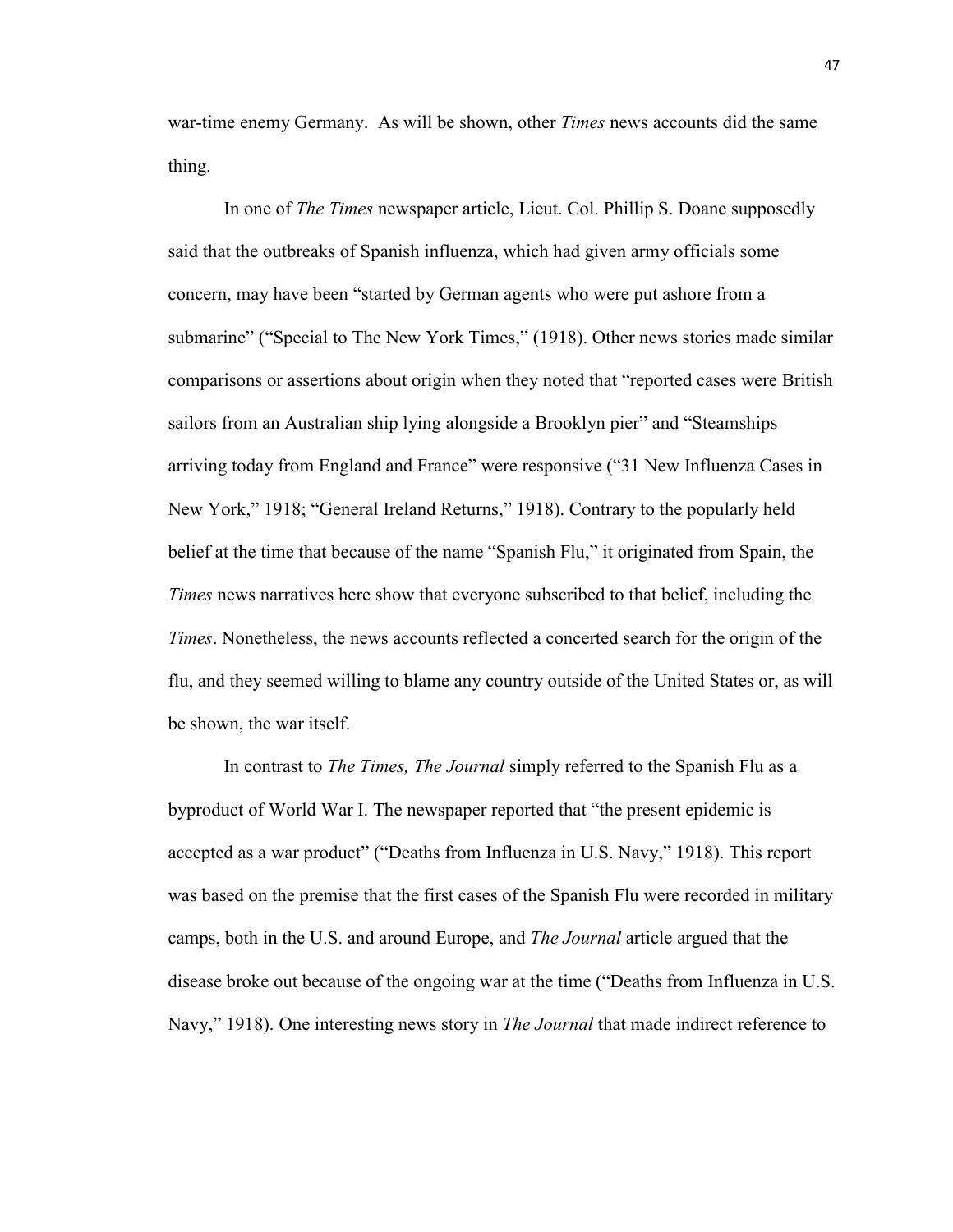war-time enemy Germany. As will be shown, other *Times* news accounts did the same thing.

In one of *The Times* newspaper article, Lieut. Col. Phillip S. Doane supposedly said that the outbreaks of Spanish influenza, which had given army officials some concern, may have been "started by German agents who were put ashore from a submarine" ("Special to The New York Times," (1918). Other news stories made similar comparisons or assertions about origin when they noted that "reported cases were British sailors from an Australian ship lying alongside a Brooklyn pier" and "Steamships arriving today from England and France" were responsive ("31 New Influenza Cases in New York," 1918; "General Ireland Returns," 1918). Contrary to the popularly held belief at the time that because of the name "Spanish Flu," it originated from Spain, the *Times* news narratives here show that everyone subscribed to that belief, including the *Times*. Nonetheless, the news accounts reflected a concerted search for the origin of the flu, and they seemed willing to blame any country outside of the United States or, as will be shown, the war itself.

In contrast to *The Times, The Journal* simply referred to the Spanish Flu as a byproduct of World War I. The newspaper reported that "the present epidemic is accepted as a war product" ("Deaths from Influenza in U.S. Navy," 1918). This report was based on the premise that the first cases of the Spanish Flu were recorded in military camps, both in the U.S. and around Europe, and *The Journal* article argued that the disease broke out because of the ongoing war at the time ("Deaths from Influenza in U.S. Navy," 1918). One interesting news story in *The Journal* that made indirect reference to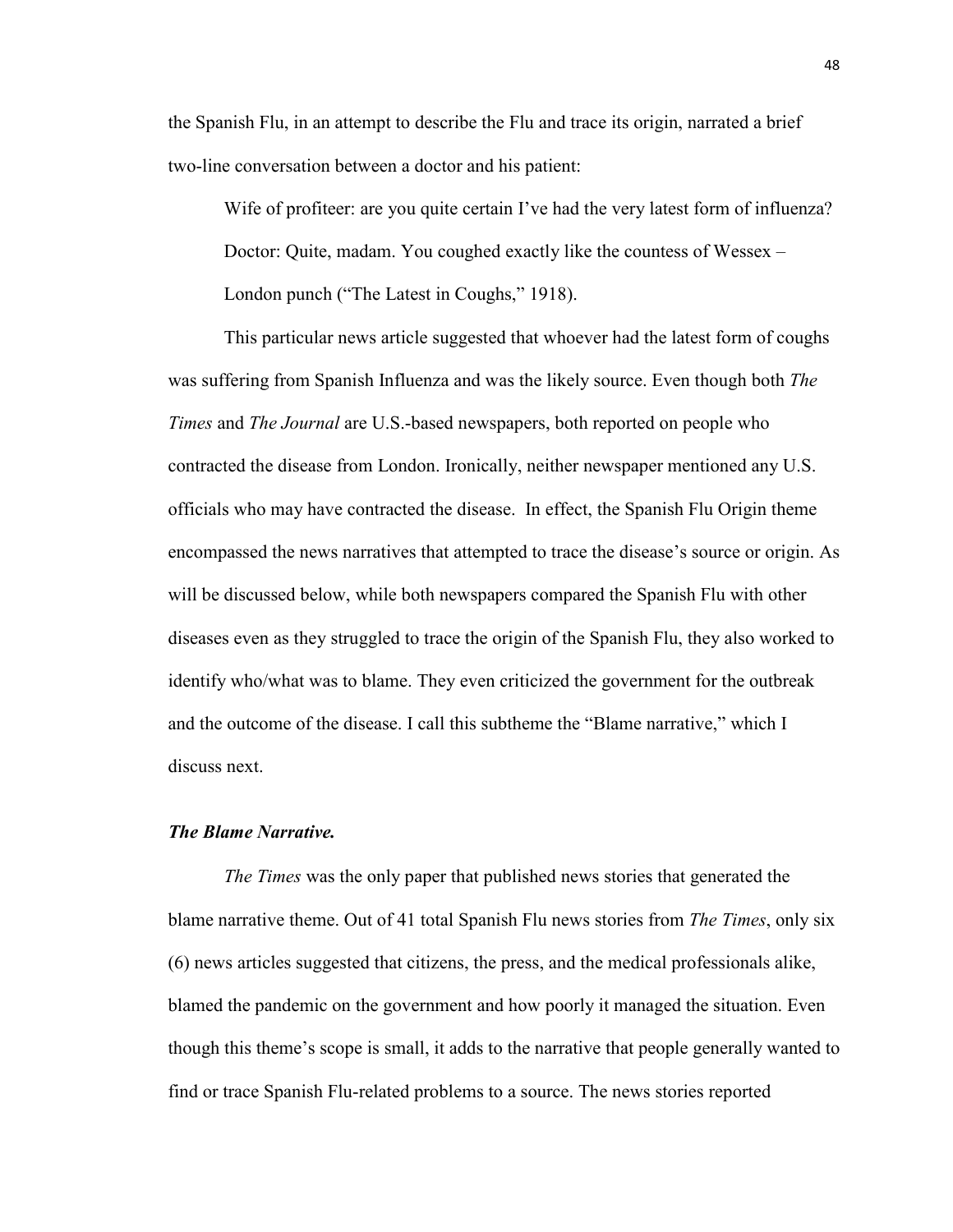the Spanish Flu, in an attempt to describe the Flu and trace its origin, narrated a brief two-line conversation between a doctor and his patient:

> Wife of profiteer: are you quite certain I've had the very latest form of influenza?
> Doctor: Quite, madam. You coughed exactly like the countess of Wessex – London punch ("The Latest in Coughs," 1918).

This particular news article suggested that whoever had the latest form of coughs was suffering from Spanish Influenza and was the likely source. Even though both *The Times* and *The Journal* are U.S.-based newspapers, both reported on people who contracted the disease from London. Ironically, neither newspaper mentioned any U.S. officials who may have contracted the disease. In effect, the Spanish Flu Origin theme encompassed the news narratives that attempted to trace the disease's source or origin. As will be discussed below, while both newspapers compared the Spanish Flu with other diseases even as they struggled to trace the origin of the Spanish Flu, they also worked to identify who/what was to blame. They even criticized the government for the outbreak and the outcome of the disease. I call this subtheme the "Blame narrative," which I discuss next.

***The Blame Narrative.***

*The Times* was the only paper that published news stories that generated the blame narrative theme. Out of 41 total Spanish Flu news stories from *The Times*, only six (6) news articles suggested that citizens, the press, and the medical professionals alike, blamed the pandemic on the government and how poorly it managed the situation. Even though this theme's scope is small, it adds to the narrative that people generally wanted to find or trace Spanish Flu-related problems to a source. The news stories reported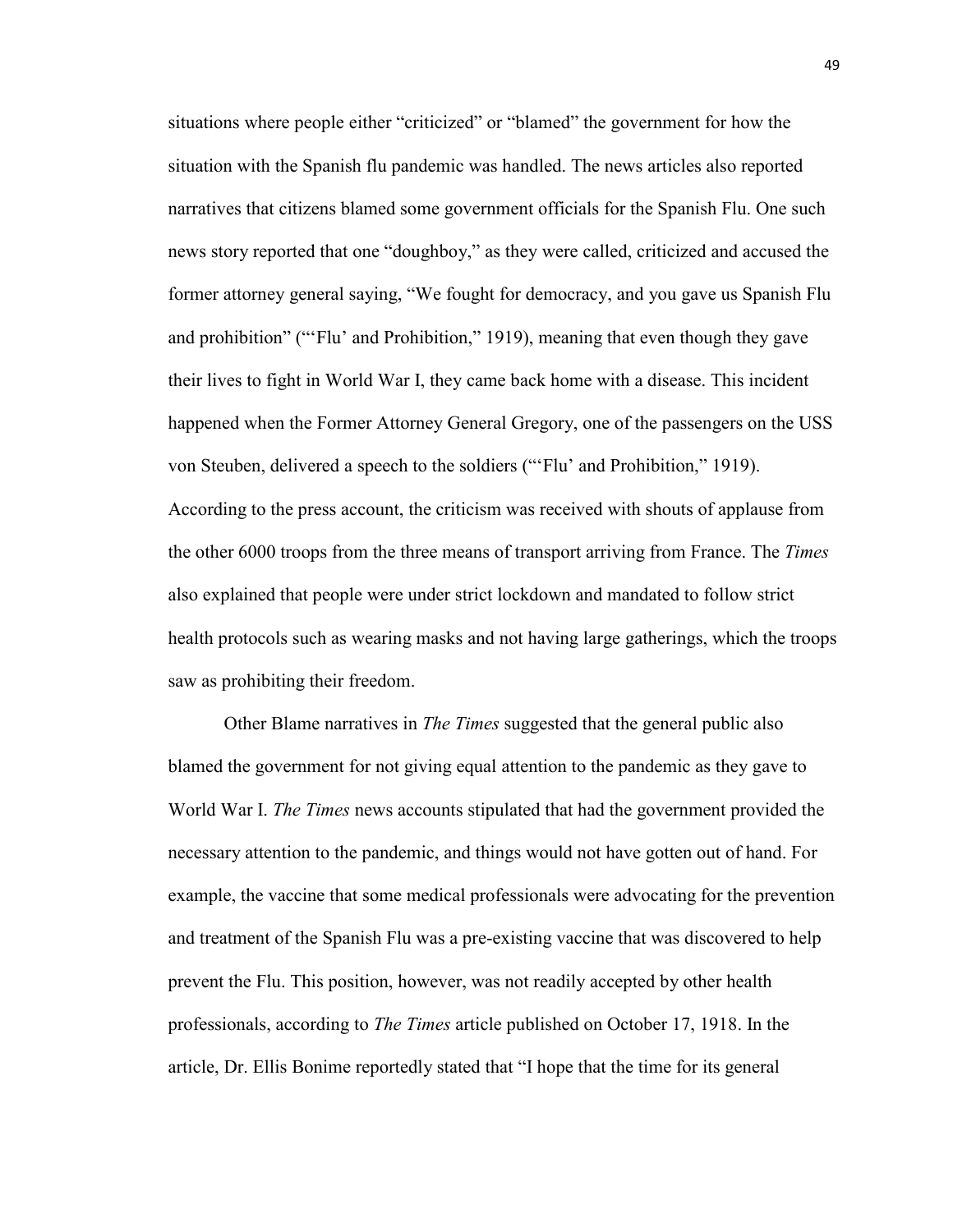situations where people either "criticized" or "blamed" the government for how the situation with the Spanish flu pandemic was handled. The news articles also reported narratives that citizens blamed some government officials for the Spanish Flu. One such news story reported that one "doughboy," as they were called, criticized and accused the former attorney general saying, "We fought for democracy, and you gave us Spanish Flu and prohibition" ("'Flu' and Prohibition," 1919), meaning that even though they gave their lives to fight in World War I, they came back home with a disease. This incident happened when the Former Attorney General Gregory, one of the passengers on the USS von Steuben, delivered a speech to the soldiers ("'Flu' and Prohibition," 1919). According to the press account, the criticism was received with shouts of applause from the other 6000 troops from the three means of transport arriving from France. The *Times* also explained that people were under strict lockdown and mandated to follow strict health protocols such as wearing masks and not having large gatherings, which the troops saw as prohibiting their freedom.

Other Blame narratives in *The Times* suggested that the general public also blamed the government for not giving equal attention to the pandemic as they gave to World War I. *The Times* news accounts stipulated that had the government provided the necessary attention to the pandemic, and things would not have gotten out of hand. For example, the vaccine that some medical professionals were advocating for the prevention and treatment of the Spanish Flu was a pre-existing vaccine that was discovered to help prevent the Flu. This position, however, was not readily accepted by other health professionals, according to *The Times* article published on October 17, 1918. In the article, Dr. Ellis Bonime reportedly stated that "I hope that the time for its general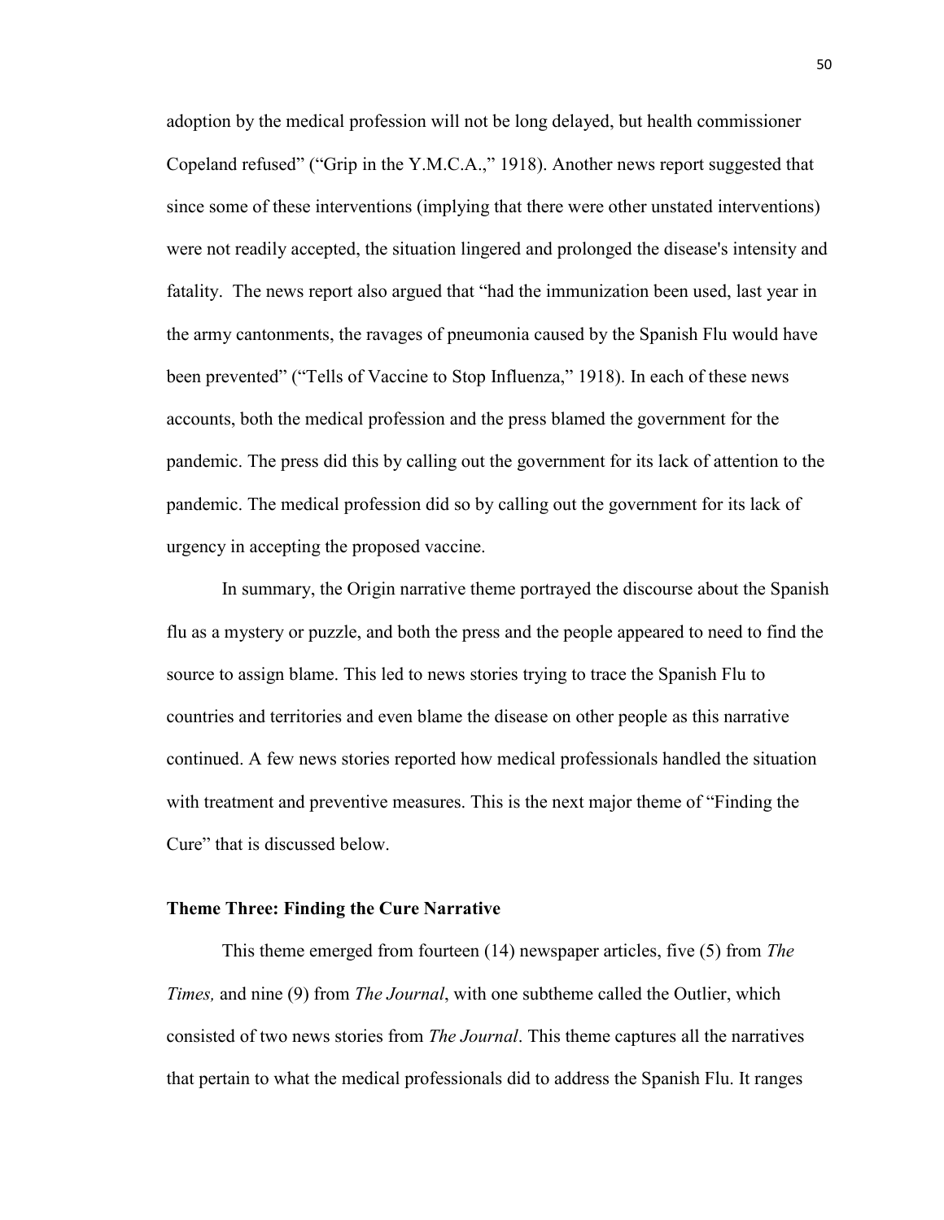adoption by the medical profession will not be long delayed, but health commissioner Copeland refused" ("Grip in the Y.M.C.A.," 1918). Another news report suggested that since some of these interventions (implying that there were other unstated interventions) were not readily accepted, the situation lingered and prolonged the disease's intensity and fatality. The news report also argued that "had the immunization been used, last year in the army cantonments, the ravages of pneumonia caused by the Spanish Flu would have been prevented" ("Tells of Vaccine to Stop Influenza," 1918). In each of these news accounts, both the medical profession and the press blamed the government for the pandemic. The press did this by calling out the government for its lack of attention to the pandemic. The medical profession did so by calling out the government for its lack of urgency in accepting the proposed vaccine.

In summary, the Origin narrative theme portrayed the discourse about the Spanish flu as a mystery or puzzle, and both the press and the people appeared to need to find the source to assign blame. This led to news stories trying to trace the Spanish Flu to countries and territories and even blame the disease on other people as this narrative continued. A few news stories reported how medical professionals handled the situation with treatment and preventive measures. This is the next major theme of "Finding the Cure" that is discussed below.

**Theme Three: Finding the Cure Narrative**

This theme emerged from fourteen (14) newspaper articles, five (5) from *The Times,* and nine (9) from *The Journal*, with one subtheme called the Outlier, which consisted of two news stories from *The Journal*. This theme captures all the narratives that pertain to what the medical professionals did to address the Spanish Flu. It ranges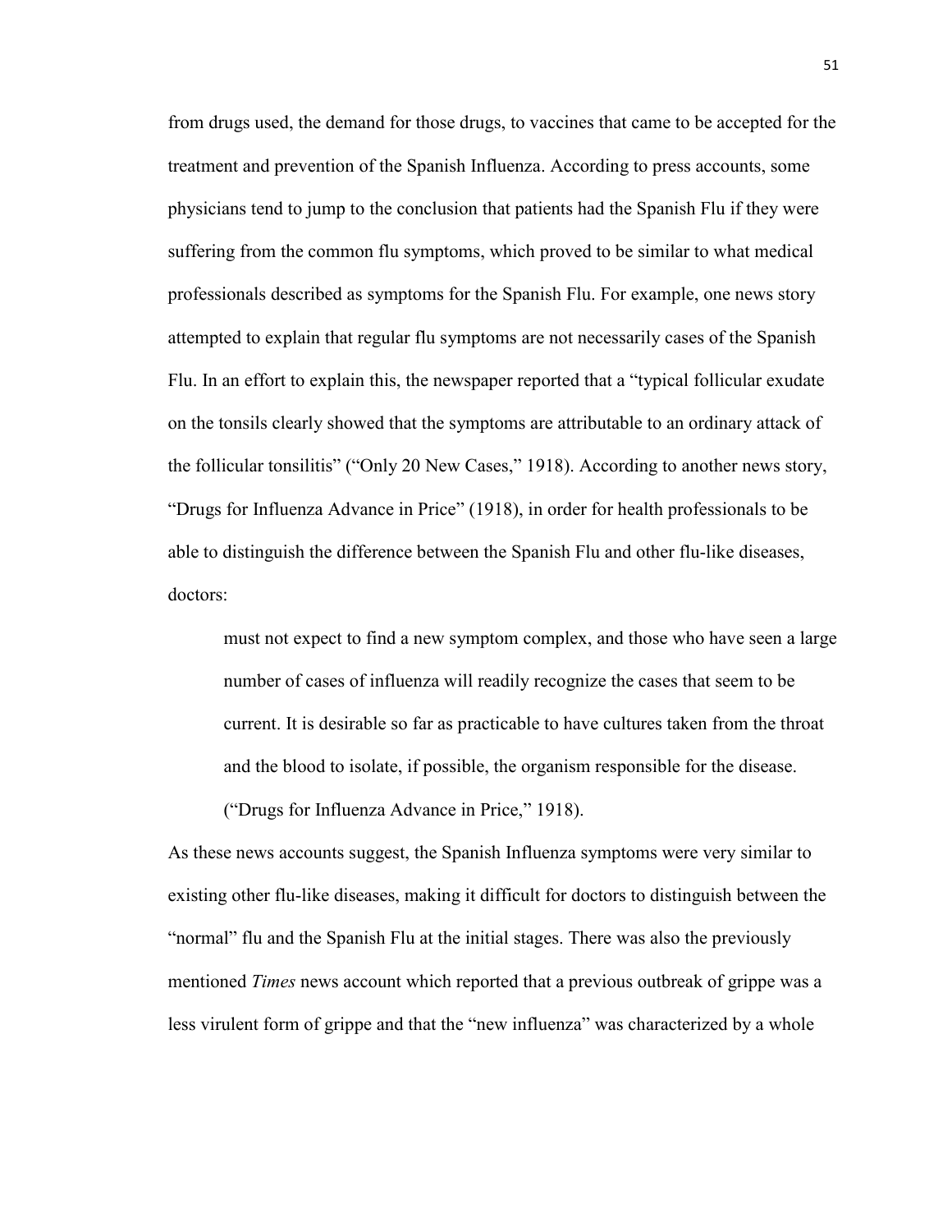from drugs used, the demand for those drugs, to vaccines that came to be accepted for the treatment and prevention of the Spanish Influenza. According to press accounts, some physicians tend to jump to the conclusion that patients had the Spanish Flu if they were suffering from the common flu symptoms, which proved to be similar to what medical professionals described as symptoms for the Spanish Flu. For example, one news story attempted to explain that regular flu symptoms are not necessarily cases of the Spanish Flu. In an effort to explain this, the newspaper reported that a "typical follicular exudate on the tonsils clearly showed that the symptoms are attributable to an ordinary attack of the follicular tonsilitis" ("Only 20 New Cases," 1918). According to another news story, "Drugs for Influenza Advance in Price" (1918), in order for health professionals to be able to distinguish the difference between the Spanish Flu and other flu-like diseases, doctors:

> must not expect to find a new symptom complex, and those who have seen a large number of cases of influenza will readily recognize the cases that seem to be current. It is desirable so far as practicable to have cultures taken from the throat and the blood to isolate, if possible, the organism responsible for the disease. ("Drugs for Influenza Advance in Price," 1918).

As these news accounts suggest, the Spanish Influenza symptoms were very similar to existing other flu-like diseases, making it difficult for doctors to distinguish between the "normal" flu and the Spanish Flu at the initial stages. There was also the previously mentioned *Times* news account which reported that a previous outbreak of grippe was a less virulent form of grippe and that the "new influenza" was characterized by a whole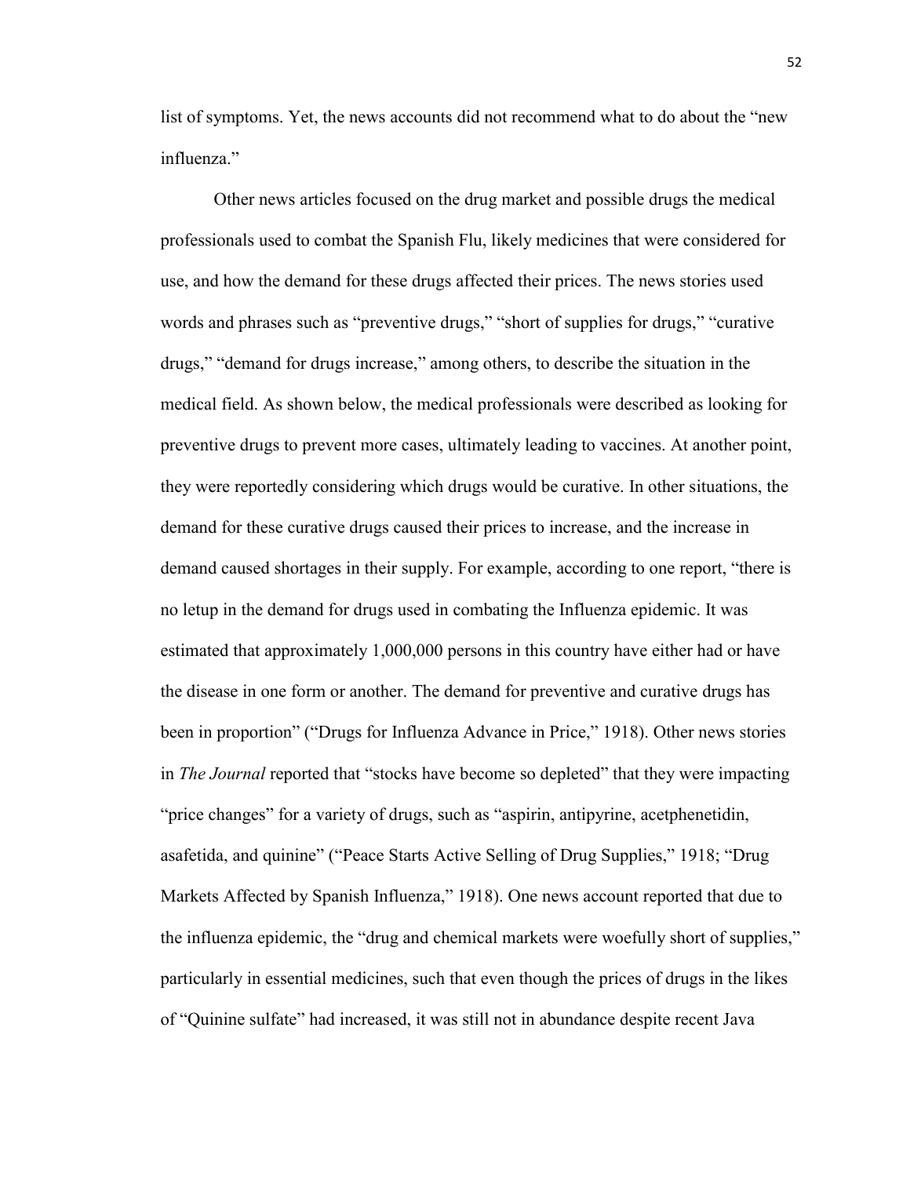list of symptoms. Yet, the news accounts did not recommend what to do about the "new influenza."

Other news articles focused on the drug market and possible drugs the medical professionals used to combat the Spanish Flu, likely medicines that were considered for use, and how the demand for these drugs affected their prices. The news stories used words and phrases such as "preventive drugs," "short of supplies for drugs," "curative drugs," "demand for drugs increase," among others, to describe the situation in the medical field. As shown below, the medical professionals were described as looking for preventive drugs to prevent more cases, ultimately leading to vaccines. At another point, they were reportedly considering which drugs would be curative. In other situations, the demand for these curative drugs caused their prices to increase, and the increase in demand caused shortages in their supply. For example, according to one report, "there is no letup in the demand for drugs used in combating the Influenza epidemic. It was estimated that approximately 1,000,000 persons in this country have either had or have the disease in one form or another. The demand for preventive and curative drugs has been in proportion" ("Drugs for Influenza Advance in Price," 1918). Other news stories in *The Journal* reported that "stocks have become so depleted" that they were impacting "price changes" for a variety of drugs, such as "aspirin, antipyrine, acetphenetidin, asafetida, and quinine" ("Peace Starts Active Selling of Drug Supplies," 1918; "Drug Markets Affected by Spanish Influenza," 1918). One news account reported that due to the influenza epidemic, the "drug and chemical markets were woefully short of supplies," particularly in essential medicines, such that even though the prices of drugs in the likes of "Quinine sulfate" had increased, it was still not in abundance despite recent Java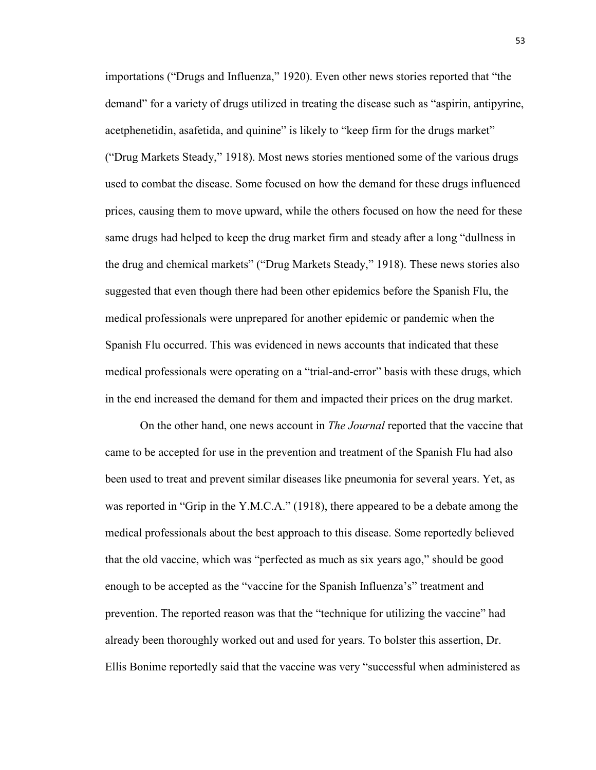importations ("Drugs and Influenza," 1920). Even other news stories reported that "the demand" for a variety of drugs utilized in treating the disease such as "aspirin, antipyrine, acetphenetidin, asafetida, and quinine" is likely to "keep firm for the drugs market" ("Drug Markets Steady," 1918). Most news stories mentioned some of the various drugs used to combat the disease. Some focused on how the demand for these drugs influenced prices, causing them to move upward, while the others focused on how the need for these same drugs had helped to keep the drug market firm and steady after a long "dullness in the drug and chemical markets" ("Drug Markets Steady," 1918). These news stories also suggested that even though there had been other epidemics before the Spanish Flu, the medical professionals were unprepared for another epidemic or pandemic when the Spanish Flu occurred. This was evidenced in news accounts that indicated that these medical professionals were operating on a "trial-and-error" basis with these drugs, which in the end increased the demand for them and impacted their prices on the drug market.

On the other hand, one news account in *The Journal* reported that the vaccine that came to be accepted for use in the prevention and treatment of the Spanish Flu had also been used to treat and prevent similar diseases like pneumonia for several years. Yet, as was reported in "Grip in the Y.M.C.A." (1918), there appeared to be a debate among the medical professionals about the best approach to this disease. Some reportedly believed that the old vaccine, which was "perfected as much as six years ago," should be good enough to be accepted as the "vaccine for the Spanish Influenza's" treatment and prevention. The reported reason was that the "technique for utilizing the vaccine" had already been thoroughly worked out and used for years. To bolster this assertion, Dr. Ellis Bonime reportedly said that the vaccine was very "successful when administered as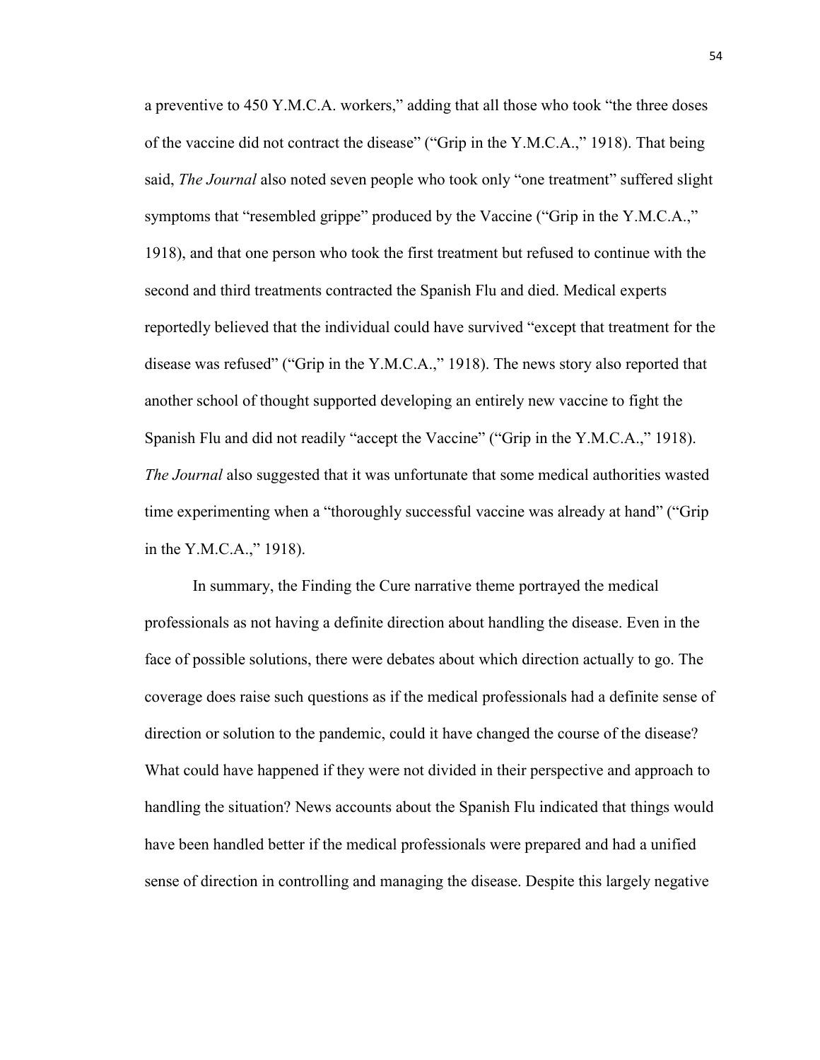a preventive to 450 Y.M.C.A. workers," adding that all those who took "the three doses of the vaccine did not contract the disease" ("Grip in the Y.M.C.A.," 1918). That being said, *The Journal* also noted seven people who took only "one treatment" suffered slight symptoms that "resembled grippe" produced by the Vaccine ("Grip in the Y.M.C.A.," 1918), and that one person who took the first treatment but refused to continue with the second and third treatments contracted the Spanish Flu and died. Medical experts reportedly believed that the individual could have survived "except that treatment for the disease was refused" ("Grip in the Y.M.C.A.," 1918). The news story also reported that another school of thought supported developing an entirely new vaccine to fight the Spanish Flu and did not readily "accept the Vaccine" ("Grip in the Y.M.C.A.," 1918). *The Journal* also suggested that it was unfortunate that some medical authorities wasted time experimenting when a "thoroughly successful vaccine was already at hand" ("Grip in the Y.M.C.A.," 1918).

In summary, the Finding the Cure narrative theme portrayed the medical professionals as not having a definite direction about handling the disease. Even in the face of possible solutions, there were debates about which direction actually to go. The coverage does raise such questions as if the medical professionals had a definite sense of direction or solution to the pandemic, could it have changed the course of the disease? What could have happened if they were not divided in their perspective and approach to handling the situation? News accounts about the Spanish Flu indicated that things would have been handled better if the medical professionals were prepared and had a unified sense of direction in controlling and managing the disease. Despite this largely negative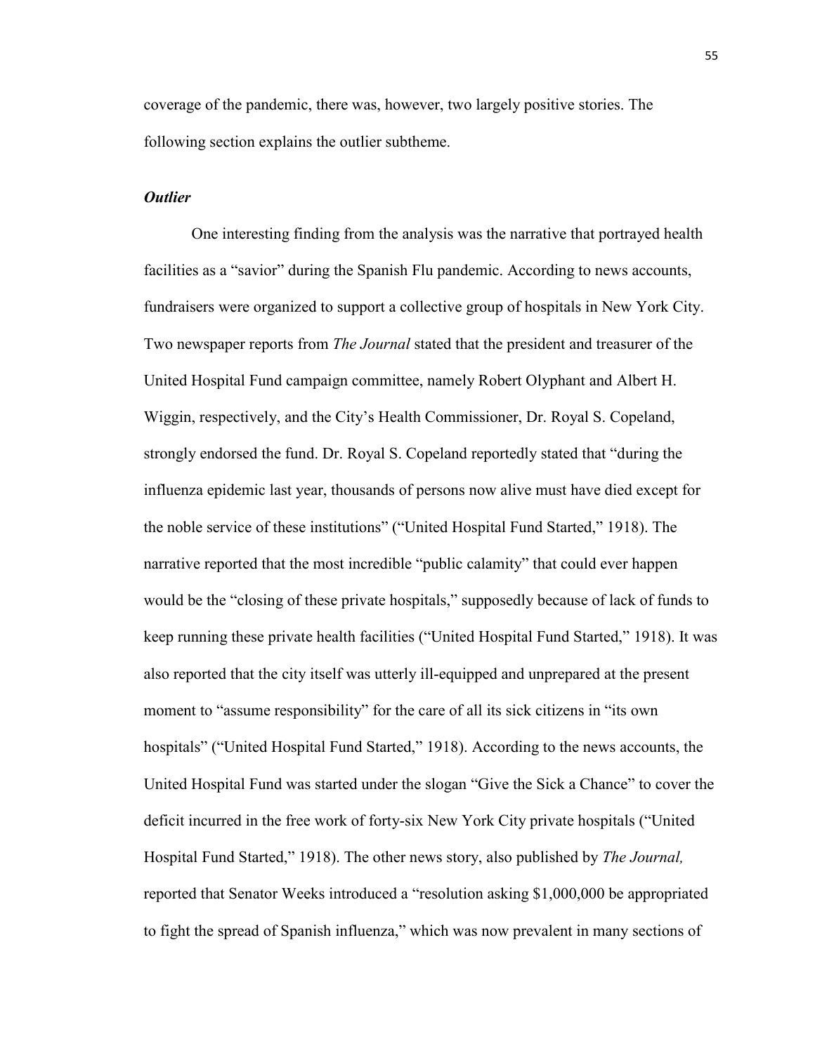coverage of the pandemic, there was, however, two largely positive stories. The following section explains the outlier subtheme.

### *Outlier*

One interesting finding from the analysis was the narrative that portrayed health facilities as a "savior" during the Spanish Flu pandemic. According to news accounts, fundraisers were organized to support a collective group of hospitals in New York City. Two newspaper reports from *The Journal* stated that the president and treasurer of the United Hospital Fund campaign committee, namely Robert Olyphant and Albert H. Wiggin, respectively, and the City's Health Commissioner, Dr. Royal S. Copeland, strongly endorsed the fund. Dr. Royal S. Copeland reportedly stated that "during the influenza epidemic last year, thousands of persons now alive must have died except for the noble service of these institutions" ("United Hospital Fund Started," 1918). The narrative reported that the most incredible "public calamity" that could ever happen would be the "closing of these private hospitals," supposedly because of lack of funds to keep running these private health facilities ("United Hospital Fund Started," 1918). It was also reported that the city itself was utterly ill-equipped and unprepared at the present moment to "assume responsibility" for the care of all its sick citizens in "its own hospitals" ("United Hospital Fund Started," 1918). According to the news accounts, the United Hospital Fund was started under the slogan "Give the Sick a Chance" to cover the deficit incurred in the free work of forty-six New York City private hospitals ("United Hospital Fund Started," 1918). The other news story, also published by *The Journal,* reported that Senator Weeks introduced a "resolution asking $1,000,000 be appropriated to fight the spread of Spanish influenza," which was now prevalent in many sections of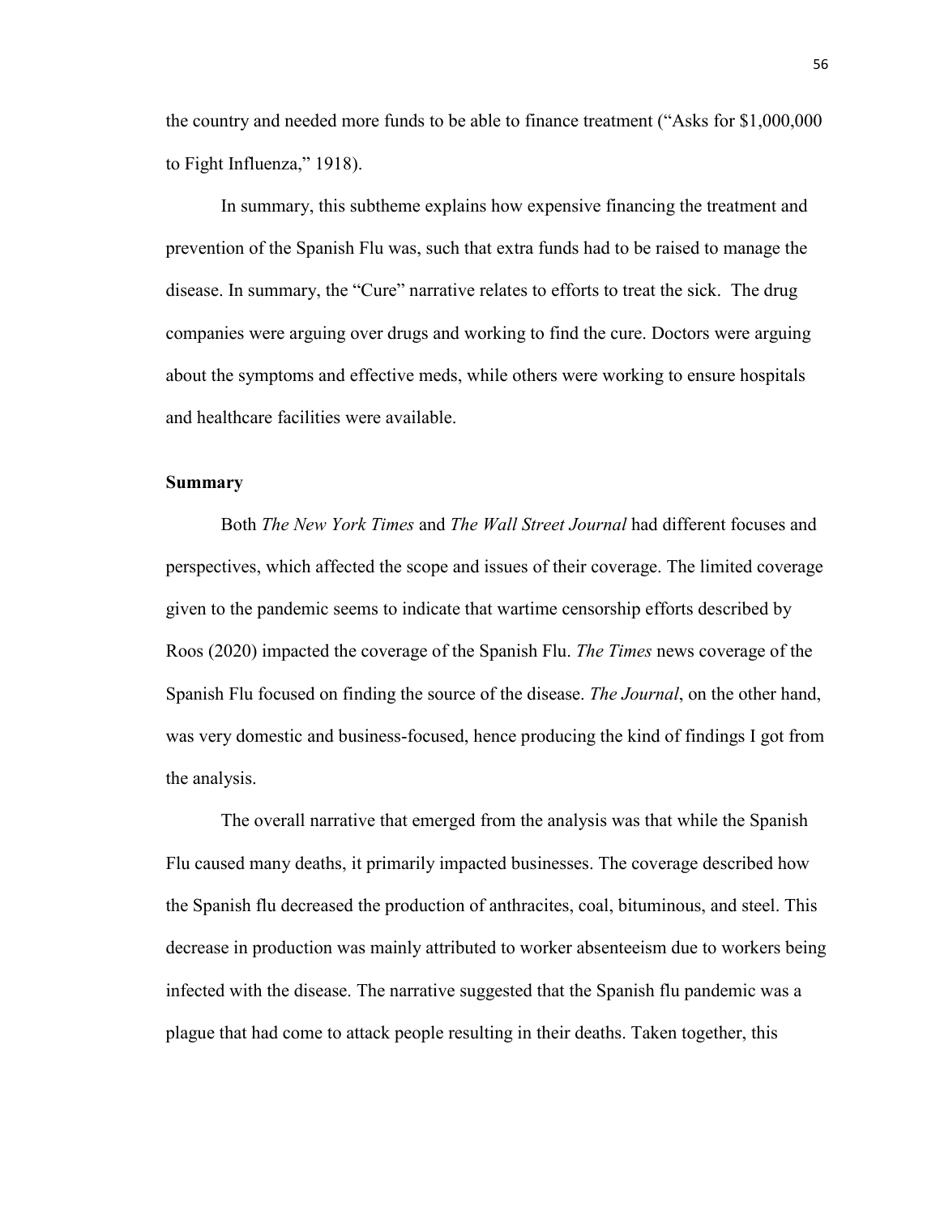the country and needed more funds to be able to finance treatment ("Asks for $1,000,000 to Fight Influenza," 1918).

In summary, this subtheme explains how expensive financing the treatment and prevention of the Spanish Flu was, such that extra funds had to be raised to manage the disease. In summary, the "Cure" narrative relates to efforts to treat the sick. The drug companies were arguing over drugs and working to find the cure. Doctors were arguing about the symptoms and effective meds, while others were working to ensure hospitals and healthcare facilities were available.

**Summary**

Both *The New York Times* and *The Wall Street Journal* had different focuses and perspectives, which affected the scope and issues of their coverage. The limited coverage given to the pandemic seems to indicate that wartime censorship efforts described by Roos (2020) impacted the coverage of the Spanish Flu. *The Times* news coverage of the Spanish Flu focused on finding the source of the disease. *The Journal*, on the other hand, was very domestic and business-focused, hence producing the kind of findings I got from the analysis.

The overall narrative that emerged from the analysis was that while the Spanish Flu caused many deaths, it primarily impacted businesses. The coverage described how the Spanish flu decreased the production of anthracites, coal, bituminous, and steel. This decrease in production was mainly attributed to worker absenteeism due to workers being infected with the disease. The narrative suggested that the Spanish flu pandemic was a plague that had come to attack people resulting in their deaths. Taken together, this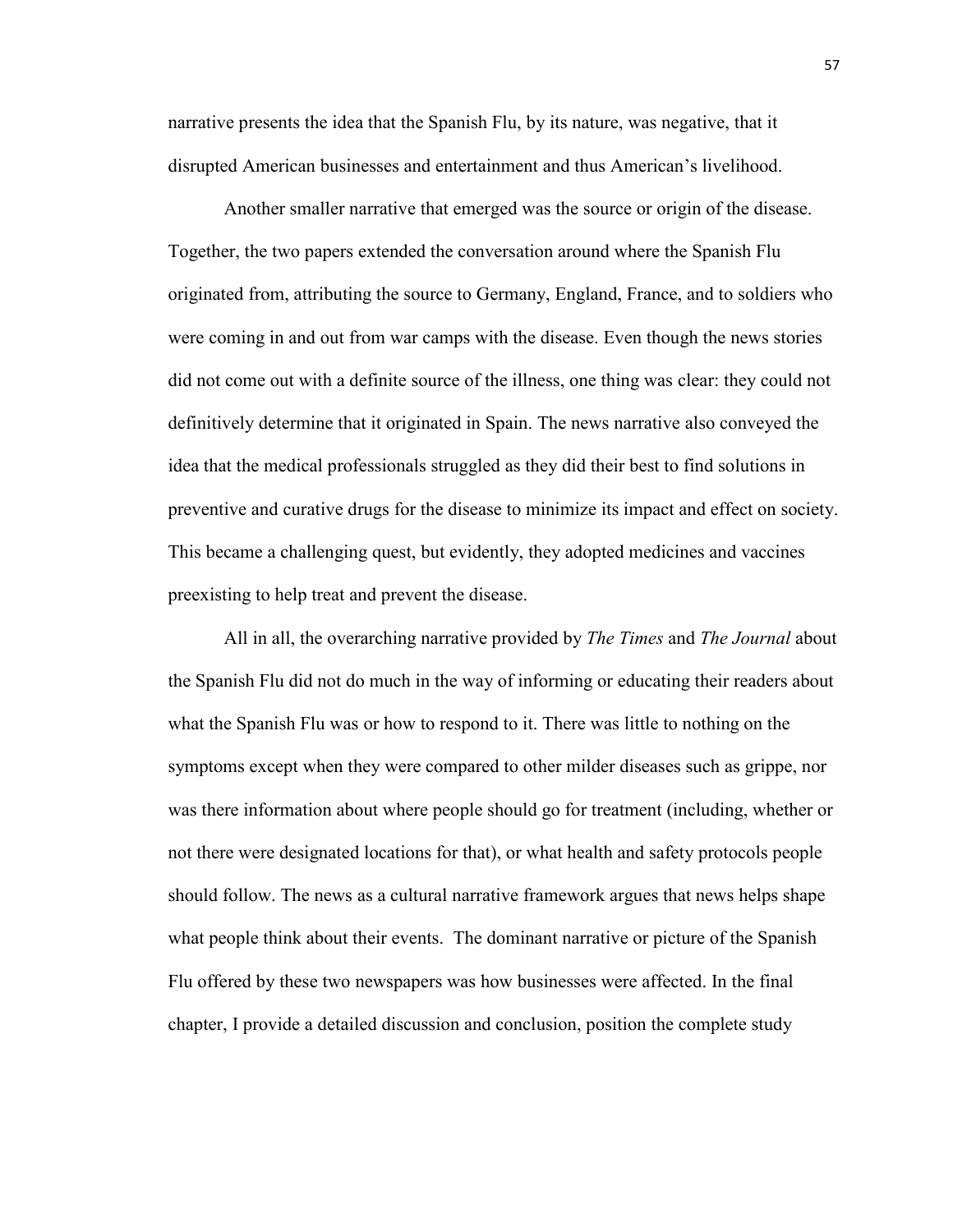narrative presents the idea that the Spanish Flu, by its nature, was negative, that it disrupted American businesses and entertainment and thus American's livelihood.

Another smaller narrative that emerged was the source or origin of the disease. Together, the two papers extended the conversation around where the Spanish Flu originated from, attributing the source to Germany, England, France, and to soldiers who were coming in and out from war camps with the disease. Even though the news stories did not come out with a definite source of the illness, one thing was clear: they could not definitively determine that it originated in Spain. The news narrative also conveyed the idea that the medical professionals struggled as they did their best to find solutions in preventive and curative drugs for the disease to minimize its impact and effect on society. This became a challenging quest, but evidently, they adopted medicines and vaccines preexisting to help treat and prevent the disease.

All in all, the overarching narrative provided by *The Times* and *The Journal* about the Spanish Flu did not do much in the way of informing or educating their readers about what the Spanish Flu was or how to respond to it. There was little to nothing on the symptoms except when they were compared to other milder diseases such as grippe, nor was there information about where people should go for treatment (including, whether or not there were designated locations for that), or what health and safety protocols people should follow. The news as a cultural narrative framework argues that news helps shape what people think about their events. The dominant narrative or picture of the Spanish Flu offered by these two newspapers was how businesses were affected. In the final chapter, I provide a detailed discussion and conclusion, position the complete study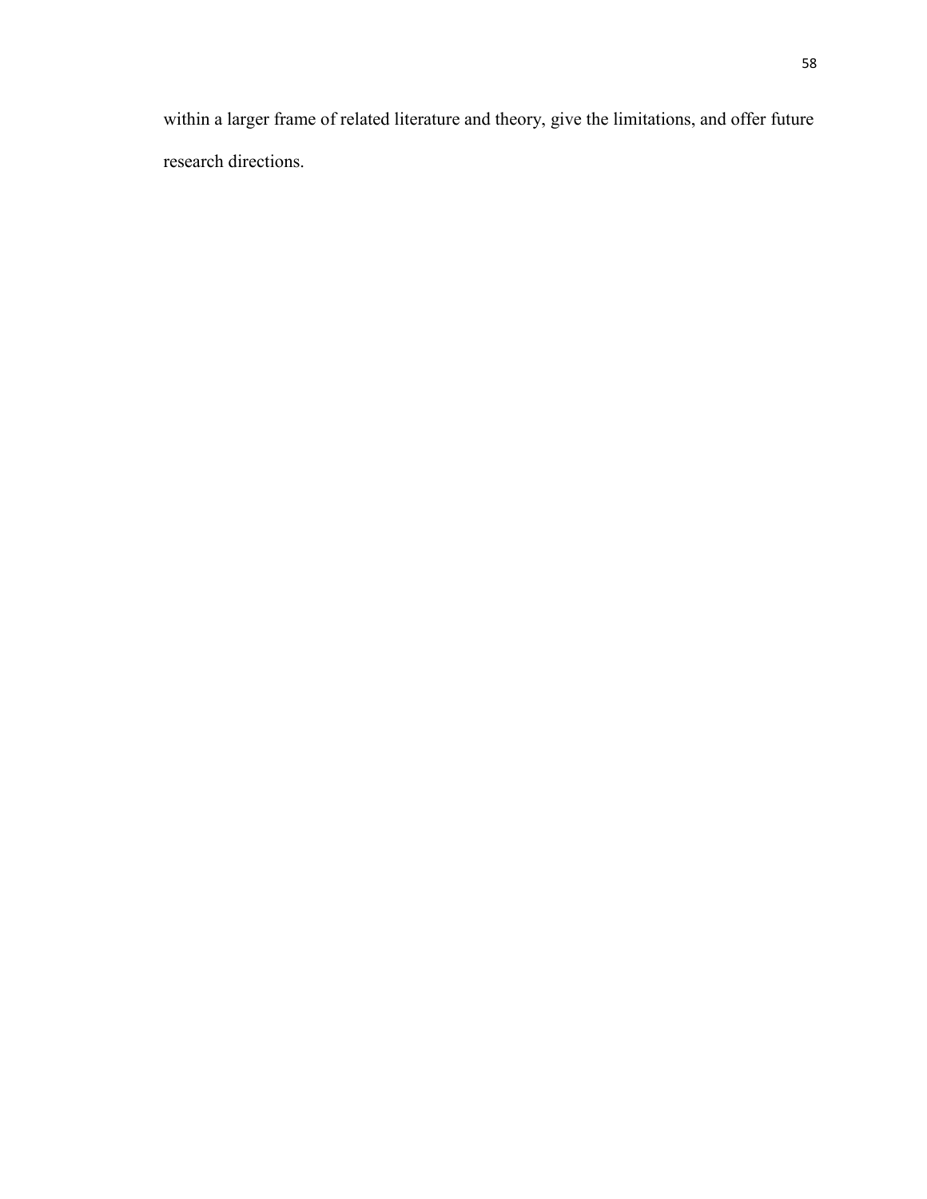within a larger frame of related literature and theory, give the limitations, and offer future research directions.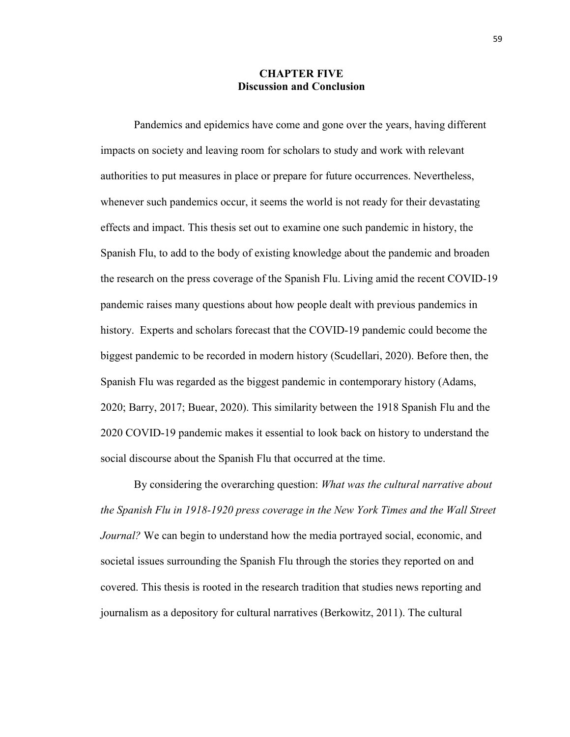# CHAPTER FIVE
## Discussion and Conclusion

Pandemics and epidemics have come and gone over the years, having different impacts on society and leaving room for scholars to study and work with relevant authorities to put measures in place or prepare for future occurrences. Nevertheless, whenever such pandemics occur, it seems the world is not ready for their devastating effects and impact. This thesis set out to examine one such pandemic in history, the Spanish Flu, to add to the body of existing knowledge about the pandemic and broaden the research on the press coverage of the Spanish Flu. Living amid the recent COVID-19 pandemic raises many questions about how people dealt with previous pandemics in history. Experts and scholars forecast that the COVID-19 pandemic could become the biggest pandemic to be recorded in modern history (Scudellari, 2020). Before then, the Spanish Flu was regarded as the biggest pandemic in contemporary history (Adams, 2020; Barry, 2017; Buear, 2020). This similarity between the 1918 Spanish Flu and the 2020 COVID-19 pandemic makes it essential to look back on history to understand the social discourse about the Spanish Flu that occurred at the time.

By considering the overarching question: *What was the cultural narrative about the Spanish Flu in 1918-1920 press coverage in the New York Times and the Wall Street Journal?* We can begin to understand how the media portrayed social, economic, and societal issues surrounding the Spanish Flu through the stories they reported on and covered. This thesis is rooted in the research tradition that studies news reporting and journalism as a depository for cultural narratives (Berkowitz, 2011). The cultural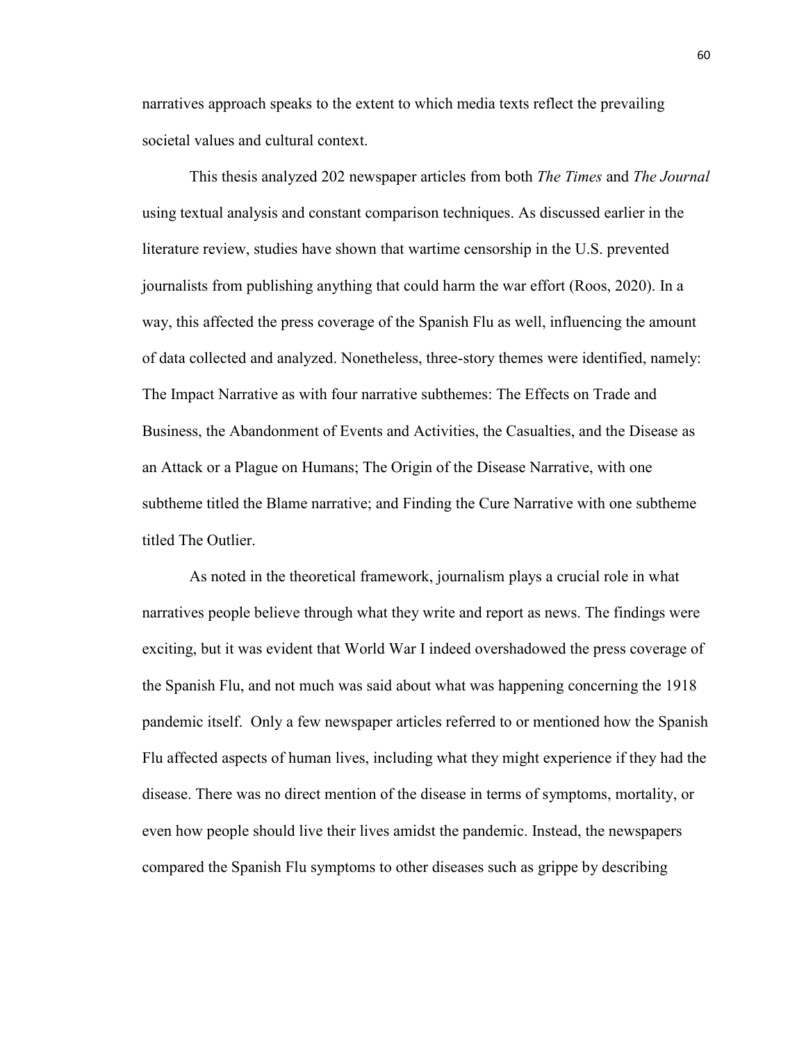narratives approach speaks to the extent to which media texts reflect the prevailing societal values and cultural context.

This thesis analyzed 202 newspaper articles from both *The Times* and *The Journal* using textual analysis and constant comparison techniques. As discussed earlier in the literature review, studies have shown that wartime censorship in the U.S. prevented journalists from publishing anything that could harm the war effort (Roos, 2020). In a way, this affected the press coverage of the Spanish Flu as well, influencing the amount of data collected and analyzed. Nonetheless, three-story themes were identified, namely: The Impact Narrative as with four narrative subthemes: The Effects on Trade and Business, the Abandonment of Events and Activities, the Casualties, and the Disease as an Attack or a Plague on Humans; The Origin of the Disease Narrative, with one subtheme titled the Blame narrative; and Finding the Cure Narrative with one subtheme titled The Outlier.

As noted in the theoretical framework, journalism plays a crucial role in what narratives people believe through what they write and report as news. The findings were exciting, but it was evident that World War I indeed overshadowed the press coverage of the Spanish Flu, and not much was said about what was happening concerning the 1918 pandemic itself. Only a few newspaper articles referred to or mentioned how the Spanish Flu affected aspects of human lives, including what they might experience if they had the disease. There was no direct mention of the disease in terms of symptoms, mortality, or even how people should live their lives amidst the pandemic. Instead, the newspapers compared the Spanish Flu symptoms to other diseases such as grippe by describing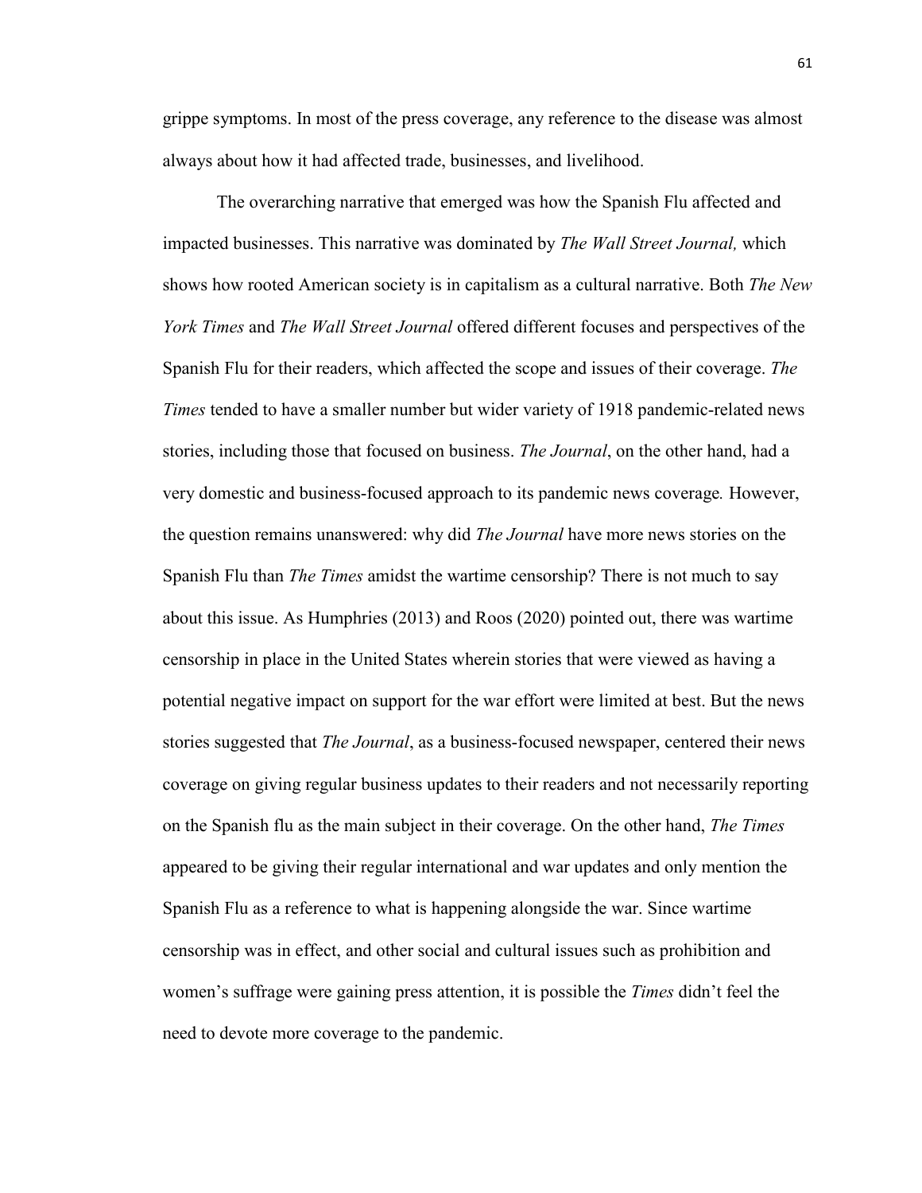grippe symptoms. In most of the press coverage, any reference to the disease was almost always about how it had affected trade, businesses, and livelihood.

The overarching narrative that emerged was how the Spanish Flu affected and impacted businesses. This narrative was dominated by *The Wall Street Journal,* which shows how rooted American society is in capitalism as a cultural narrative. Both *The New York Times* and *The Wall Street Journal* offered different focuses and perspectives of the Spanish Flu for their readers, which affected the scope and issues of their coverage. *The Times* tended to have a smaller number but wider variety of 1918 pandemic-related news stories, including those that focused on business. *The Journal*, on the other hand, had a very domestic and business-focused approach to its pandemic news coverage*.* However, the question remains unanswered: why did *The Journal* have more news stories on the Spanish Flu than *The Times* amidst the wartime censorship? There is not much to say about this issue. As Humphries (2013) and Roos (2020) pointed out, there was wartime censorship in place in the United States wherein stories that were viewed as having a potential negative impact on support for the war effort were limited at best. But the news stories suggested that *The Journal*, as a business-focused newspaper, centered their news coverage on giving regular business updates to their readers and not necessarily reporting on the Spanish flu as the main subject in their coverage. On the other hand, *The Times* appeared to be giving their regular international and war updates and only mention the Spanish Flu as a reference to what is happening alongside the war. Since wartime censorship was in effect, and other social and cultural issues such as prohibition and women's suffrage were gaining press attention, it is possible the *Times* didn't feel the need to devote more coverage to the pandemic.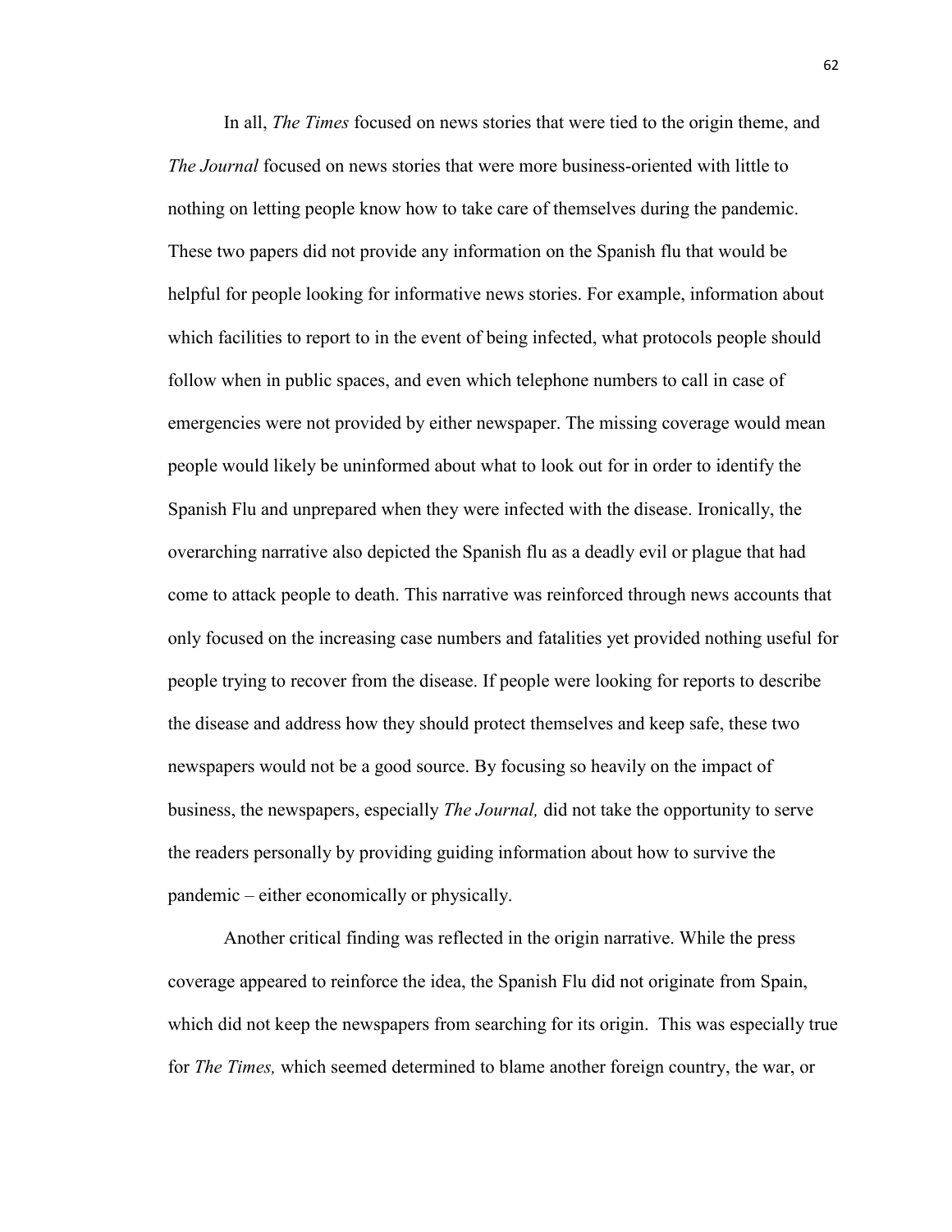In all, *The Times* focused on news stories that were tied to the origin theme, and *The Journal* focused on news stories that were more business-oriented with little to nothing on letting people know how to take care of themselves during the pandemic. These two papers did not provide any information on the Spanish flu that would be helpful for people looking for informative news stories. For example, information about which facilities to report to in the event of being infected, what protocols people should follow when in public spaces, and even which telephone numbers to call in case of emergencies were not provided by either newspaper. The missing coverage would mean people would likely be uninformed about what to look out for in order to identify the Spanish Flu and unprepared when they were infected with the disease. Ironically, the overarching narrative also depicted the Spanish flu as a deadly evil or plague that had come to attack people to death. This narrative was reinforced through news accounts that only focused on the increasing case numbers and fatalities yet provided nothing useful for people trying to recover from the disease. If people were looking for reports to describe the disease and address how they should protect themselves and keep safe, these two newspapers would not be a good source. By focusing so heavily on the impact of business, the newspapers, especially *The Journal,* did not take the opportunity to serve the readers personally by providing guiding information about how to survive the pandemic – either economically or physically.

Another critical finding was reflected in the origin narrative. While the press coverage appeared to reinforce the idea, the Spanish Flu did not originate from Spain, which did not keep the newspapers from searching for its origin. This was especially true for *The Times,* which seemed determined to blame another foreign country, the war, or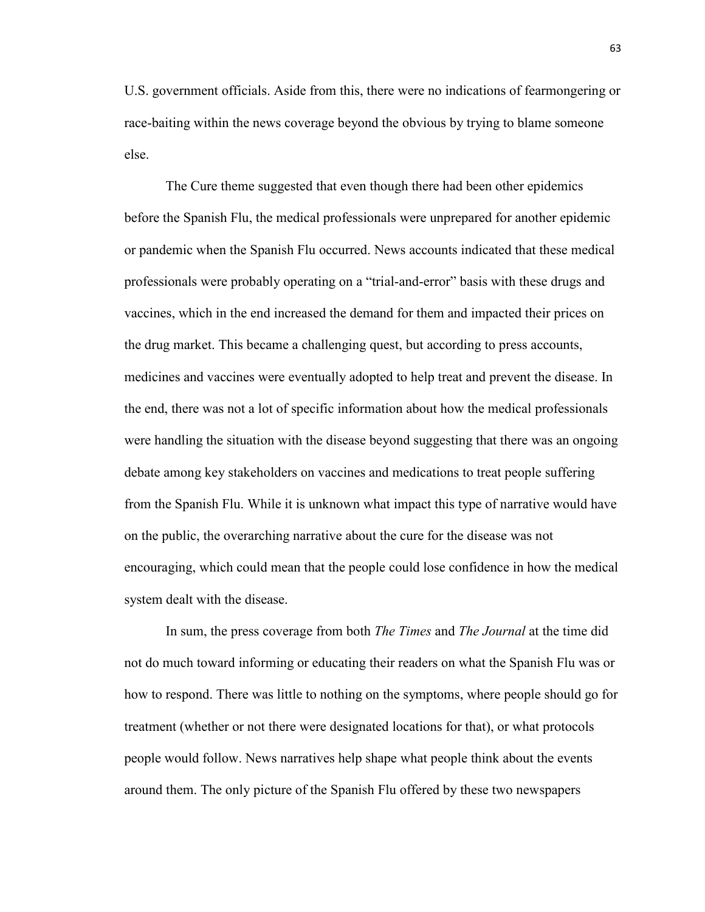U.S. government officials. Aside from this, there were no indications of fearmongering or race-baiting within the news coverage beyond the obvious by trying to blame someone else.

The Cure theme suggested that even though there had been other epidemics before the Spanish Flu, the medical professionals were unprepared for another epidemic or pandemic when the Spanish Flu occurred. News accounts indicated that these medical professionals were probably operating on a "trial-and-error" basis with these drugs and vaccines, which in the end increased the demand for them and impacted their prices on the drug market. This became a challenging quest, but according to press accounts, medicines and vaccines were eventually adopted to help treat and prevent the disease. In the end, there was not a lot of specific information about how the medical professionals were handling the situation with the disease beyond suggesting that there was an ongoing debate among key stakeholders on vaccines and medications to treat people suffering from the Spanish Flu. While it is unknown what impact this type of narrative would have on the public, the overarching narrative about the cure for the disease was not encouraging, which could mean that the people could lose confidence in how the medical system dealt with the disease.

In sum, the press coverage from both *The Times* and *The Journal* at the time did not do much toward informing or educating their readers on what the Spanish Flu was or how to respond. There was little to nothing on the symptoms, where people should go for treatment (whether or not there were designated locations for that), or what protocols people would follow. News narratives help shape what people think about the events around them. The only picture of the Spanish Flu offered by these two newspapers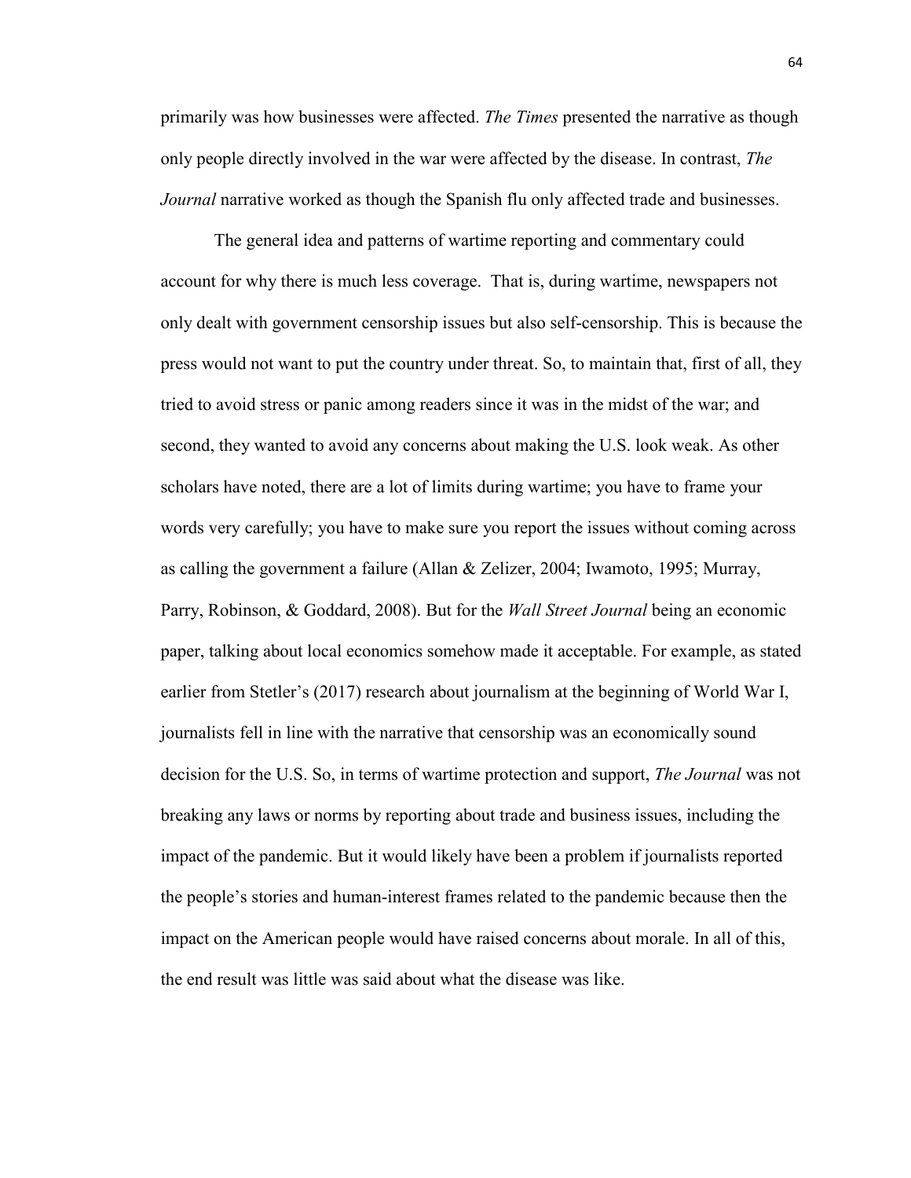primarily was how businesses were affected. *The Times* presented the narrative as though only people directly involved in the war were affected by the disease. In contrast, *The Journal* narrative worked as though the Spanish flu only affected trade and businesses.

The general idea and patterns of wartime reporting and commentary could account for why there is much less coverage. That is, during wartime, newspapers not only dealt with government censorship issues but also self-censorship. This is because the press would not want to put the country under threat. So, to maintain that, first of all, they tried to avoid stress or panic among readers since it was in the midst of the war; and second, they wanted to avoid any concerns about making the U.S. look weak. As other scholars have noted, there are a lot of limits during wartime; you have to frame your words very carefully; you have to make sure you report the issues without coming across as calling the government a failure (Allan & Zelizer, 2004; Iwamoto, 1995; Murray, Parry, Robinson, & Goddard, 2008). But for the *Wall Street Journal* being an economic paper, talking about local economics somehow made it acceptable. For example, as stated earlier from Stetler's (2017) research about journalism at the beginning of World War I, journalists fell in line with the narrative that censorship was an economically sound decision for the U.S. So, in terms of wartime protection and support, *The Journal* was not breaking any laws or norms by reporting about trade and business issues, including the impact of the pandemic. But it would likely have been a problem if journalists reported the people's stories and human-interest frames related to the pandemic because then the impact on the American people would have raised concerns about morale. In all of this, the end result was little was said about what the disease was like.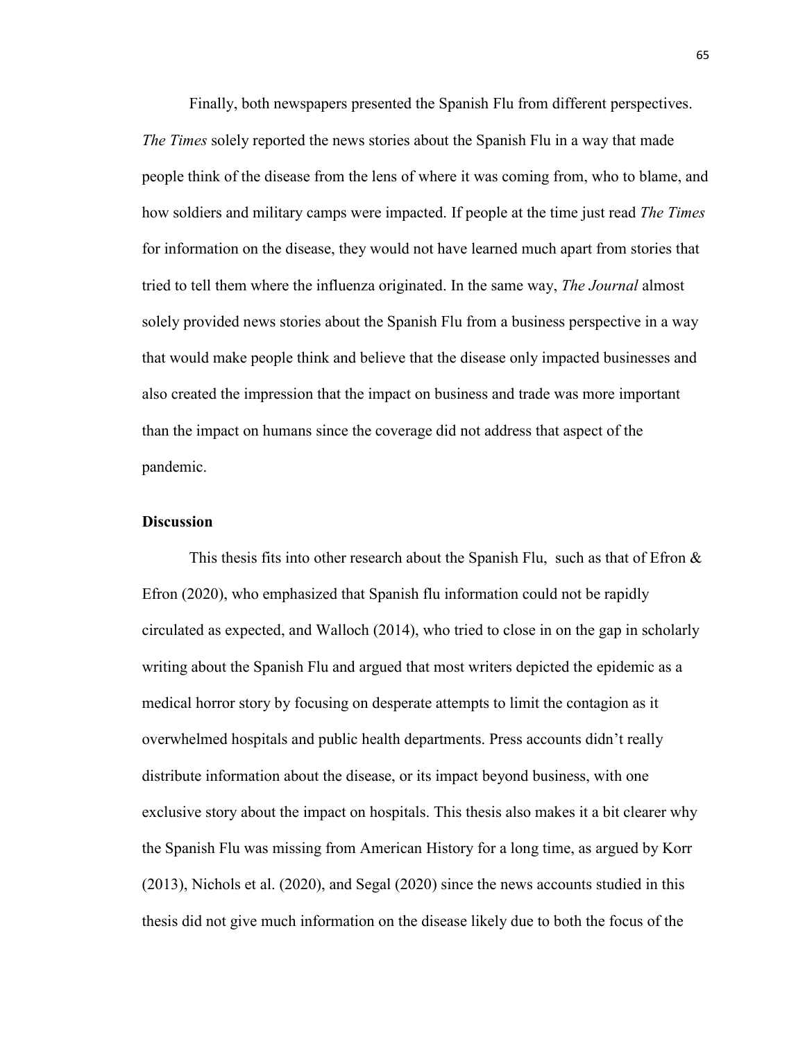Finally, both newspapers presented the Spanish Flu from different perspectives. *The Times* solely reported the news stories about the Spanish Flu in a way that made people think of the disease from the lens of where it was coming from, who to blame, and how soldiers and military camps were impacted. If people at the time just read *The Times* for information on the disease, they would not have learned much apart from stories that tried to tell them where the influenza originated. In the same way, *The Journal* almost solely provided news stories about the Spanish Flu from a business perspective in a way that would make people think and believe that the disease only impacted businesses and also created the impression that the impact on business and trade was more important than the impact on humans since the coverage did not address that aspect of the pandemic.

**Discussion**

This thesis fits into other research about the Spanish Flu, such as that of Efron & Efron (2020), who emphasized that Spanish flu information could not be rapidly circulated as expected, and Walloch (2014), who tried to close in on the gap in scholarly writing about the Spanish Flu and argued that most writers depicted the epidemic as a medical horror story by focusing on desperate attempts to limit the contagion as it overwhelmed hospitals and public health departments. Press accounts didn't really distribute information about the disease, or its impact beyond business, with one exclusive story about the impact on hospitals. This thesis also makes it a bit clearer why the Spanish Flu was missing from American History for a long time, as argued by Korr (2013), Nichols et al. (2020), and Segal (2020) since the news accounts studied in this thesis did not give much information on the disease likely due to both the focus of the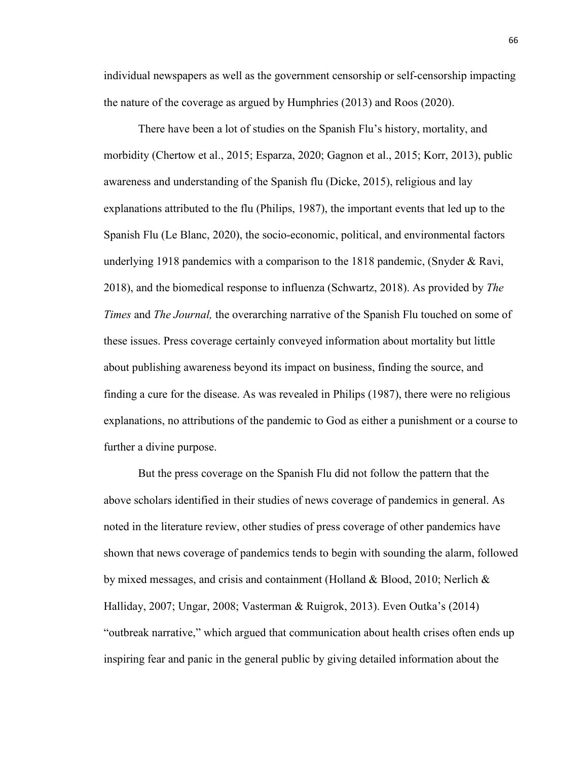individual newspapers as well as the government censorship or self-censorship impacting the nature of the coverage as argued by Humphries (2013) and Roos (2020).

There have been a lot of studies on the Spanish Flu's history, mortality, and morbidity (Chertow et al., 2015; Esparza, 2020; Gagnon et al., 2015; Korr, 2013), public awareness and understanding of the Spanish flu (Dicke, 2015), religious and lay explanations attributed to the flu (Philips, 1987), the important events that led up to the Spanish Flu (Le Blanc, 2020), the socio-economic, political, and environmental factors underlying 1918 pandemics with a comparison to the 1818 pandemic, (Snyder & Ravi, 2018), and the biomedical response to influenza (Schwartz, 2018). As provided by *The Times* and *The Journal,* the overarching narrative of the Spanish Flu touched on some of these issues. Press coverage certainly conveyed information about mortality but little about publishing awareness beyond its impact on business, finding the source, and finding a cure for the disease. As was revealed in Philips (1987), there were no religious explanations, no attributions of the pandemic to God as either a punishment or a course to further a divine purpose.

But the press coverage on the Spanish Flu did not follow the pattern that the above scholars identified in their studies of news coverage of pandemics in general. As noted in the literature review, other studies of press coverage of other pandemics have shown that news coverage of pandemics tends to begin with sounding the alarm, followed by mixed messages, and crisis and containment (Holland & Blood, 2010; Nerlich & Halliday, 2007; Ungar, 2008; Vasterman & Ruigrok, 2013). Even Outka's (2014) "outbreak narrative," which argued that communication about health crises often ends up inspiring fear and panic in the general public by giving detailed information about the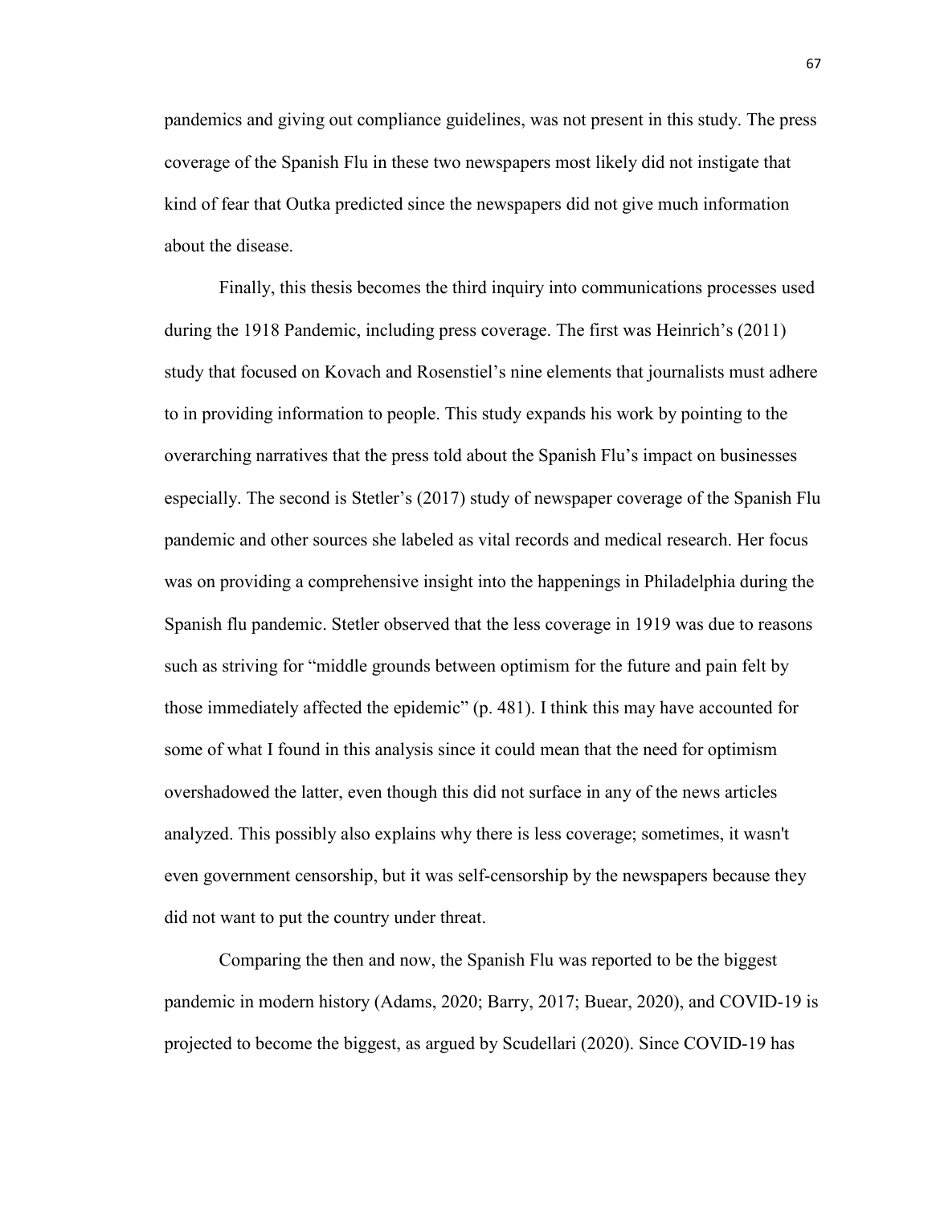pandemics and giving out compliance guidelines, was not present in this study. The press coverage of the Spanish Flu in these two newspapers most likely did not instigate that kind of fear that Outka predicted since the newspapers did not give much information about the disease.

Finally, this thesis becomes the third inquiry into communications processes used during the 1918 Pandemic, including press coverage. The first was Heinrich's (2011) study that focused on Kovach and Rosenstiel's nine elements that journalists must adhere to in providing information to people. This study expands his work by pointing to the overarching narratives that the press told about the Spanish Flu's impact on businesses especially. The second is Stetler's (2017) study of newspaper coverage of the Spanish Flu pandemic and other sources she labeled as vital records and medical research. Her focus was on providing a comprehensive insight into the happenings in Philadelphia during the Spanish flu pandemic. Stetler observed that the less coverage in 1919 was due to reasons such as striving for "middle grounds between optimism for the future and pain felt by those immediately affected the epidemic" (p. 481). I think this may have accounted for some of what I found in this analysis since it could mean that the need for optimism overshadowed the latter, even though this did not surface in any of the news articles analyzed. This possibly also explains why there is less coverage; sometimes, it wasn't even government censorship, but it was self-censorship by the newspapers because they did not want to put the country under threat.

Comparing the then and now, the Spanish Flu was reported to be the biggest pandemic in modern history (Adams, 2020; Barry, 2017; Buear, 2020), and COVID-19 is projected to become the biggest, as argued by Scudellari (2020). Since COVID-19 has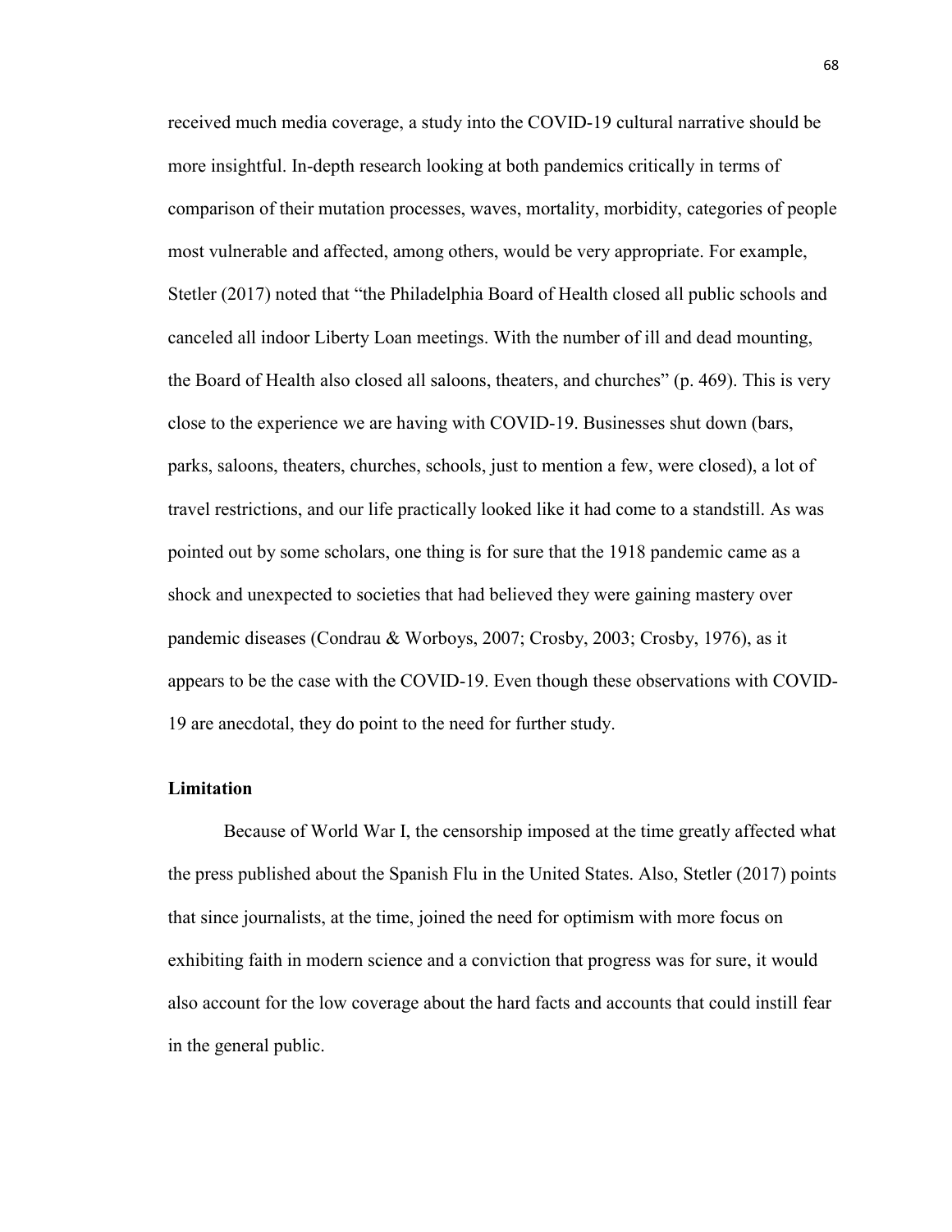received much media coverage, a study into the COVID-19 cultural narrative should be more insightful. In-depth research looking at both pandemics critically in terms of comparison of their mutation processes, waves, mortality, morbidity, categories of people most vulnerable and affected, among others, would be very appropriate. For example, Stetler (2017) noted that "the Philadelphia Board of Health closed all public schools and canceled all indoor Liberty Loan meetings. With the number of ill and dead mounting, the Board of Health also closed all saloons, theaters, and churches" (p. 469). This is very close to the experience we are having with COVID-19. Businesses shut down (bars, parks, saloons, theaters, churches, schools, just to mention a few, were closed), a lot of travel restrictions, and our life practically looked like it had come to a standstill. As was pointed out by some scholars, one thing is for sure that the 1918 pandemic came as a shock and unexpected to societies that had believed they were gaining mastery over pandemic diseases (Condrau & Worboys, 2007; Crosby, 2003; Crosby, 1976), as it appears to be the case with the COVID-19. Even though these observations with COVID-19 are anecdotal, they do point to the need for further study.

**Limitation**

Because of World War I, the censorship imposed at the time greatly affected what the press published about the Spanish Flu in the United States. Also, Stetler (2017) points that since journalists, at the time, joined the need for optimism with more focus on exhibiting faith in modern science and a conviction that progress was for sure, it would also account for the low coverage about the hard facts and accounts that could instill fear in the general public.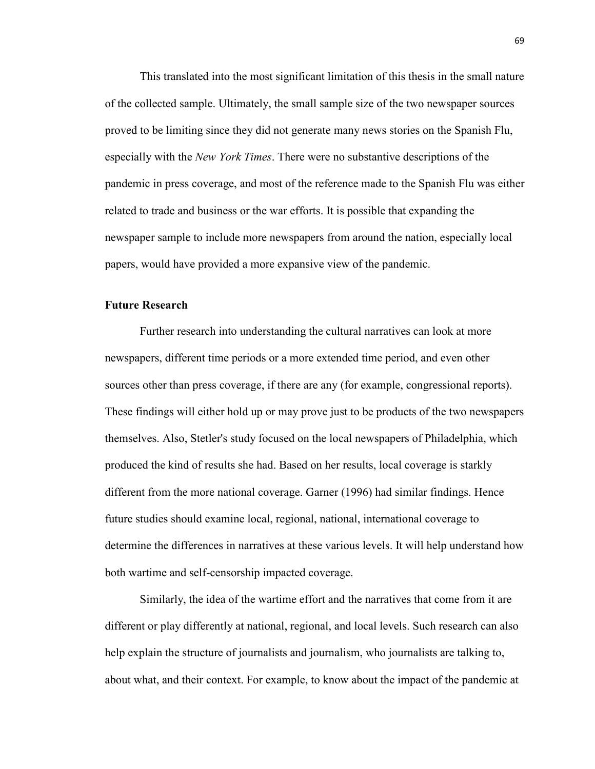This translated into the most significant limitation of this thesis in the small nature of the collected sample. Ultimately, the small sample size of the two newspaper sources proved to be limiting since they did not generate many news stories on the Spanish Flu, especially with the *New York Times*. There were no substantive descriptions of the pandemic in press coverage, and most of the reference made to the Spanish Flu was either related to trade and business or the war efforts. It is possible that expanding the newspaper sample to include more newspapers from around the nation, especially local papers, would have provided a more expansive view of the pandemic.

### Future Research

Further research into understanding the cultural narratives can look at more newspapers, different time periods or a more extended time period, and even other sources other than press coverage, if there are any (for example, congressional reports). These findings will either hold up or may prove just to be products of the two newspapers themselves. Also, Stetler's study focused on the local newspapers of Philadelphia, which produced the kind of results she had. Based on her results, local coverage is starkly different from the more national coverage. Garner (1996) had similar findings. Hence future studies should examine local, regional, national, international coverage to determine the differences in narratives at these various levels. It will help understand how both wartime and self-censorship impacted coverage.

Similarly, the idea of the wartime effort and the narratives that come from it are different or play differently at national, regional, and local levels. Such research can also help explain the structure of journalists and journalism, who journalists are talking to, about what, and their context. For example, to know about the impact of the pandemic at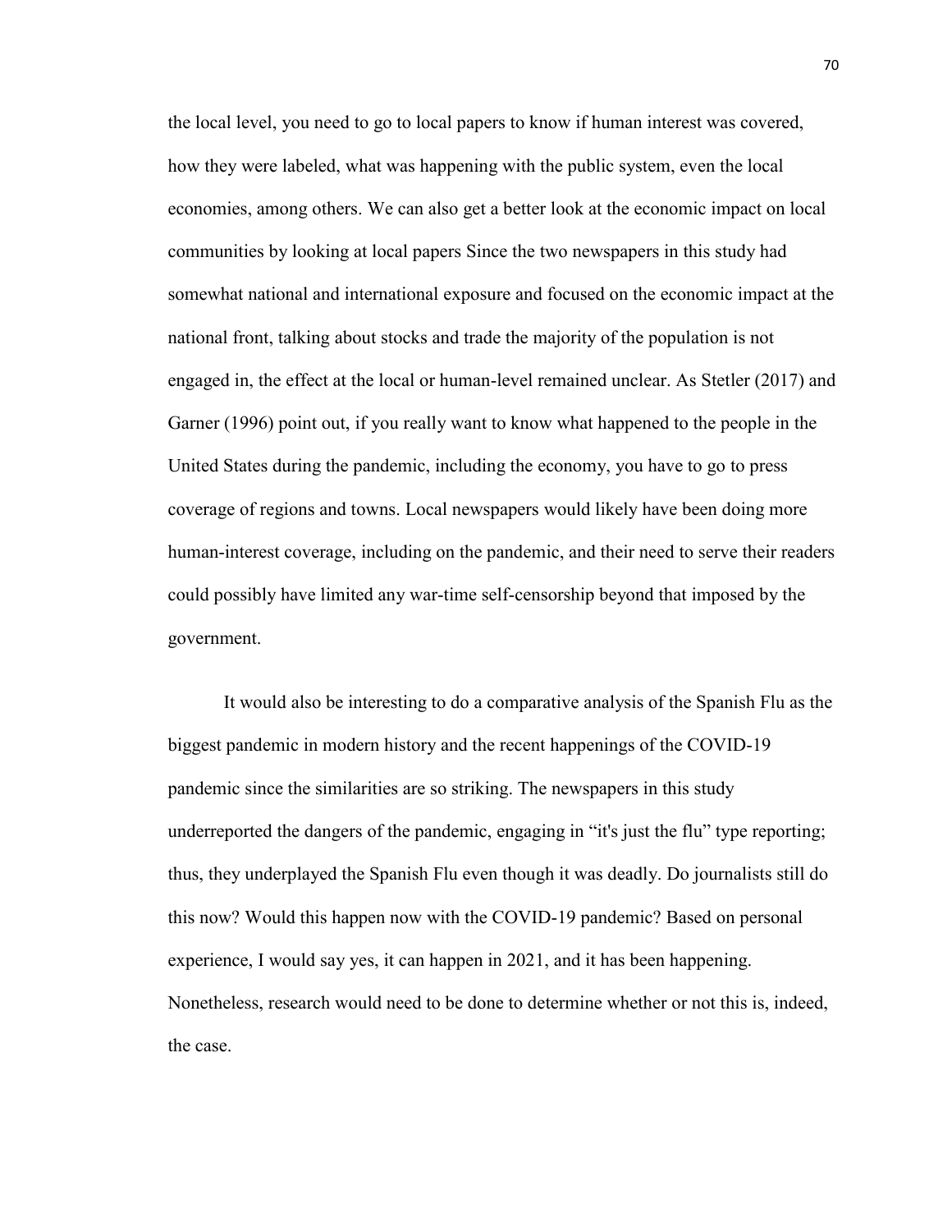the local level, you need to go to local papers to know if human interest was covered, how they were labeled, what was happening with the public system, even the local economies, among others. We can also get a better look at the economic impact on local communities by looking at local papers Since the two newspapers in this study had somewhat national and international exposure and focused on the economic impact at the national front, talking about stocks and trade the majority of the population is not engaged in, the effect at the local or human-level remained unclear. As Stetler (2017) and Garner (1996) point out, if you really want to know what happened to the people in the United States during the pandemic, including the economy, you have to go to press coverage of regions and towns. Local newspapers would likely have been doing more human-interest coverage, including on the pandemic, and their need to serve their readers could possibly have limited any war-time self-censorship beyond that imposed by the government.

It would also be interesting to do a comparative analysis of the Spanish Flu as the biggest pandemic in modern history and the recent happenings of the COVID-19 pandemic since the similarities are so striking. The newspapers in this study underreported the dangers of the pandemic, engaging in "it's just the flu" type reporting; thus, they underplayed the Spanish Flu even though it was deadly. Do journalists still do this now? Would this happen now with the COVID-19 pandemic? Based on personal experience, I would say yes, it can happen in 2021, and it has been happening. Nonetheless, research would need to be done to determine whether or not this is, indeed, the case.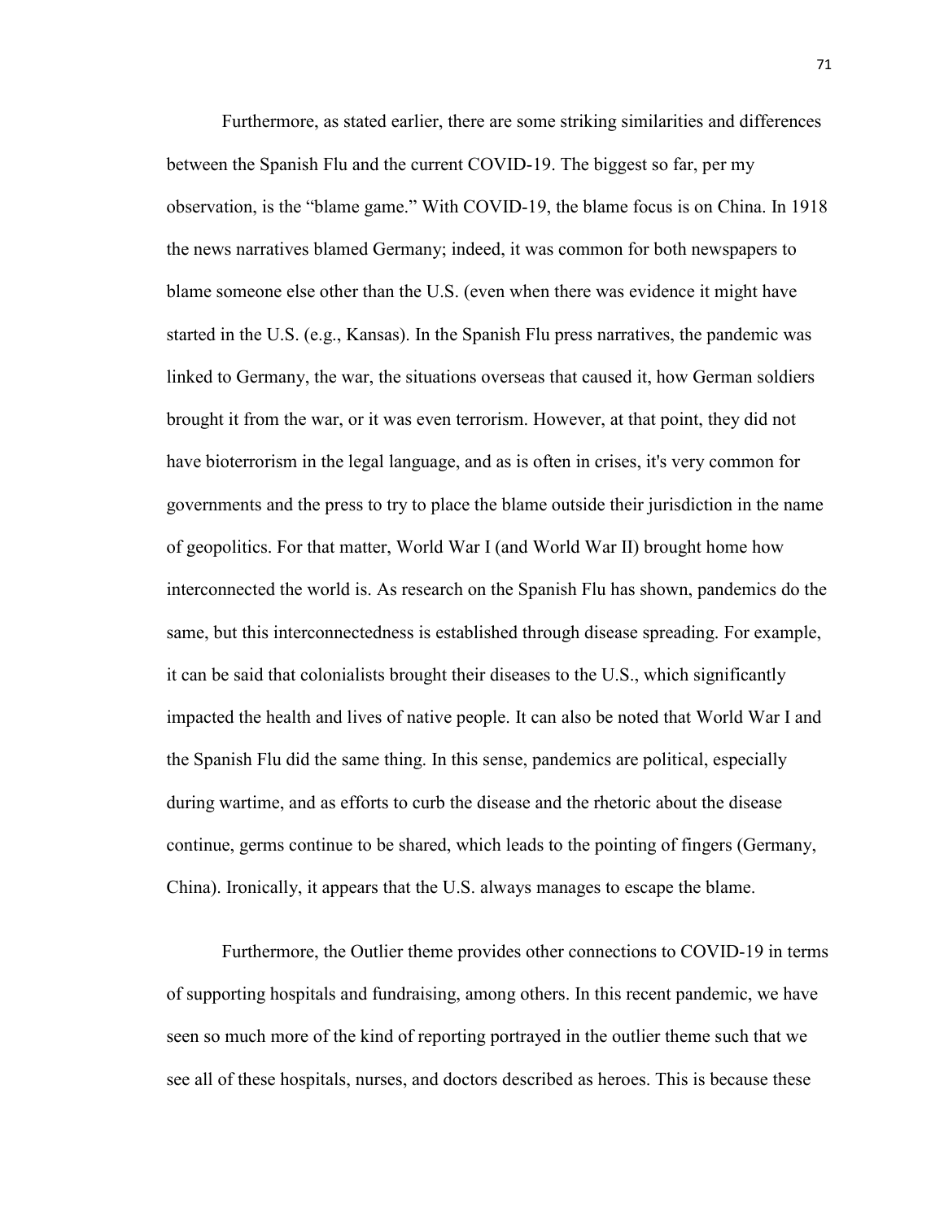Furthermore, as stated earlier, there are some striking similarities and differences between the Spanish Flu and the current COVID-19. The biggest so far, per my observation, is the "blame game." With COVID-19, the blame focus is on China. In 1918 the news narratives blamed Germany; indeed, it was common for both newspapers to blame someone else other than the U.S. (even when there was evidence it might have started in the U.S. (e.g., Kansas). In the Spanish Flu press narratives, the pandemic was linked to Germany, the war, the situations overseas that caused it, how German soldiers brought it from the war, or it was even terrorism. However, at that point, they did not have bioterrorism in the legal language, and as is often in crises, it's very common for governments and the press to try to place the blame outside their jurisdiction in the name of geopolitics. For that matter, World War I (and World War II) brought home how interconnected the world is. As research on the Spanish Flu has shown, pandemics do the same, but this interconnectedness is established through disease spreading. For example, it can be said that colonialists brought their diseases to the U.S., which significantly impacted the health and lives of native people. It can also be noted that World War I and the Spanish Flu did the same thing. In this sense, pandemics are political, especially during wartime, and as efforts to curb the disease and the rhetoric about the disease continue, germs continue to be shared, which leads to the pointing of fingers (Germany, China). Ironically, it appears that the U.S. always manages to escape the blame.

Furthermore, the Outlier theme provides other connections to COVID-19 in terms of supporting hospitals and fundraising, among others. In this recent pandemic, we have seen so much more of the kind of reporting portrayed in the outlier theme such that we see all of these hospitals, nurses, and doctors described as heroes. This is because these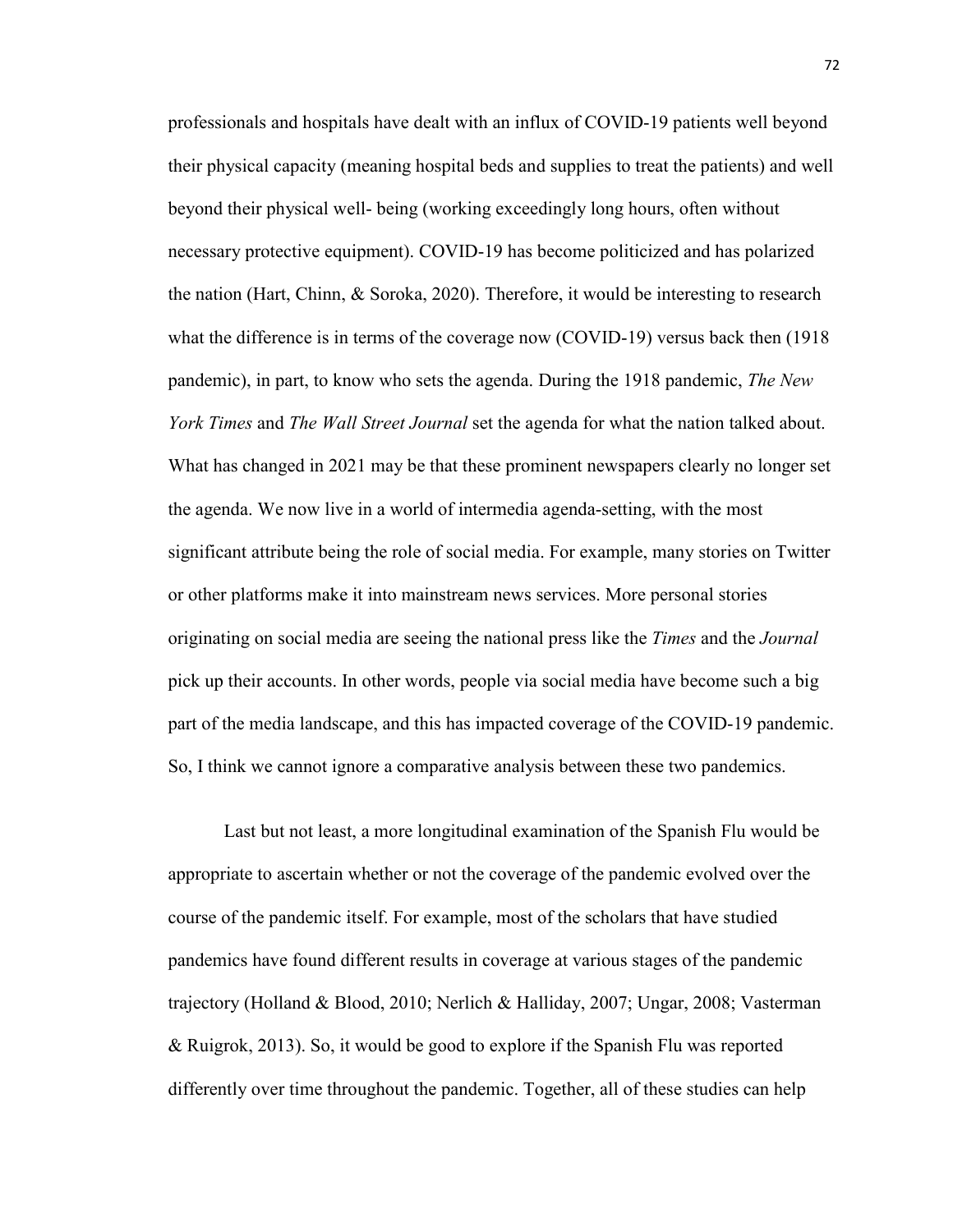professionals and hospitals have dealt with an influx of COVID-19 patients well beyond their physical capacity (meaning hospital beds and supplies to treat the patients) and well beyond their physical well- being (working exceedingly long hours, often without necessary protective equipment). COVID-19 has become politicized and has polarized the nation (Hart, Chinn, & Soroka, 2020). Therefore, it would be interesting to research what the difference is in terms of the coverage now (COVID-19) versus back then (1918 pandemic), in part, to know who sets the agenda. During the 1918 pandemic, *The New York Times* and *The Wall Street Journal* set the agenda for what the nation talked about. What has changed in 2021 may be that these prominent newspapers clearly no longer set the agenda. We now live in a world of intermedia agenda-setting, with the most significant attribute being the role of social media. For example, many stories on Twitter or other platforms make it into mainstream news services. More personal stories originating on social media are seeing the national press like the *Times* and the *Journal* pick up their accounts. In other words, people via social media have become such a big part of the media landscape, and this has impacted coverage of the COVID-19 pandemic. So, I think we cannot ignore a comparative analysis between these two pandemics.

Last but not least, a more longitudinal examination of the Spanish Flu would be appropriate to ascertain whether or not the coverage of the pandemic evolved over the course of the pandemic itself. For example, most of the scholars that have studied pandemics have found different results in coverage at various stages of the pandemic trajectory (Holland & Blood, 2010; Nerlich & Halliday, 2007; Ungar, 2008; Vasterman & Ruigrok, 2013). So, it would be good to explore if the Spanish Flu was reported differently over time throughout the pandemic. Together, all of these studies can help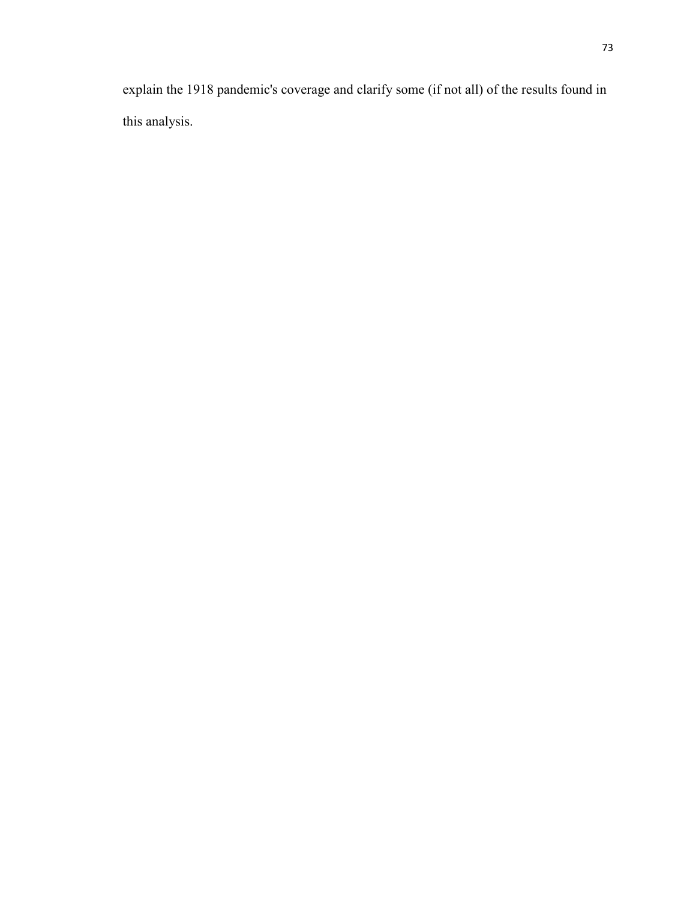explain the 1918 pandemic's coverage and clarify some (if not all) of the results found in this analysis.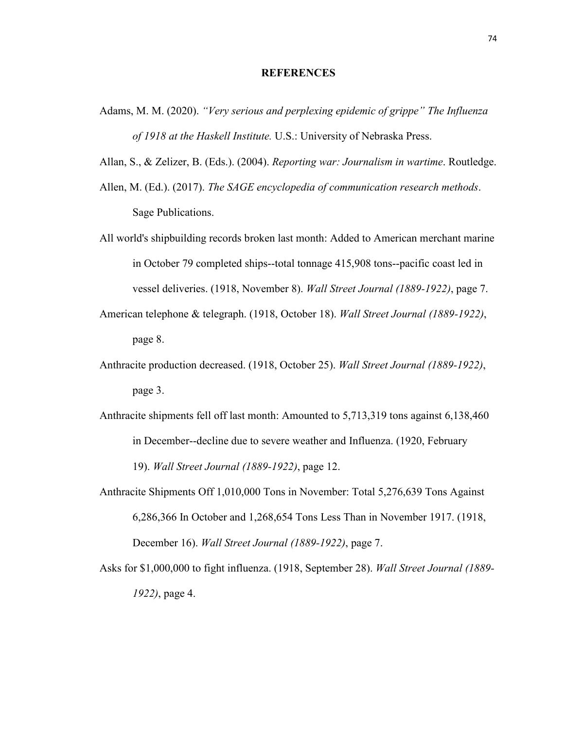# REFERENCES

Adams, M. M. (2020). *"Very serious and perplexing epidemic of grippe" The Influenza of 1918 at the Haskell Institute.* U.S.: University of Nebraska Press.

Allan, S., & Zelizer, B. (Eds.). (2004). *Reporting war: Journalism in wartime*. Routledge.

Allen, M. (Ed.). (2017). *The SAGE encyclopedia of communication research methods*. Sage Publications.

All world's shipbuilding records broken last month: Added to American merchant marine in October 79 completed ships--total tonnage 415,908 tons--pacific coast led in vessel deliveries. (1918, November 8). *Wall Street Journal (1889-1922)*, page 7.

American telephone & telegraph. (1918, October 18). *Wall Street Journal (1889-1922)*, page 8.

Anthracite production decreased. (1918, October 25). *Wall Street Journal (1889-1922)*, page 3.

Anthracite shipments fell off last month: Amounted to 5,713,319 tons against 6,138,460 in December--decline due to severe weather and Influenza. (1920, February 19). *Wall Street Journal (1889-1922)*, page 12.

Anthracite Shipments Off 1,010,000 Tons in November: Total 5,276,639 Tons Against 6,286,366 In October and 1,268,654 Tons Less Than in November 1917. (1918, December 16). *Wall Street Journal (1889-1922)*, page 7.

Asks for $1,000,000 to fight influenza. (1918, September 28). *Wall Street Journal (1889-1922)*, page 4.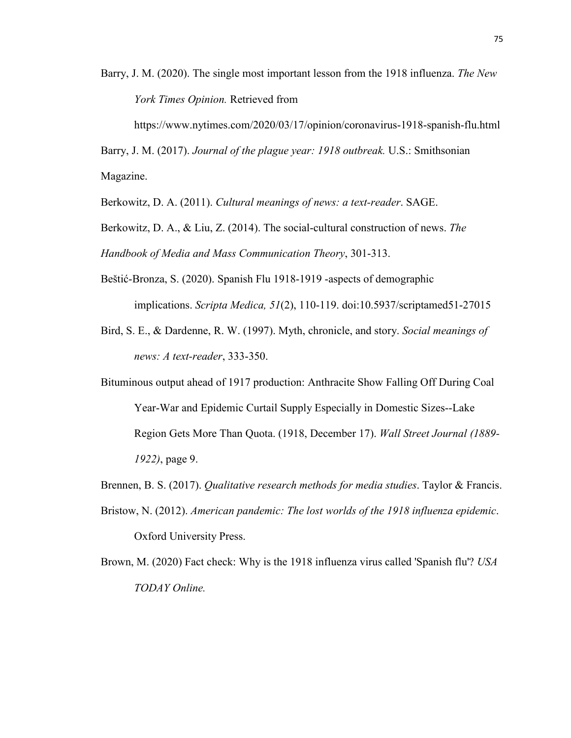Barry, J. M. (2020). The single most important lesson from the 1918 influenza. *The New York Times Opinion.* Retrieved from https://www.nytimes.com/2020/03/17/opinion/coronavirus-1918-spanish-flu.html

Barry, J. M. (2017). *Journal of the plague year: 1918 outbreak.* U.S.: Smithsonian Magazine.

Berkowitz, D. A. (2011). *Cultural meanings of news: a text-reader*. SAGE.

Berkowitz, D. A., & Liu, Z. (2014). The social-cultural construction of news. *The Handbook of Media and Mass Communication Theory*, 301-313.

Beštić-Bronza, S. (2020). Spanish Flu 1918-1919 -aspects of demographic implications. *Scripta Medica, 51*(2), 110-119. doi:10.5937/scriptamed51-27015

Bird, S. E., & Dardenne, R. W. (1997). Myth, chronicle, and story. *Social meanings of news: A text-reader*, 333-350.

Bituminous output ahead of 1917 production: Anthracite Show Falling Off During Coal Year-War and Epidemic Curtail Supply Especially in Domestic Sizes--Lake Region Gets More Than Quota. (1918, December 17). *Wall Street Journal (1889-1922)*, page 9.

Brennen, B. S. (2017). *Qualitative research methods for media studies*. Taylor & Francis.

Bristow, N. (2012). *American pandemic: The lost worlds of the 1918 influenza epidemic*. Oxford University Press.

Brown, M. (2020) Fact check: Why is the 1918 influenza virus called 'Spanish flu'? *USA TODAY Online.*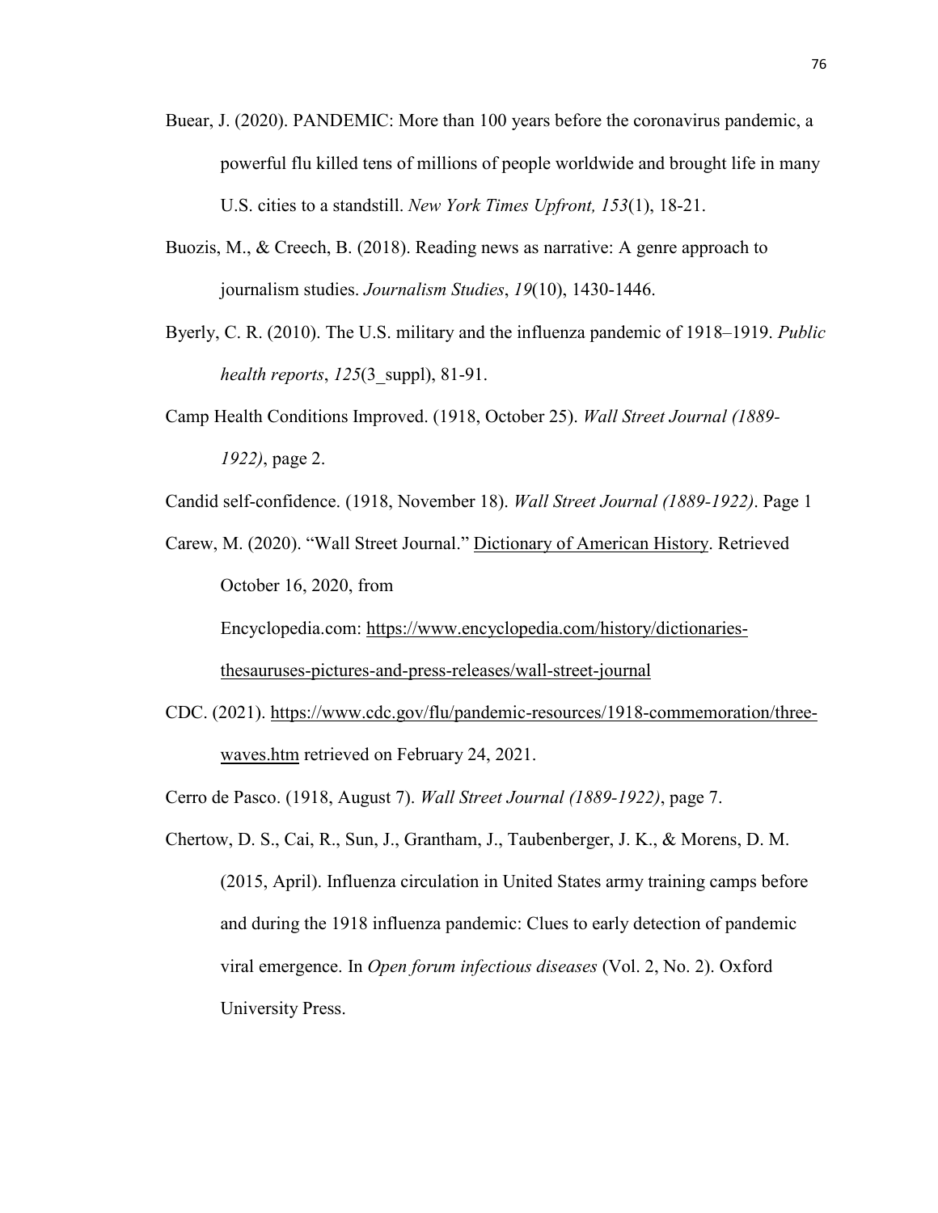Buear, J. (2020). PANDEMIC: More than 100 years before the coronavirus pandemic, a powerful flu killed tens of millions of people worldwide and brought life in many U.S. cities to a standstill. *New York Times Upfront, 153*(1), 18-21.

Buozis, M., & Creech, B. (2018). Reading news as narrative: A genre approach to journalism studies. *Journalism Studies*, *19*(10), 1430-1446.

Byerly, C. R. (2010). The U.S. military and the influenza pandemic of 1918–1919. *Public health reports*, *125*(3_suppl), 81-91.

Camp Health Conditions Improved. (1918, October 25). *Wall Street Journal (1889-1922)*, page 2.

Candid self-confidence. (1918, November 18). *Wall Street Journal (1889-1922)*. Page 1

Carew, M. (2020). "Wall Street Journal." Dictionary of American History. Retrieved October 16, 2020, from Encyclopedia.com: https://www.encyclopedia.com/history/dictionaries-thesauruses-pictures-and-press-releases/wall-street-journal

CDC. (2021). https://www.cdc.gov/flu/pandemic-resources/1918-commemoration/three-waves.htm retrieved on February 24, 2021.

Cerro de Pasco. (1918, August 7). *Wall Street Journal (1889-1922)*, page 7.

Chertow, D. S., Cai, R., Sun, J., Grantham, J., Taubenberger, J. K., & Morens, D. M. (2015, April). Influenza circulation in United States army training camps before and during the 1918 influenza pandemic: Clues to early detection of pandemic viral emergence. In *Open forum infectious diseases* (Vol. 2, No. 2). Oxford University Press.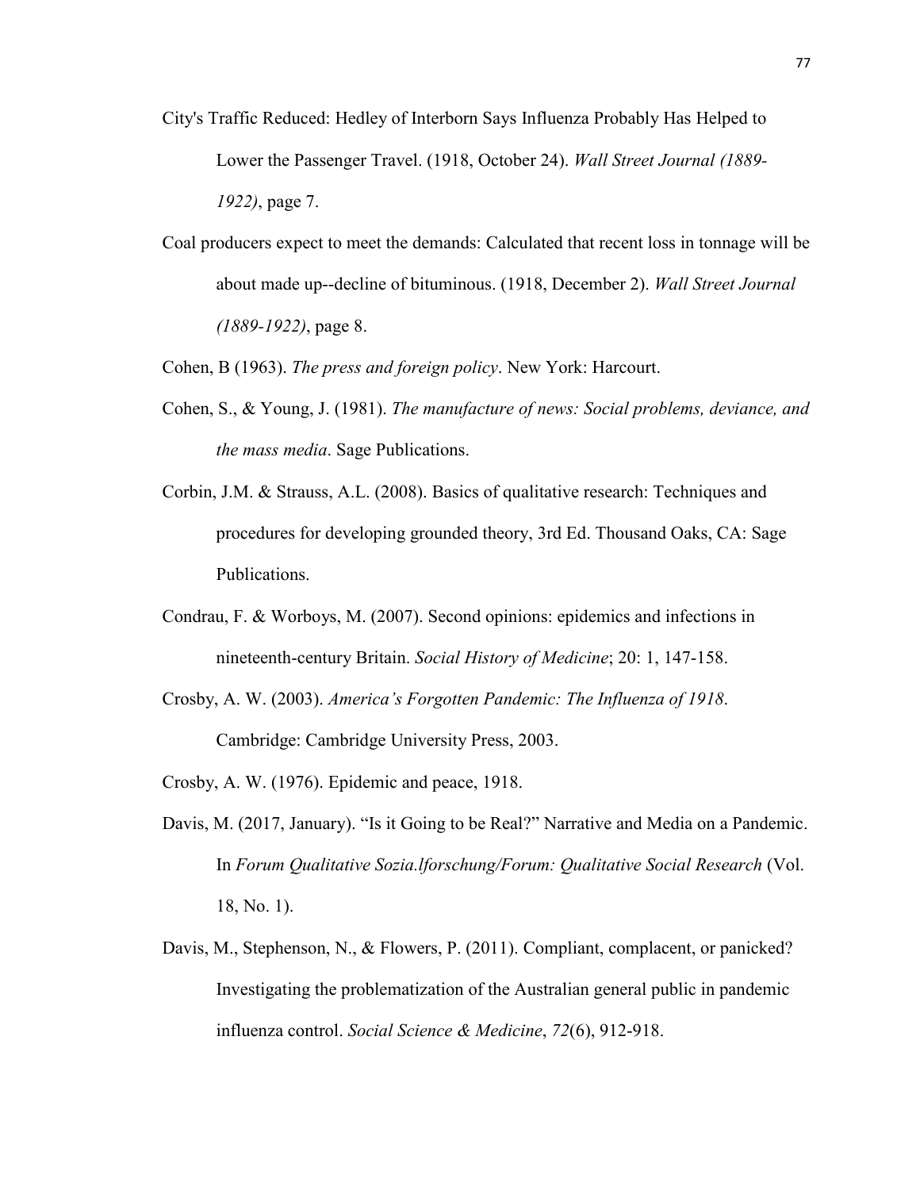City's Traffic Reduced: Hedley of Interborn Says Influenza Probably Has Helped to Lower the Passenger Travel. (1918, October 24). *Wall Street Journal (1889-1922)*, page 7.

Coal producers expect to meet the demands: Calculated that recent loss in tonnage will be about made up--decline of bituminous. (1918, December 2). *Wall Street Journal (1889-1922)*, page 8.

Cohen, B (1963). *The press and foreign policy*. New York: Harcourt.

Cohen, S., & Young, J. (1981). *The manufacture of news: Social problems, deviance, and the mass media*. Sage Publications.

Corbin, J.M. & Strauss, A.L. (2008). Basics of qualitative research: Techniques and procedures for developing grounded theory, 3rd Ed. Thousand Oaks, CA: Sage Publications.

Condrau, F. & Worboys, M. (2007). Second opinions: epidemics and infections in nineteenth-century Britain. *Social History of Medicine*; 20: 1, 147-158.

Crosby, A. W. (2003). *America's Forgotten Pandemic: The Influenza of 1918*. Cambridge: Cambridge University Press, 2003.

Crosby, A. W. (1976). Epidemic and peace, 1918.

Davis, M. (2017, January). "Is it Going to be Real?" Narrative and Media on a Pandemic. In *Forum Qualitative Sozia.lforschung/Forum: Qualitative Social Research* (Vol. 18, No. 1).

Davis, M., Stephenson, N., & Flowers, P. (2011). Compliant, complacent, or panicked? Investigating the problematization of the Australian general public in pandemic influenza control. *Social Science & Medicine*, *72*(6), 912-918.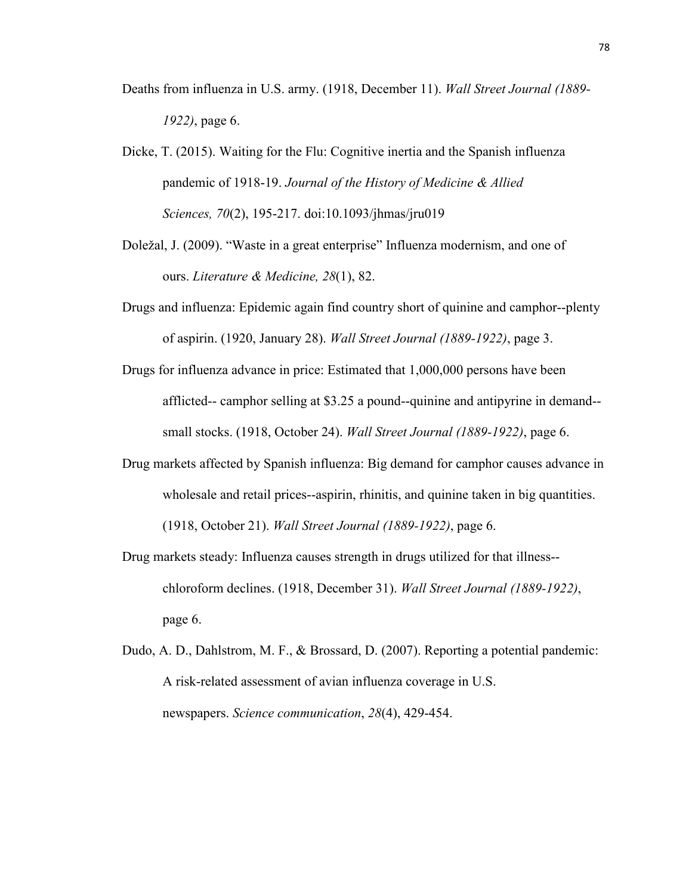Deaths from influenza in U.S. army. (1918, December 11). *Wall Street Journal (1889-1922)*, page 6.

Dicke, T. (2015). Waiting for the Flu: Cognitive inertia and the Spanish influenza pandemic of 1918-19. *Journal of the History of Medicine & Allied Sciences, 70*(2), 195-217. doi:10.1093/jhmas/jru019

Doležal, J. (2009). “Waste in a great enterprise” Influenza modernism, and one of ours. *Literature & Medicine, 28*(1), 82.

Drugs and influenza: Epidemic again find country short of quinine and camphor--plenty of aspirin. (1920, January 28). *Wall Street Journal (1889-1922)*, page 3.

Drugs for influenza advance in price: Estimated that 1,000,000 persons have been afflicted-- camphor selling at $3.25 a pound--quinine and antipyrine in demand--small stocks. (1918, October 24). *Wall Street Journal (1889-1922)*, page 6.

Drug markets affected by Spanish influenza: Big demand for camphor causes advance in wholesale and retail prices--aspirin, rhinitis, and quinine taken in big quantities. (1918, October 21). *Wall Street Journal (1889-1922)*, page 6.

Drug markets steady: Influenza causes strength in drugs utilized for that illness--chloroform declines. (1918, December 31). *Wall Street Journal (1889-1922)*, page 6.

Dudo, A. D., Dahlstrom, M. F., & Brossard, D. (2007). Reporting a potential pandemic: A risk-related assessment of avian influenza coverage in U.S. newspapers. *Science communication*, *28*(4), 429-454.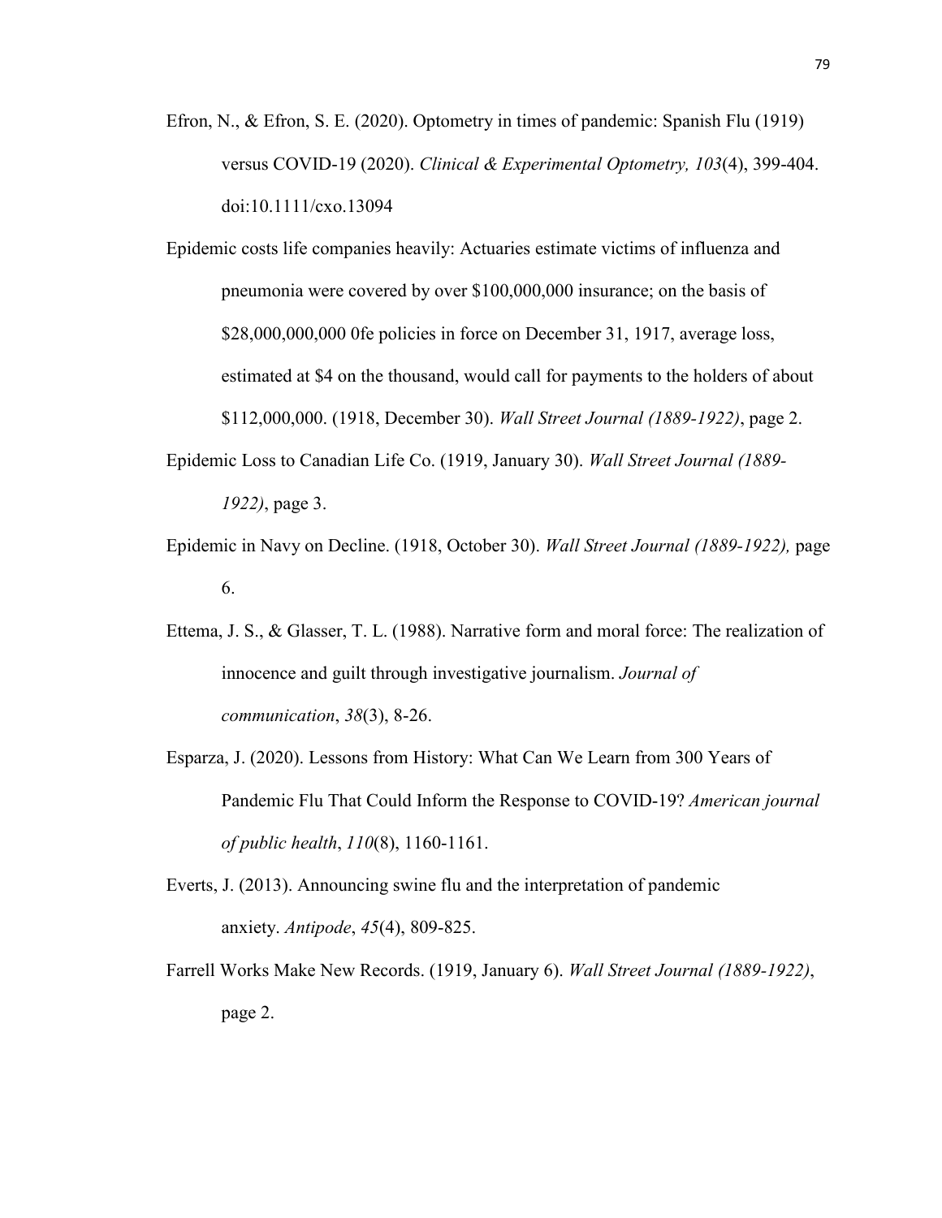Efron, N., & Efron, S. E. (2020). Optometry in times of pandemic: Spanish Flu (1919) versus COVID-19 (2020). *Clinical & Experimental Optometry, 103*(4), 399-404. doi:10.1111/cxo.13094

Epidemic costs life companies heavily: Actuaries estimate victims of influenza and pneumonia were covered by over $100,000,000 insurance; on the basis of $28,000,000,000 0fe policies in force on December 31, 1917, average loss, estimated at $4 on the thousand, would call for payments to the holders of about $112,000,000. (1918, December 30). *Wall Street Journal (1889-1922)*, page 2.

Epidemic Loss to Canadian Life Co. (1919, January 30). *Wall Street Journal (1889-1922)*, page 3.

Epidemic in Navy on Decline. (1918, October 30). *Wall Street Journal (1889-1922),* page 6.

Ettema, J. S., & Glasser, T. L. (1988). Narrative form and moral force: The realization of innocence and guilt through investigative journalism. *Journal of communication*, *38*(3), 8-26.

Esparza, J. (2020). Lessons from History: What Can We Learn from 300 Years of Pandemic Flu That Could Inform the Response to COVID-19? *American journal of public health*, *110*(8), 1160-1161.

Everts, J. (2013). Announcing swine flu and the interpretation of pandemic anxiety. *Antipode*, *45*(4), 809-825.

Farrell Works Make New Records. (1919, January 6). *Wall Street Journal (1889-1922)*, page 2.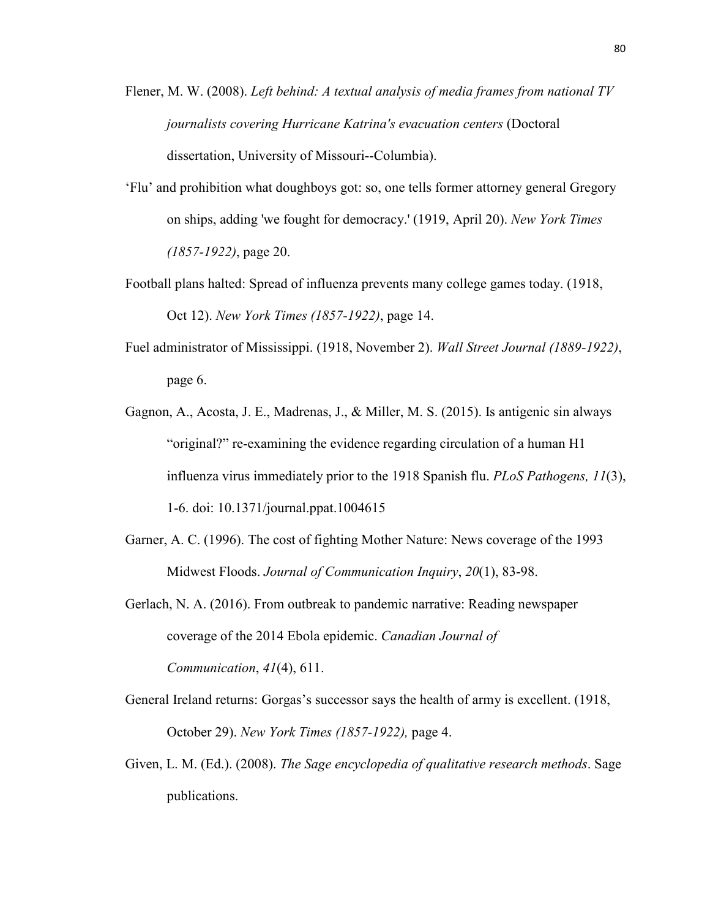Flener, M. W. (2008). *Left behind: A textual analysis of media frames from national TV journalists covering Hurricane Katrina's evacuation centers* (Doctoral dissertation, University of Missouri--Columbia).

'Flu' and prohibition what doughboys got: so, one tells former attorney general Gregory on ships, adding 'we fought for democracy.' (1919, April 20). *New York Times (1857-1922)*, page 20.

Football plans halted: Spread of influenza prevents many college games today. (1918, Oct 12). *New York Times (1857-1922)*, page 14.

Fuel administrator of Mississippi. (1918, November 2). *Wall Street Journal (1889-1922)*, page 6.

Gagnon, A., Acosta, J. E., Madrenas, J., & Miller, M. S. (2015). Is antigenic sin always "original?" re-examining the evidence regarding circulation of a human H1 influenza virus immediately prior to the 1918 Spanish flu. *PLoS Pathogens, 11*(3), 1-6. doi: 10.1371/journal.ppat.1004615

Garner, A. C. (1996). The cost of fighting Mother Nature: News coverage of the 1993 Midwest Floods. *Journal of Communication Inquiry*, *20*(1), 83-98.

Gerlach, N. A. (2016). From outbreak to pandemic narrative: Reading newspaper coverage of the 2014 Ebola epidemic. *Canadian Journal of Communication*, *41*(4), 611.

General Ireland returns: Gorgas's successor says the health of army is excellent. (1918, October 29). *New York Times (1857-1922),* page 4.

Given, L. M. (Ed.). (2008). *The Sage encyclopedia of qualitative research methods*. Sage publications.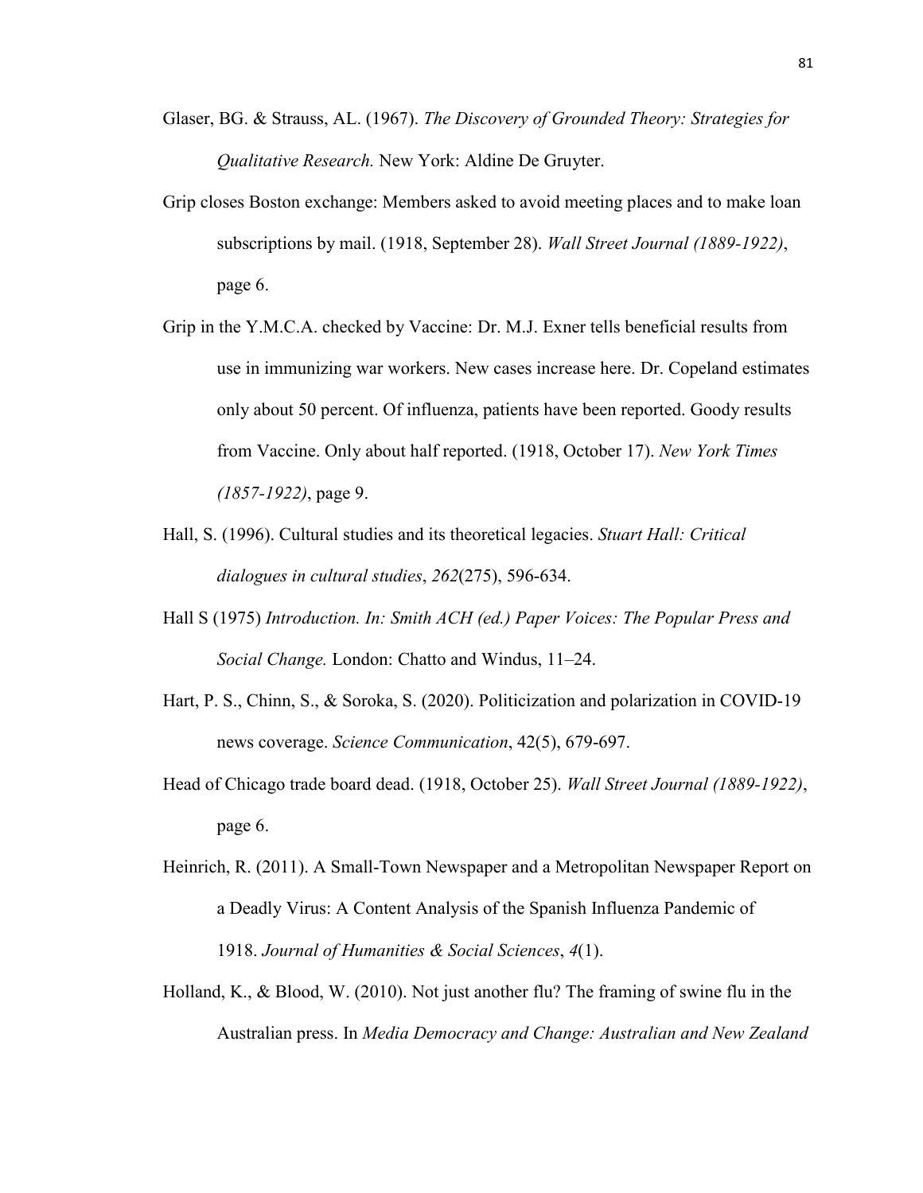Glaser, BG. & Strauss, AL. (1967). *The Discovery of Grounded Theory: Strategies for Qualitative Research.* New York: Aldine De Gruyter.

Grip closes Boston exchange: Members asked to avoid meeting places and to make loan subscriptions by mail. (1918, September 28). *Wall Street Journal (1889-1922)*, page 6.

Grip in the Y.M.C.A. checked by Vaccine: Dr. M.J. Exner tells beneficial results from use in immunizing war workers. New cases increase here. Dr. Copeland estimates only about 50 percent. Of influenza, patients have been reported. Goody results from Vaccine. Only about half reported. (1918, October 17). *New York Times (1857-1922)*, page 9.

Hall, S. (1996). Cultural studies and its theoretical legacies. *Stuart Hall: Critical dialogues in cultural studies*, *262*(275), 596-634.

Hall S (1975) *Introduction. In: Smith ACH (ed.) Paper Voices: The Popular Press and Social Change.* London: Chatto and Windus, 11–24.

Hart, P. S., Chinn, S., & Soroka, S. (2020). Politicization and polarization in COVID-19 news coverage. *Science Communication*, 42(5), 679-697.

Head of Chicago trade board dead. (1918, October 25). *Wall Street Journal (1889-1922)*, page 6.

Heinrich, R. (2011). A Small-Town Newspaper and a Metropolitan Newspaper Report on a Deadly Virus: A Content Analysis of the Spanish Influenza Pandemic of 1918. *Journal of Humanities & Social Sciences*, *4*(1).

Holland, K., & Blood, W. (2010). Not just another flu? The framing of swine flu in the Australian press. In *Media Democracy and Change: Australian and New Zealand*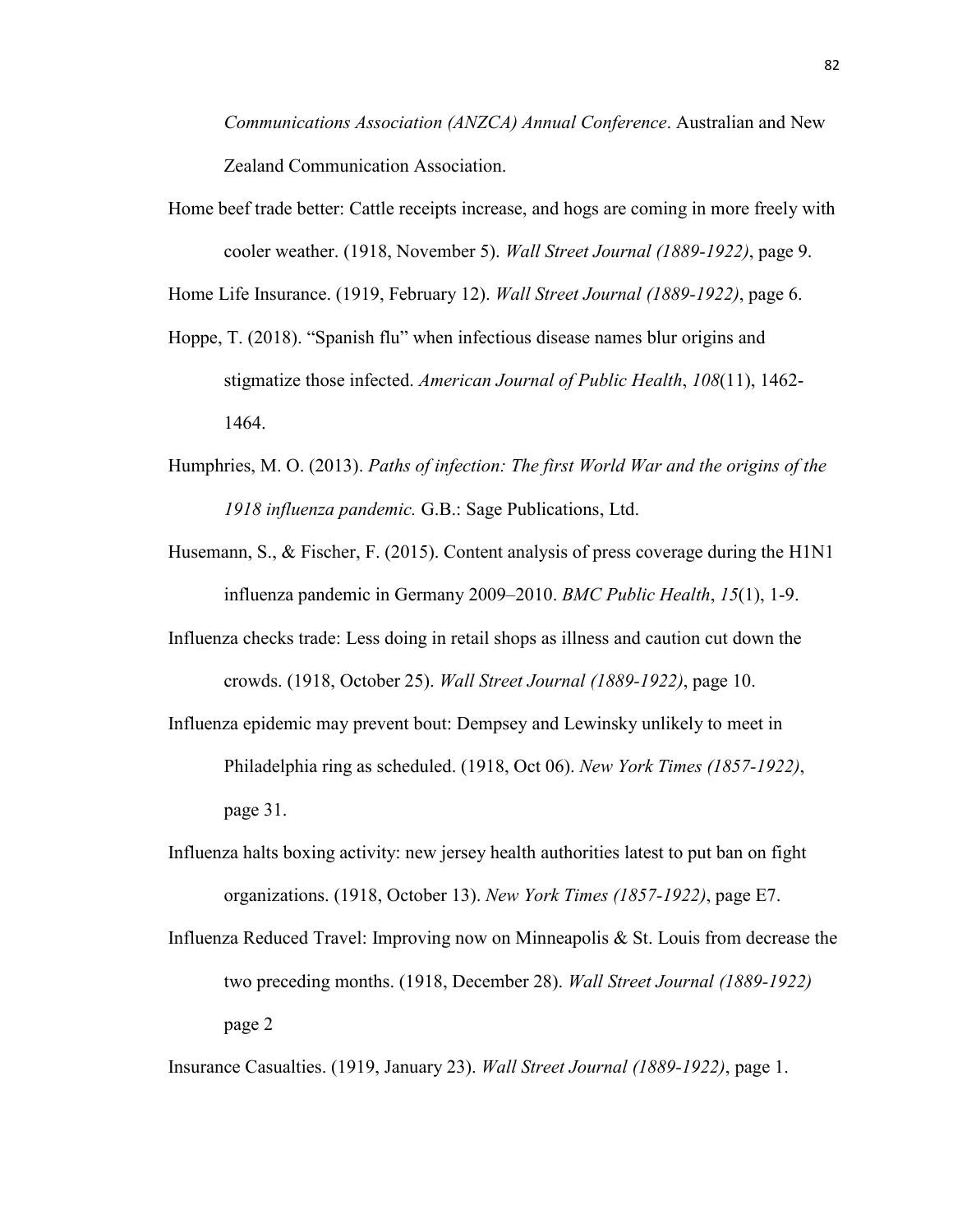*Communications Association (ANZCA) Annual Conference*. Australian and New Zealand Communication Association.

Home beef trade better: Cattle receipts increase, and hogs are coming in more freely with cooler weather. (1918, November 5). *Wall Street Journal (1889-1922)*, page 9.

Home Life Insurance. (1919, February 12). *Wall Street Journal (1889-1922)*, page 6.

Hoppe, T. (2018). "Spanish flu" when infectious disease names blur origins and stigmatize those infected. *American Journal of Public Health*, *108*(11), 1462-1464.

Humphries, M. O. (2013). *Paths of infection: The first World War and the origins of the 1918 influenza pandemic.* G.B.: Sage Publications, Ltd.

Husemann, S., & Fischer, F. (2015). Content analysis of press coverage during the H1N1 influenza pandemic in Germany 2009–2010. *BMC Public Health*, *15*(1), 1-9.

Influenza checks trade: Less doing in retail shops as illness and caution cut down the crowds. (1918, October 25). *Wall Street Journal (1889-1922)*, page 10.

Influenza epidemic may prevent bout: Dempsey and Lewinsky unlikely to meet in Philadelphia ring as scheduled. (1918, Oct 06). *New York Times (1857-1922)*, page 31.

Influenza halts boxing activity: new jersey health authorities latest to put ban on fight organizations. (1918, October 13). *New York Times (1857-1922)*, page E7.

Influenza Reduced Travel: Improving now on Minneapolis & St. Louis from decrease the two preceding months. (1918, December 28). *Wall Street Journal (1889-1922)* page 2

Insurance Casualties. (1919, January 23). *Wall Street Journal (1889-1922)*, page 1.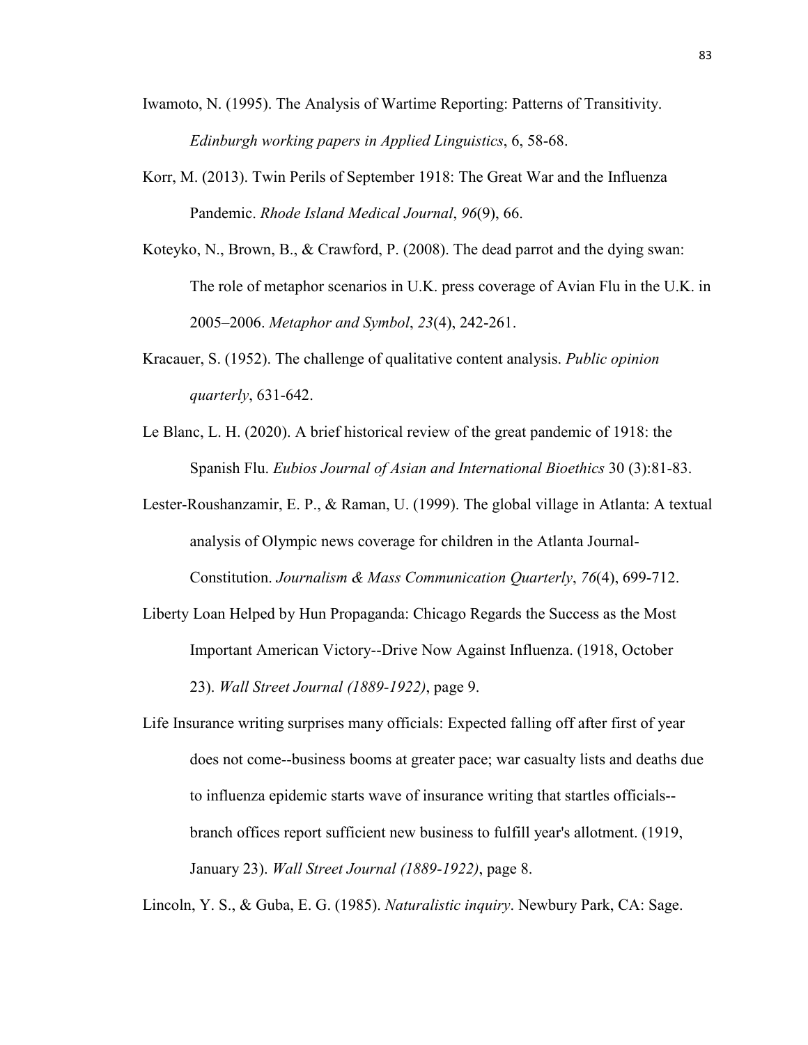Iwamoto, N. (1995). The Analysis of Wartime Reporting: Patterns of Transitivity. *Edinburgh working papers in Applied Linguistics*, 6, 58-68.

Korr, M. (2013). Twin Perils of September 1918: The Great War and the Influenza Pandemic. *Rhode Island Medical Journal*, *96*(9), 66.

Koteyko, N., Brown, B., & Crawford, P. (2008). The dead parrot and the dying swan: The role of metaphor scenarios in U.K. press coverage of Avian Flu in the U.K. in 2005–2006. *Metaphor and Symbol*, *23*(4), 242-261.

Kracauer, S. (1952). The challenge of qualitative content analysis. *Public opinion quarterly*, 631-642.

Le Blanc, L. H. (2020). A brief historical review of the great pandemic of 1918: the Spanish Flu. *Eubios Journal of Asian and International Bioethics* 30 (3):81-83.

Lester-Roushanzamir, E. P., & Raman, U. (1999). The global village in Atlanta: A textual analysis of Olympic news coverage for children in the Atlanta Journal-Constitution. *Journalism & Mass Communication Quarterly*, *76*(4), 699-712.

Liberty Loan Helped by Hun Propaganda: Chicago Regards the Success as the Most Important American Victory--Drive Now Against Influenza. (1918, October 23). *Wall Street Journal (1889-1922)*, page 9.

Life Insurance writing surprises many officials: Expected falling off after first of year does not come--business booms at greater pace; war casualty lists and deaths due to influenza epidemic starts wave of insurance writing that startles officials--branch offices report sufficient new business to fulfill year's allotment. (1919, January 23). *Wall Street Journal (1889-1922)*, page 8.

Lincoln, Y. S., & Guba, E. G. (1985). *Naturalistic inquiry*. Newbury Park, CA: Sage.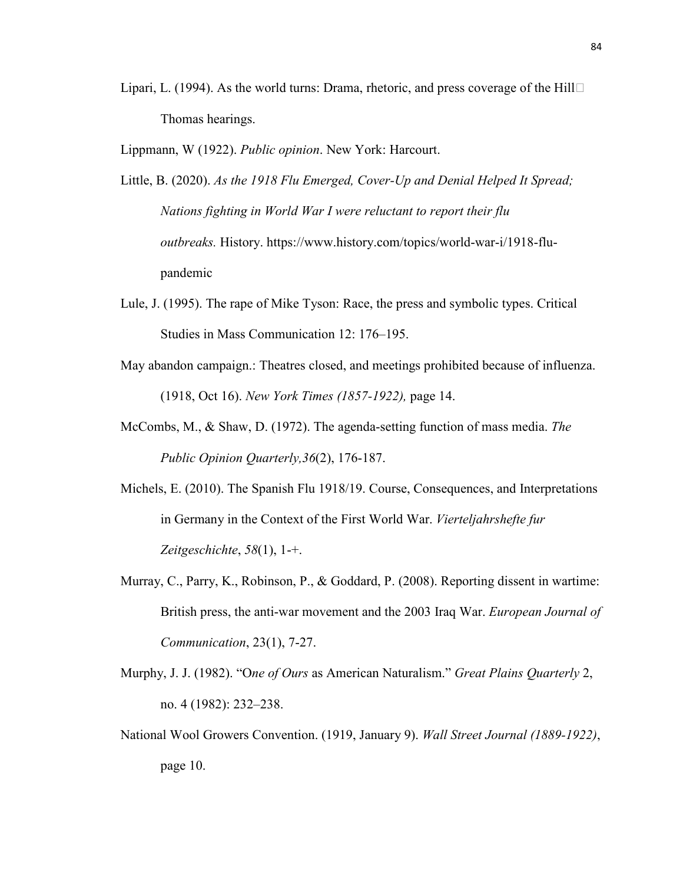Lipari, L. (1994). As the world turns: Drama, rhetoric, and press coverage of the Hill Thomas hearings.

Lippmann, W (1922). *Public opinion*. New York: Harcourt.

Little, B. (2020). *As the 1918 Flu Emerged, Cover-Up and Denial Helped It Spread; Nations fighting in World War I were reluctant to report their flu outbreaks.* History. https://www.history.com/topics/world-war-i/1918-flu-pandemic

Lule, J. (1995). The rape of Mike Tyson: Race, the press and symbolic types. Critical Studies in Mass Communication 12: 176–195.

May abandon campaign.: Theatres closed, and meetings prohibited because of influenza. (1918, Oct 16). *New York Times (1857-1922),* page 14.

McCombs, M., & Shaw, D. (1972). The agenda-setting function of mass media. *The Public Opinion Quarterly,36*(2), 176-187.

Michels, E. (2010). The Spanish Flu 1918/19. Course, Consequences, and Interpretations in Germany in the Context of the First World War. *Vierteljahrshefte fur Zeitgeschichte*, *58*(1), 1-+.

Murray, C., Parry, K., Robinson, P., & Goddard, P. (2008). Reporting dissent in wartime: British press, the anti-war movement and the 2003 Iraq War. *European Journal of Communication*, 23(1), 7-27.

Murphy, J. J. (1982). "O*ne of Ours* as American Naturalism." *Great Plains Quarterly* 2, no. 4 (1982): 232–238.

National Wool Growers Convention. (1919, January 9). *Wall Street Journal (1889-1922)*, page 10.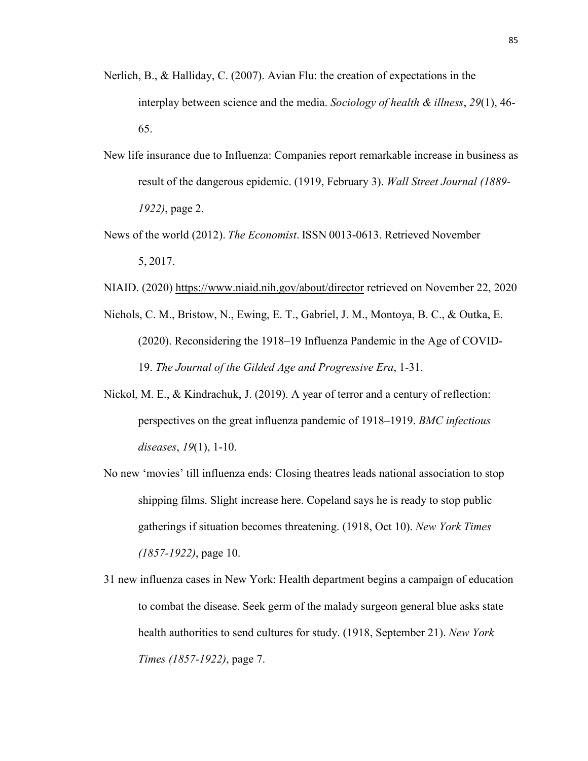Nerlich, B., & Halliday, C. (2007). Avian Flu: the creation of expectations in the interplay between science and the media. *Sociology of health & illness*, *29*(1), 46-65.

New life insurance due to Influenza: Companies report remarkable increase in business as result of the dangerous epidemic. (1919, February 3). *Wall Street Journal (1889-1922)*, page 2.

News of the world (2012). *The Economist*. ISSN 0013-0613. Retrieved November 5, 2017.

NIAID. (2020) https://www.niaid.nih.gov/about/director retrieved on November 22, 2020

Nichols, C. M., Bristow, N., Ewing, E. T., Gabriel, J. M., Montoya, B. C., & Outka, E. (2020). Reconsidering the 1918–19 Influenza Pandemic in the Age of COVID-19. *The Journal of the Gilded Age and Progressive Era*, 1-31.

Nickol, M. E., & Kindrachuk, J. (2019). A year of terror and a century of reflection: perspectives on the great influenza pandemic of 1918–1919. *BMC infectious diseases*, *19*(1), 1-10.

No new 'movies' till influenza ends: Closing theatres leads national association to stop shipping films. Slight increase here. Copeland says he is ready to stop public gatherings if situation becomes threatening. (1918, Oct 10). *New York Times (1857-1922)*, page 10.

31 new influenza cases in New York: Health department begins a campaign of education to combat the disease. Seek germ of the malady surgeon general blue asks state health authorities to send cultures for study. (1918, September 21). *New York Times (1857-1922)*, page 7.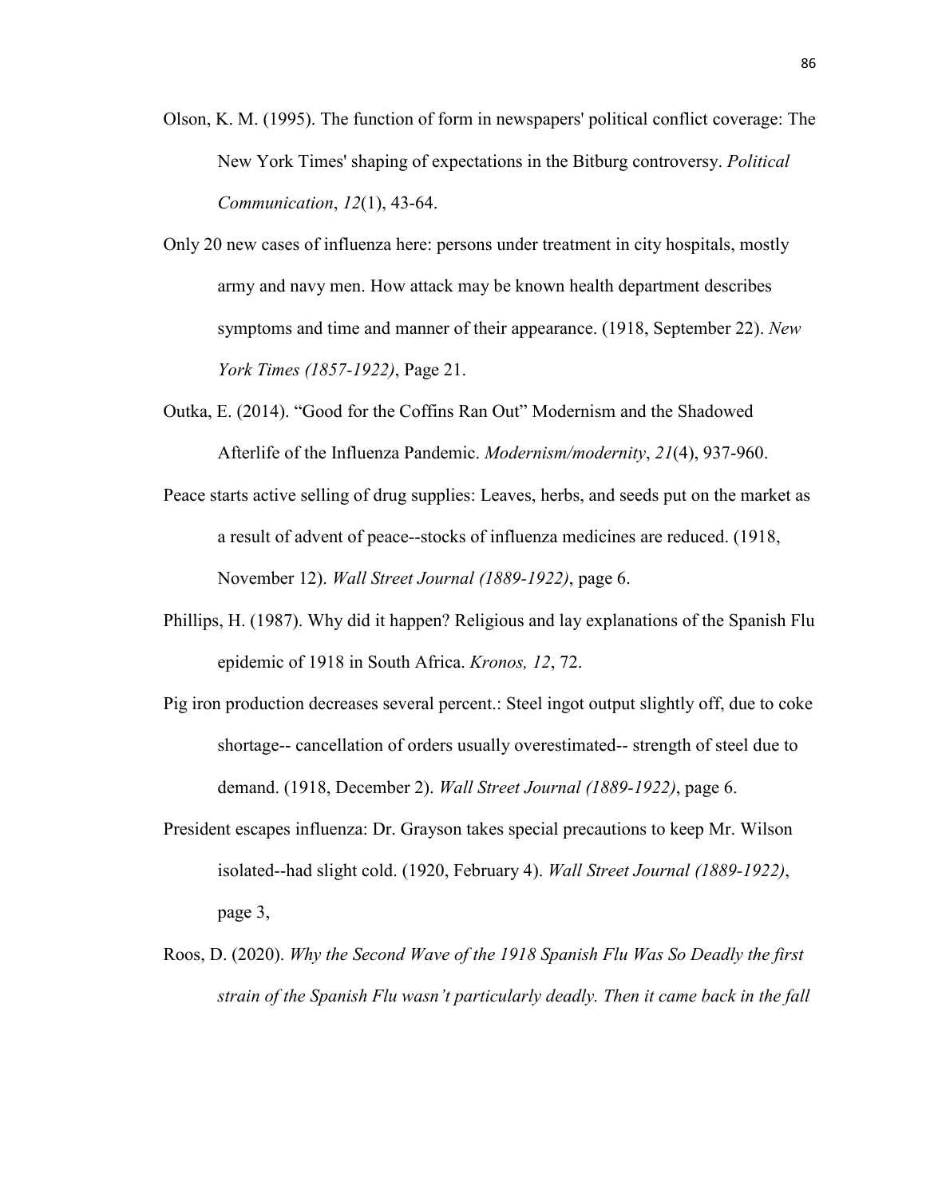Olson, K. M. (1995). The function of form in newspapers' political conflict coverage: The New York Times' shaping of expectations in the Bitburg controversy. *Political Communication*, *12*(1), 43-64.

Only 20 new cases of influenza here: persons under treatment in city hospitals, mostly army and navy men. How attack may be known health department describes symptoms and time and manner of their appearance. (1918, September 22). *New York Times (1857-1922)*, Page 21.

Outka, E. (2014). "Good for the Coffins Ran Out" Modernism and the Shadowed Afterlife of the Influenza Pandemic. *Modernism/modernity*, *21*(4), 937-960.

Peace starts active selling of drug supplies: Leaves, herbs, and seeds put on the market as a result of advent of peace--stocks of influenza medicines are reduced. (1918, November 12). *Wall Street Journal (1889-1922)*, page 6.

Phillips, H. (1987). Why did it happen? Religious and lay explanations of the Spanish Flu epidemic of 1918 in South Africa. *Kronos, 12*, 72.

Pig iron production decreases several percent.: Steel ingot output slightly off, due to coke shortage-- cancellation of orders usually overestimated-- strength of steel due to demand. (1918, December 2). *Wall Street Journal (1889-1922)*, page 6.

President escapes influenza: Dr. Grayson takes special precautions to keep Mr. Wilson isolated--had slight cold. (1920, February 4). *Wall Street Journal (1889-1922)*, page 3,

Roos, D. (2020). *Why the Second Wave of the 1918 Spanish Flu Was So Deadly the first strain of the Spanish Flu wasn't particularly deadly. Then it came back in the fall*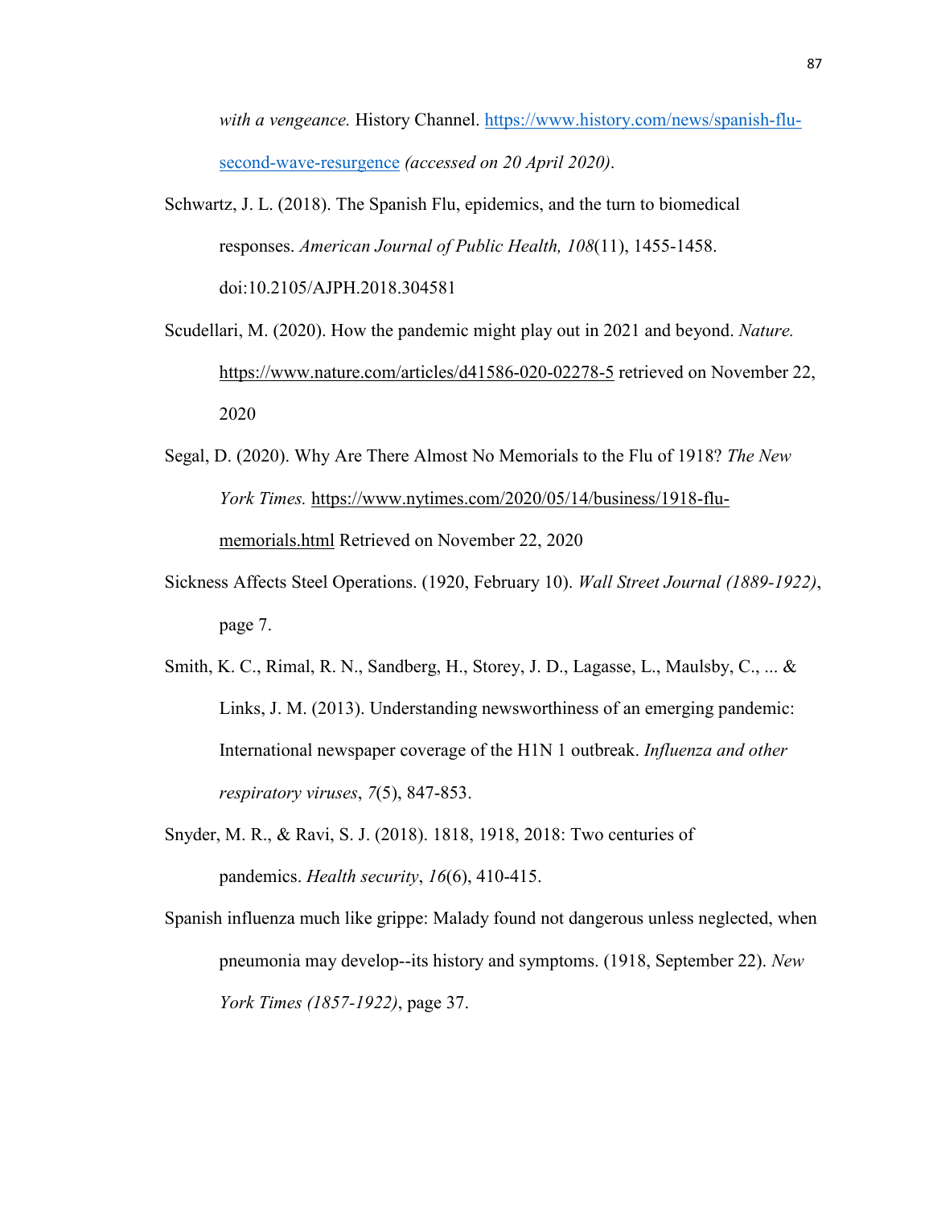*with a vengeance.* History Channel. https://www.history.com/news/spanish-flu-second-wave-resurgence *(accessed on 20 April 2020)*.

Schwartz, J. L. (2018). The Spanish Flu, epidemics, and the turn to biomedical responses. *American Journal of Public Health, 108*(11), 1455-1458. doi:10.2105/AJPH.2018.304581

Scudellari, M. (2020). How the pandemic might play out in 2021 and beyond. *Nature.* https://www.nature.com/articles/d41586-020-02278-5 retrieved on November 22, 2020

Segal, D. (2020). Why Are There Almost No Memorials to the Flu of 1918? *The New York Times.* https://www.nytimes.com/2020/05/14/business/1918-flu-memorials.html Retrieved on November 22, 2020

Sickness Affects Steel Operations. (1920, February 10). *Wall Street Journal (1889-1922)*, page 7.

Smith, K. C., Rimal, R. N., Sandberg, H., Storey, J. D., Lagasse, L., Maulsby, C., ... & Links, J. M. (2013). Understanding newsworthiness of an emerging pandemic: International newspaper coverage of the H1N 1 outbreak. *Influenza and other respiratory viruses*, *7*(5), 847-853.

Snyder, M. R., & Ravi, S. J. (2018). 1818, 1918, 2018: Two centuries of pandemics. *Health security*, *16*(6), 410-415.

Spanish influenza much like grippe: Malady found not dangerous unless neglected, when pneumonia may develop--its history and symptoms. (1918, September 22). *New York Times (1857-1922)*, page 37.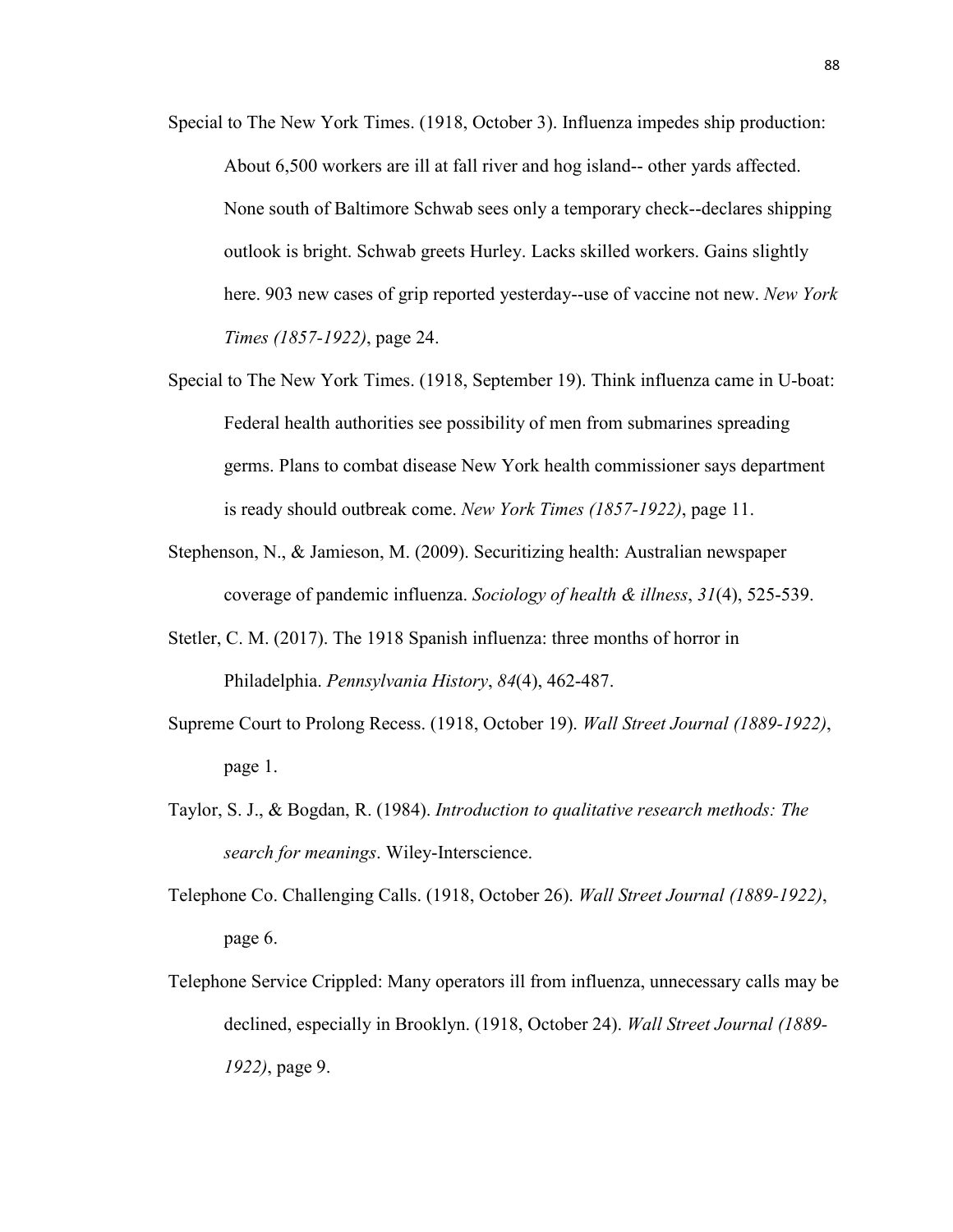Special to The New York Times. (1918, October 3). Influenza impedes ship production: About 6,500 workers are ill at fall river and hog island-- other yards affected. None south of Baltimore Schwab sees only a temporary check--declares shipping outlook is bright. Schwab greets Hurley. Lacks skilled workers. Gains slightly here. 903 new cases of grip reported yesterday--use of vaccine not new. *New York Times (1857-1922)*, page 24.

Special to The New York Times. (1918, September 19). Think influenza came in U-boat: Federal health authorities see possibility of men from submarines spreading germs. Plans to combat disease New York health commissioner says department is ready should outbreak come. *New York Times (1857-1922)*, page 11.

Stephenson, N., & Jamieson, M. (2009). Securitizing health: Australian newspaper coverage of pandemic influenza. *Sociology of health & illness*, *31*(4), 525-539.

Stetler, C. M. (2017). The 1918 Spanish influenza: three months of horror in Philadelphia. *Pennsylvania History*, *84*(4), 462-487.

Supreme Court to Prolong Recess. (1918, October 19). *Wall Street Journal (1889-1922)*, page 1.

Taylor, S. J., & Bogdan, R. (1984). *Introduction to qualitative research methods: The search for meanings*. Wiley-Interscience.

Telephone Co. Challenging Calls. (1918, October 26). *Wall Street Journal (1889-1922)*, page 6.

Telephone Service Crippled: Many operators ill from influenza, unnecessary calls may be declined, especially in Brooklyn. (1918, October 24). *Wall Street Journal (1889-1922)*, page 9.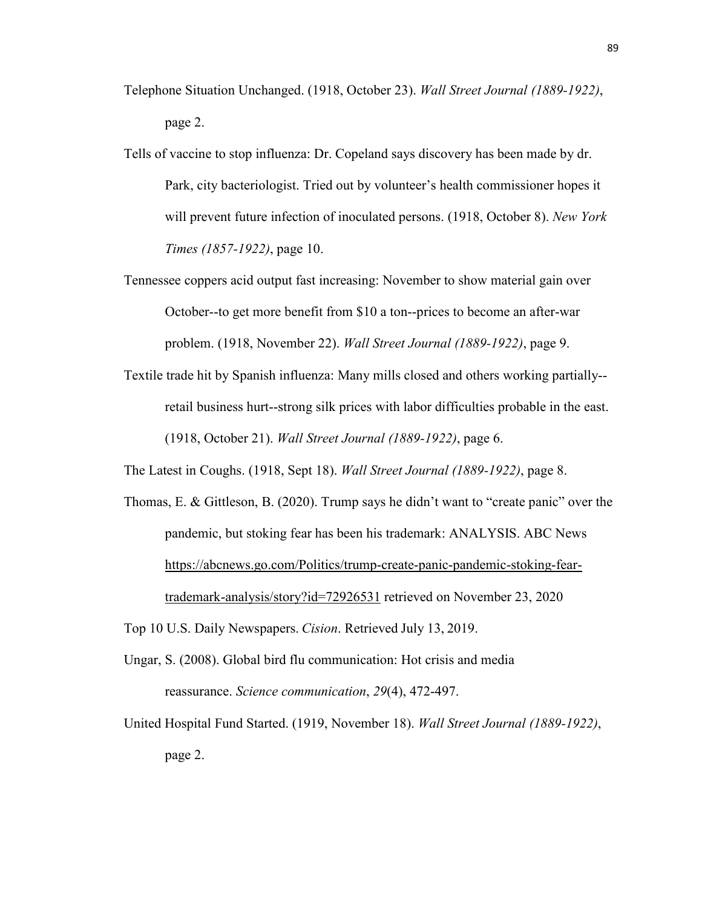Telephone Situation Unchanged. (1918, October 23). *Wall Street Journal (1889-1922)*, page 2.

Tells of vaccine to stop influenza: Dr. Copeland says discovery has been made by dr. Park, city bacteriologist. Tried out by volunteer's health commissioner hopes it will prevent future infection of inoculated persons. (1918, October 8). *New York Times (1857-1922)*, page 10.

Tennessee coppers acid output fast increasing: November to show material gain over October--to get more benefit from $10 a ton--prices to become an after-war problem. (1918, November 22). *Wall Street Journal (1889-1922)*, page 9.

Textile trade hit by Spanish influenza: Many mills closed and others working partially--retail business hurt--strong silk prices with labor difficulties probable in the east. (1918, October 21). *Wall Street Journal (1889-1922)*, page 6.

The Latest in Coughs. (1918, Sept 18). *Wall Street Journal (1889-1922)*, page 8.

Thomas, E. & Gittleson, B. (2020). Trump says he didn't want to "create panic" over the pandemic, but stoking fear has been his trademark: ANALYSIS. ABC News https://abcnews.go.com/Politics/trump-create-panic-pandemic-stoking-fear-trademark-analysis/story?id=72926531 retrieved on November 23, 2020

Top 10 U.S. Daily Newspapers. *Cision*. Retrieved July 13, 2019.

Ungar, S. (2008). Global bird flu communication: Hot crisis and media reassurance. *Science communication*, *29*(4), 472-497.

United Hospital Fund Started. (1919, November 18). *Wall Street Journal (1889-1922)*, page 2.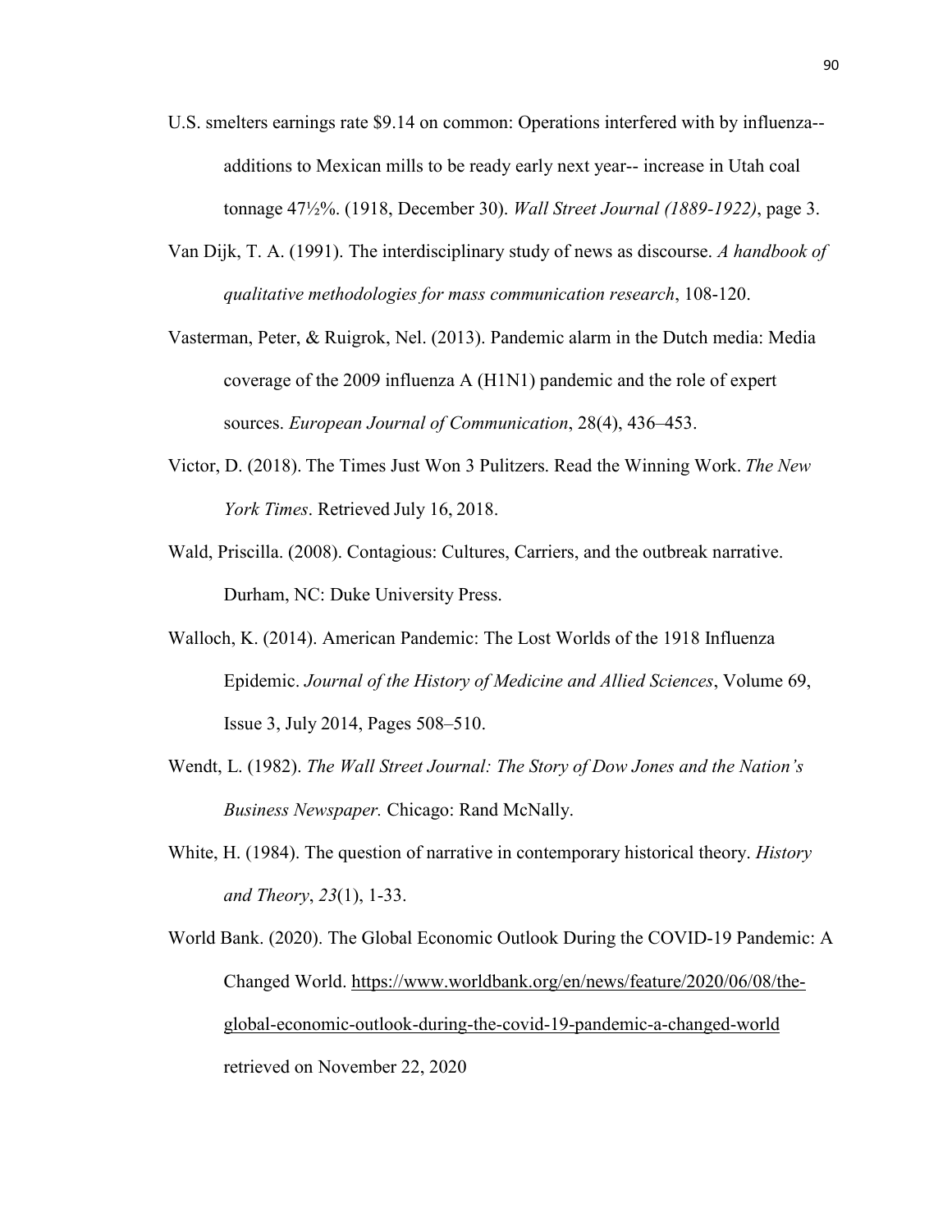U.S. smelters earnings rate $9.14 on common: Operations interfered with by influenza-- additions to Mexican mills to be ready early next year-- increase in Utah coal tonnage 47½%. (1918, December 30). *Wall Street Journal (1889-1922)*, page 3.

Van Dijk, T. A. (1991). The interdisciplinary study of news as discourse. *A handbook of qualitative methodologies for mass communication research*, 108-120.

Vasterman, Peter, & Ruigrok, Nel. (2013). Pandemic alarm in the Dutch media: Media coverage of the 2009 influenza A (H1N1) pandemic and the role of expert sources. *European Journal of Communication*, 28(4), 436–453.

Victor, D. (2018). The Times Just Won 3 Pulitzers. Read the Winning Work. *The New York Times*. Retrieved July 16, 2018.

Wald, Priscilla. (2008). Contagious: Cultures, Carriers, and the outbreak narrative. Durham, NC: Duke University Press.

Walloch, K. (2014). American Pandemic: The Lost Worlds of the 1918 Influenza Epidemic. *Journal of the History of Medicine and Allied Sciences*, Volume 69, Issue 3, July 2014, Pages 508–510.

Wendt, L. (1982). *The Wall Street Journal: The Story of Dow Jones and the Nation's Business Newspaper.* Chicago: Rand McNally.

White, H. (1984). The question of narrative in contemporary historical theory. *History and Theory*, *23*(1), 1-33.

World Bank. (2020). The Global Economic Outlook During the COVID-19 Pandemic: A Changed World. https://www.worldbank.org/en/news/feature/2020/06/08/the-global-economic-outlook-during-the-covid-19-pandemic-a-changed-world retrieved on November 22, 2020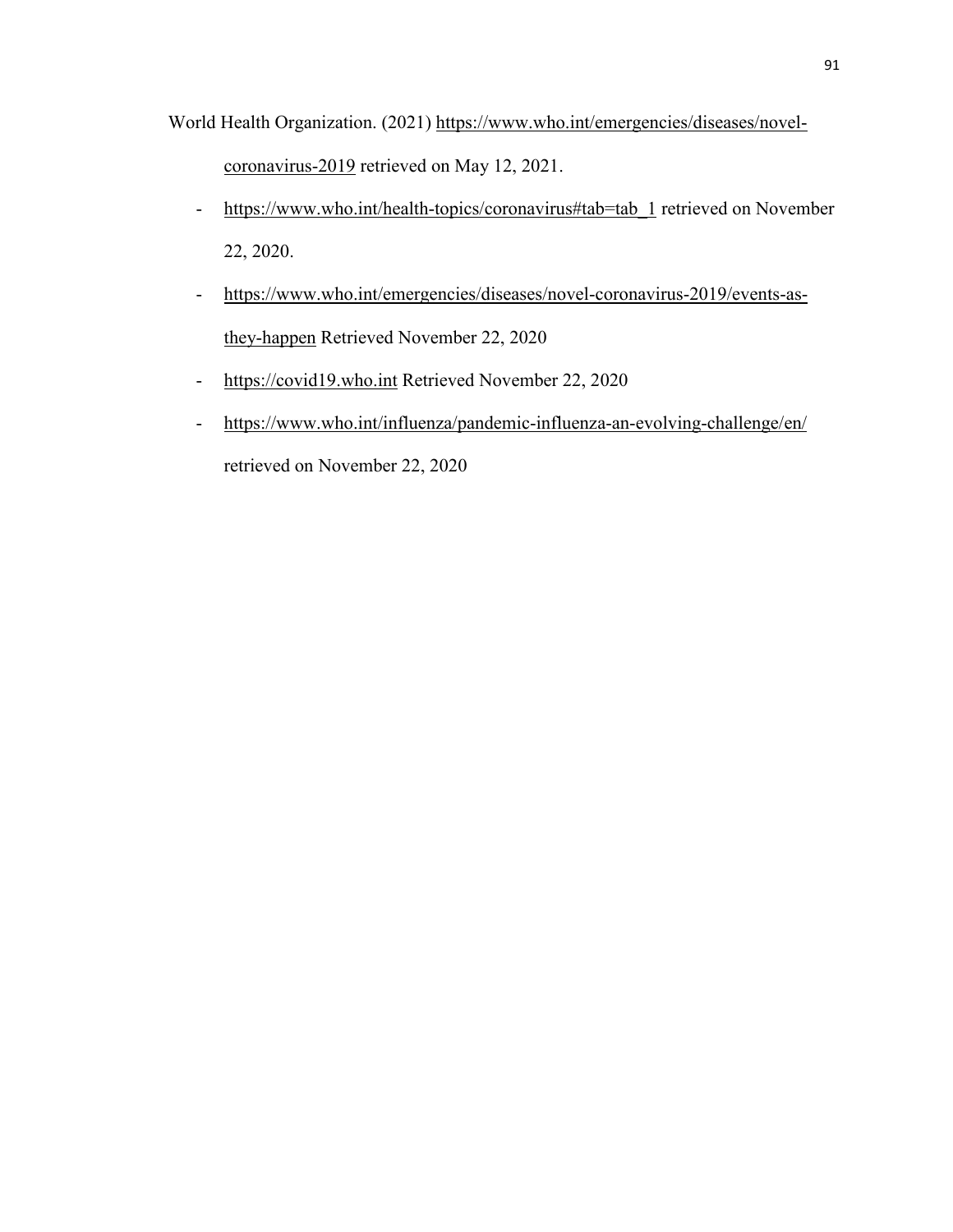World Health Organization. (2021) https://www.who.int/emergencies/diseases/novel-coronavirus-2019 retrieved on May 12, 2021.

- https://www.who.int/health-topics/coronavirus#tab=tab_1 retrieved on November 22, 2020.
- https://www.who.int/emergencies/diseases/novel-coronavirus-2019/events-as-they-happen Retrieved November 22, 2020
- https://covid19.who.int Retrieved November 22, 2020
- https://www.who.int/influenza/pandemic-influenza-an-evolving-challenge/en/ retrieved on November 22, 2020